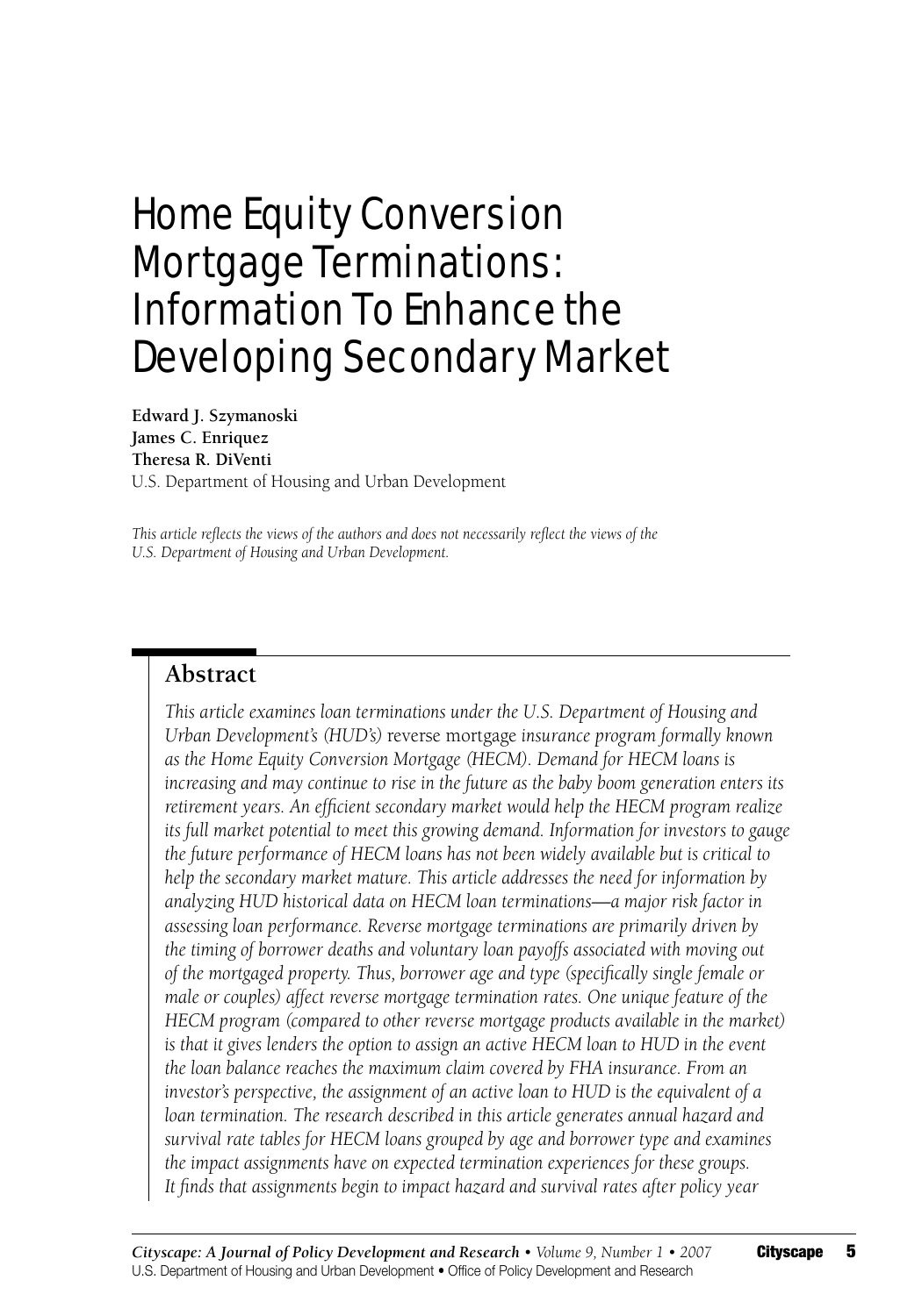# Home Equity Conversion Mortgage Terminations: Information To Enhance the Developing Secondary Market

**Edward J. Szymanoski**
**James C. Enriquez**
**Theresa R. DiVenti**
U.S. Department of Housing and Urban Development

*This article reflects the views of the authors and does not necessarily reflect the views of the U.S. Department of Housing and Urban Development.*

## Abstract

*This article examines loan terminations under the U.S. Department of Housing and Urban Development's (HUD's)* reverse mortgage *insurance program formally known as the Home Equity Conversion Mortgage (HECM). Demand for HECM loans is increasing and may continue to rise in the future as the baby boom generation enters its retirement years. An efficient secondary market would help the HECM program realize its full market potential to meet this growing demand. Information for investors to gauge the future performance of HECM loans has not been widely available but is critical to help the secondary market mature. This article addresses the need for information by analyzing HUD historical data on HECM loan terminations—a major risk factor in assessing loan performance. Reverse mortgage terminations are primarily driven by the timing of borrower deaths and voluntary loan payoffs associated with moving out of the mortgaged property. Thus, borrower age and type (specifically single female or male or couples) affect reverse mortgage termination rates. One unique feature of the HECM program (compared to other reverse mortgage products available in the market) is that it gives lenders the option to assign an active HECM loan to HUD in the event the loan balance reaches the maximum claim covered by FHA insurance. From an investor's perspective, the assignment of an active loan to HUD is the equivalent of a loan termination. The research described in this article generates annual hazard and survival rate tables for HECM loans grouped by age and borrower type and examines the impact assignments have on expected termination experiences for these groups. It finds that assignments begin to impact hazard and survival rates after policy year*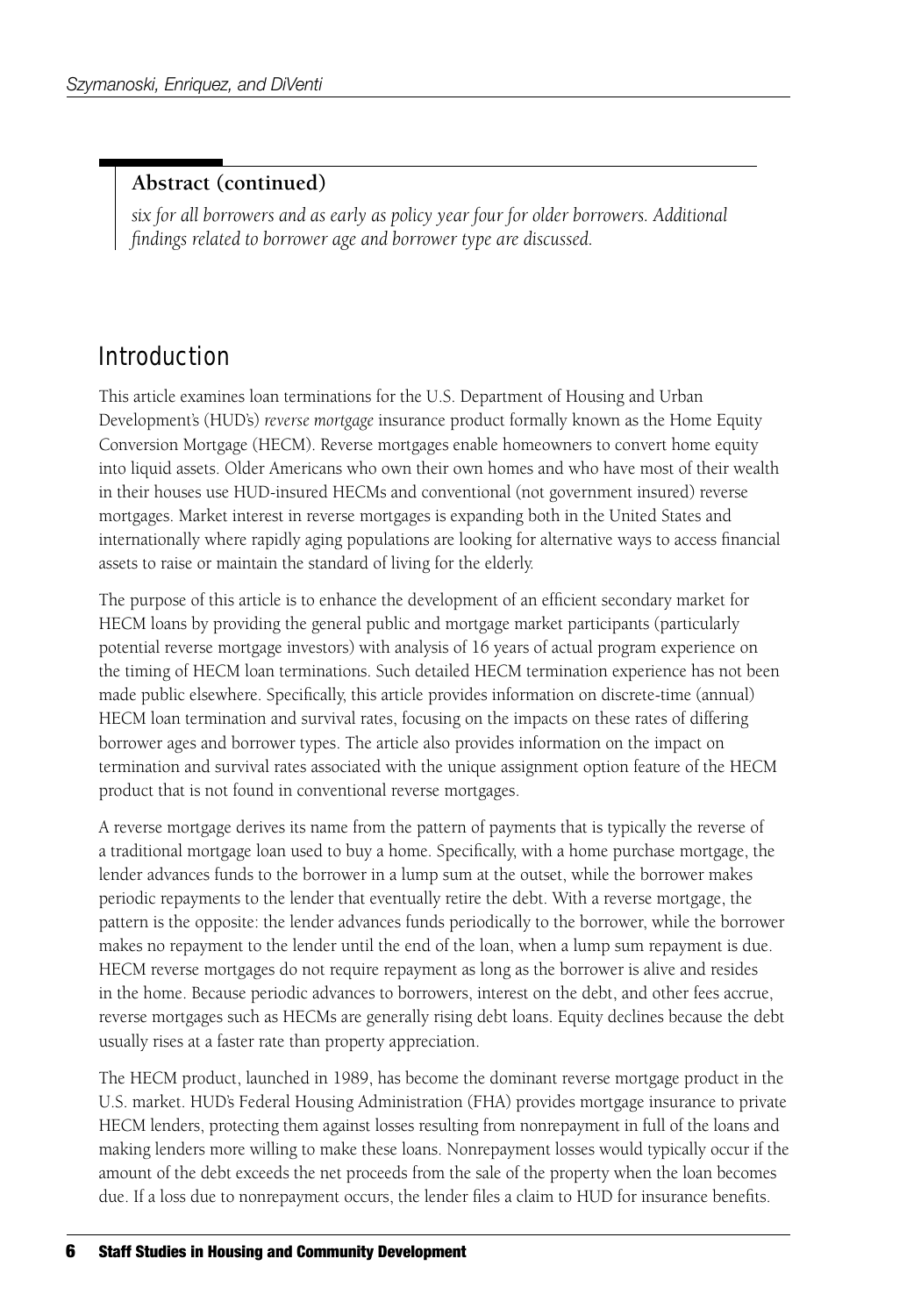**Abstract (continued)**

*six for all borrowers and as early as policy year four for older borrowers. Additional findings related to borrower age and borrower type are discussed.*

## Introduction

This article examines loan terminations for the U.S. Department of Housing and Urban Development's (HUD's) *reverse mortgage* insurance product formally known as the Home Equity Conversion Mortgage (HECM). Reverse mortgages enable homeowners to convert home equity into liquid assets. Older Americans who own their own homes and who have most of their wealth in their houses use HUD-insured HECMs and conventional (not government insured) reverse mortgages. Market interest in reverse mortgages is expanding both in the United States and internationally where rapidly aging populations are looking for alternative ways to access financial assets to raise or maintain the standard of living for the elderly.

The purpose of this article is to enhance the development of an efficient secondary market for HECM loans by providing the general public and mortgage market participants (particularly potential reverse mortgage investors) with analysis of 16 years of actual program experience on the timing of HECM loan terminations. Such detailed HECM termination experience has not been made public elsewhere. Specifically, this article provides information on discrete-time (annual) HECM loan termination and survival rates, focusing on the impacts on these rates of differing borrower ages and borrower types. The article also provides information on the impact on termination and survival rates associated with the unique assignment option feature of the HECM product that is not found in conventional reverse mortgages.

A reverse mortgage derives its name from the pattern of payments that is typically the reverse of a traditional mortgage loan used to buy a home. Specifically, with a home purchase mortgage, the lender advances funds to the borrower in a lump sum at the outset, while the borrower makes periodic repayments to the lender that eventually retire the debt. With a reverse mortgage, the pattern is the opposite: the lender advances funds periodically to the borrower, while the borrower makes no repayment to the lender until the end of the loan, when a lump sum repayment is due. HECM reverse mortgages do not require repayment as long as the borrower is alive and resides in the home. Because periodic advances to borrowers, interest on the debt, and other fees accrue, reverse mortgages such as HECMs are generally rising debt loans. Equity declines because the debt usually rises at a faster rate than property appreciation.

The HECM product, launched in 1989, has become the dominant reverse mortgage product in the U.S. market. HUD's Federal Housing Administration (FHA) provides mortgage insurance to private HECM lenders, protecting them against losses resulting from nonrepayment in full of the loans and making lenders more willing to make these loans. Nonrepayment losses would typically occur if the amount of the debt exceeds the net proceeds from the sale of the property when the loan becomes due. If a loss due to nonrepayment occurs, the lender files a claim to HUD for insurance benefits.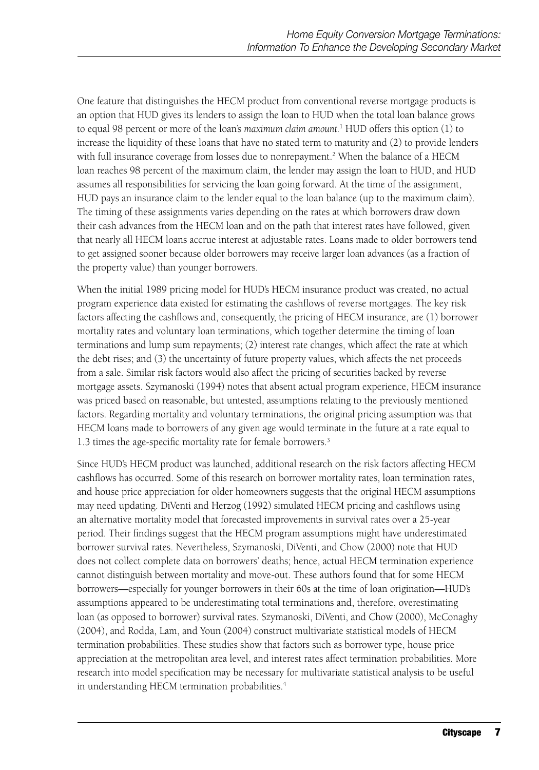One feature that distinguishes the HECM product from conventional reverse mortgage products is an option that HUD gives its lenders to assign the loan to HUD when the total loan balance grows to equal 98 percent or more of the loan's *maximum claim amount*.[1] HUD offers this option (1) to increase the liquidity of these loans that have no stated term to maturity and (2) to provide lenders with full insurance coverage from losses due to nonrepayment.[2] When the balance of a HECM loan reaches 98 percent of the maximum claim, the lender may assign the loan to HUD, and HUD assumes all responsibilities for servicing the loan going forward. At the time of the assignment, HUD pays an insurance claim to the lender equal to the loan balance (up to the maximum claim). The timing of these assignments varies depending on the rates at which borrowers draw down their cash advances from the HECM loan and on the path that interest rates have followed, given that nearly all HECM loans accrue interest at adjustable rates. Loans made to older borrowers tend to get assigned sooner because older borrowers may receive larger loan advances (as a fraction of the property value) than younger borrowers.

When the initial 1989 pricing model for HUD's HECM insurance product was created, no actual program experience data existed for estimating the cashflows of reverse mortgages. The key risk factors affecting the cashflows and, consequently, the pricing of HECM insurance, are (1) borrower mortality rates and voluntary loan terminations, which together determine the timing of loan terminations and lump sum repayments; (2) interest rate changes, which affect the rate at which the debt rises; and (3) the uncertainty of future property values, which affects the net proceeds from a sale. Similar risk factors would also affect the pricing of securities backed by reverse mortgage assets. Szymanoski (1994) notes that absent actual program experience, HECM insurance was priced based on reasonable, but untested, assumptions relating to the previously mentioned factors. Regarding mortality and voluntary terminations, the original pricing assumption was that HECM loans made to borrowers of any given age would terminate in the future at a rate equal to 1.3 times the age-specific mortality rate for female borrowers.[3]

Since HUD's HECM product was launched, additional research on the risk factors affecting HECM cashflows has occurred. Some of this research on borrower mortality rates, loan termination rates, and house price appreciation for older homeowners suggests that the original HECM assumptions may need updating. DiVenti and Herzog (1992) simulated HECM pricing and cashflows using an alternative mortality model that forecasted improvements in survival rates over a 25-year period. Their findings suggest that the HECM program assumptions might have underestimated borrower survival rates. Nevertheless, Szymanoski, DiVenti, and Chow (2000) note that HUD does not collect complete data on borrowers' deaths; hence, actual HECM termination experience cannot distinguish between mortality and move-out. These authors found that for some HECM borrowers—especially for younger borrowers in their 60s at the time of loan origination—HUD's assumptions appeared to be underestimating total terminations and, therefore, overestimating loan (as opposed to borrower) survival rates. Szymanoski, DiVenti, and Chow (2000), McConaghy (2004), and Rodda, Lam, and Youn (2004) construct multivariate statistical models of HECM termination probabilities. These studies show that factors such as borrower type, house price appreciation at the metropolitan area level, and interest rates affect termination probabilities. More research into model specification may be necessary for multivariate statistical analysis to be useful in understanding HECM termination probabilities.[4]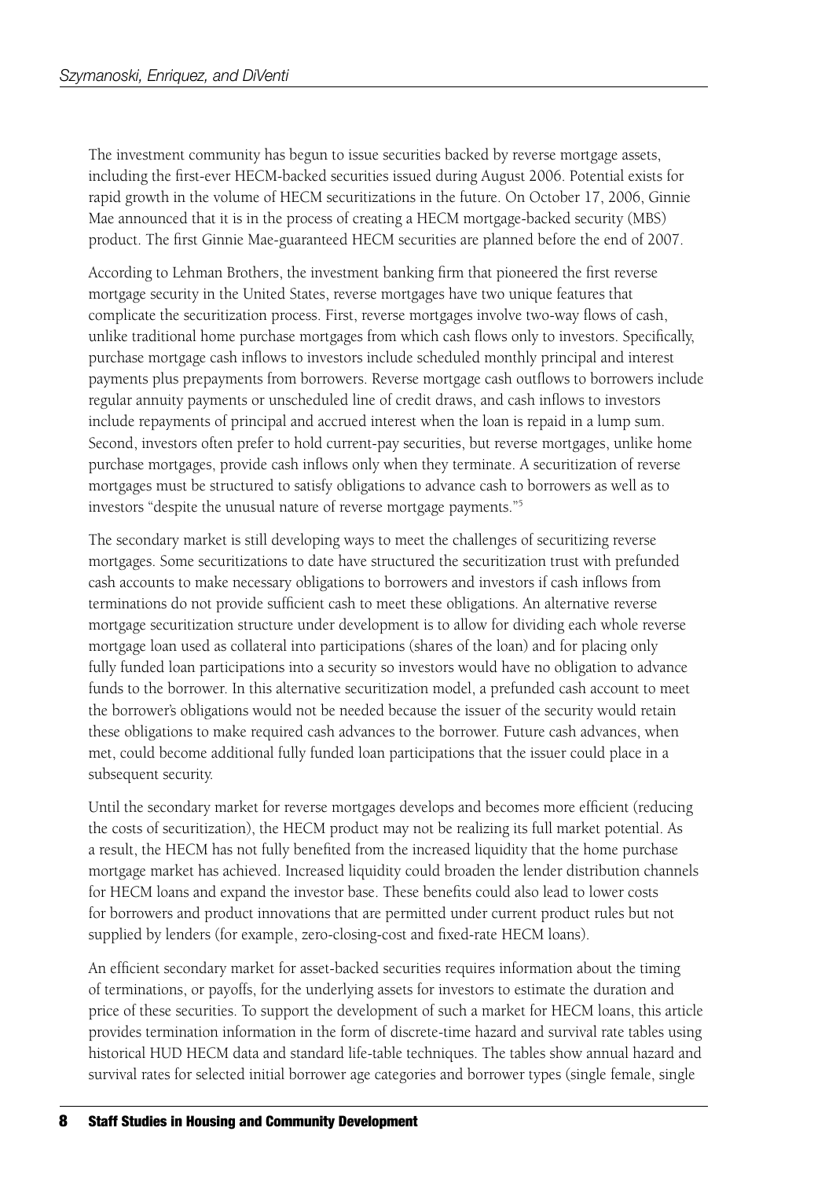The investment community has begun to issue securities backed by reverse mortgage assets, including the first-ever HECM-backed securities issued during August 2006. Potential exists for rapid growth in the volume of HECM securitizations in the future. On October 17, 2006, Ginnie Mae announced that it is in the process of creating a HECM mortgage-backed security (MBS) product. The first Ginnie Mae-guaranteed HECM securities are planned before the end of 2007.

According to Lehman Brothers, the investment banking firm that pioneered the first reverse mortgage security in the United States, reverse mortgages have two unique features that complicate the securitization process. First, reverse mortgages involve two-way flows of cash, unlike traditional home purchase mortgages from which cash flows only to investors. Specifically, purchase mortgage cash inflows to investors include scheduled monthly principal and interest payments plus prepayments from borrowers. Reverse mortgage cash outflows to borrowers include regular annuity payments or unscheduled line of credit draws, and cash inflows to investors include repayments of principal and accrued interest when the loan is repaid in a lump sum. Second, investors often prefer to hold current-pay securities, but reverse mortgages, unlike home purchase mortgages, provide cash inflows only when they terminate. A securitization of reverse mortgages must be structured to satisfy obligations to advance cash to borrowers as well as to investors "despite the unusual nature of reverse mortgage payments."[5]

The secondary market is still developing ways to meet the challenges of securitizing reverse mortgages. Some securitizations to date have structured the securitization trust with prefunded cash accounts to make necessary obligations to borrowers and investors if cash inflows from terminations do not provide sufficient cash to meet these obligations. An alternative reverse mortgage securitization structure under development is to allow for dividing each whole reverse mortgage loan used as collateral into participations (shares of the loan) and for placing only fully funded loan participations into a security so investors would have no obligation to advance funds to the borrower. In this alternative securitization model, a prefunded cash account to meet the borrower's obligations would not be needed because the issuer of the security would retain these obligations to make required cash advances to the borrower. Future cash advances, when met, could become additional fully funded loan participations that the issuer could place in a subsequent security.

Until the secondary market for reverse mortgages develops and becomes more efficient (reducing the costs of securitization), the HECM product may not be realizing its full market potential. As a result, the HECM has not fully benefited from the increased liquidity that the home purchase mortgage market has achieved. Increased liquidity could broaden the lender distribution channels for HECM loans and expand the investor base. These benefits could also lead to lower costs for borrowers and product innovations that are permitted under current product rules but not supplied by lenders (for example, zero-closing-cost and fixed-rate HECM loans).

An efficient secondary market for asset-backed securities requires information about the timing of terminations, or payoffs, for the underlying assets for investors to estimate the duration and price of these securities. To support the development of such a market for HECM loans, this article provides termination information in the form of discrete-time hazard and survival rate tables using historical HUD HECM data and standard life-table techniques. The tables show annual hazard and survival rates for selected initial borrower age categories and borrower types (single female, single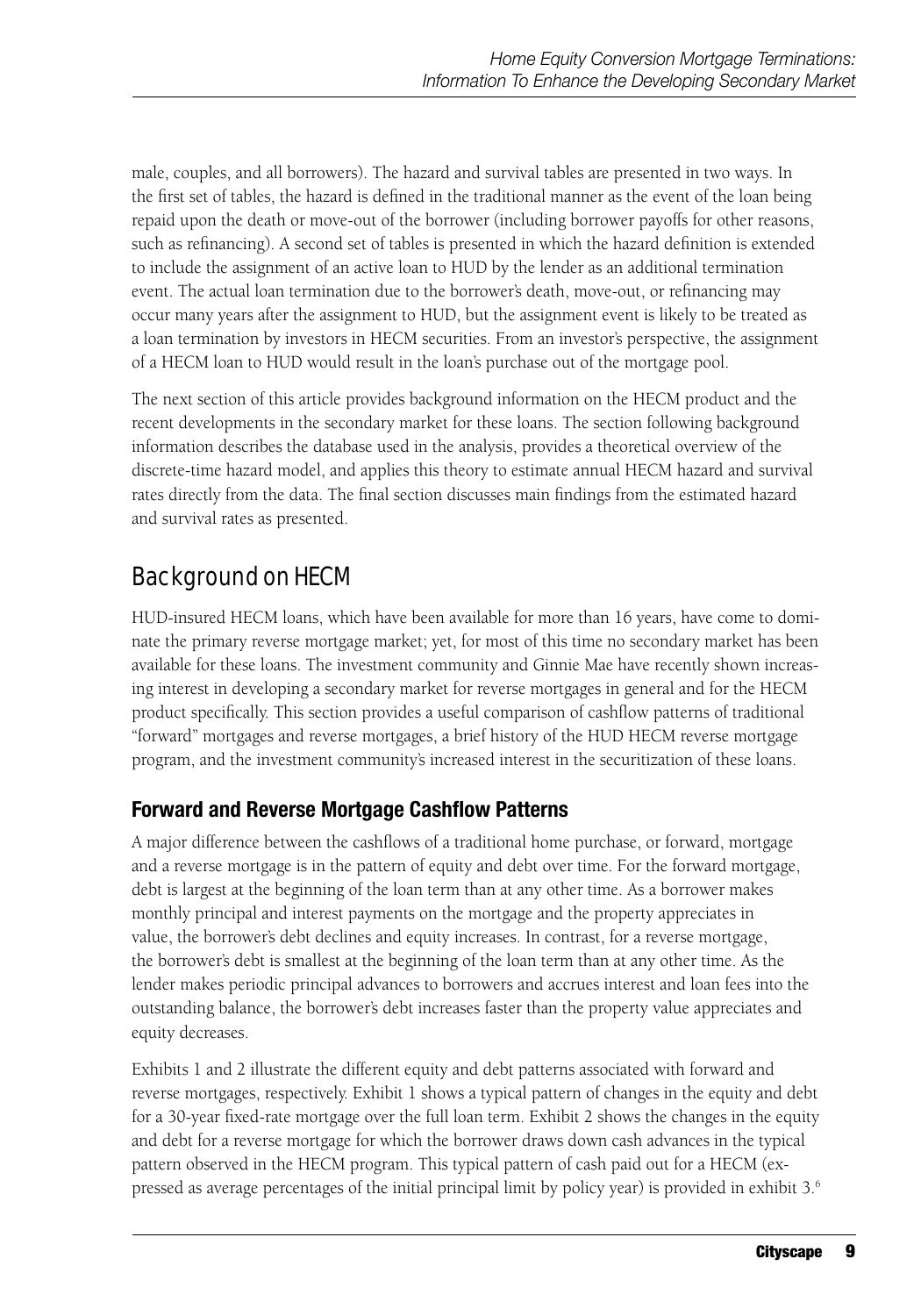male, couples, and all borrowers). The hazard and survival tables are presented in two ways. In the first set of tables, the hazard is defined in the traditional manner as the event of the loan being repaid upon the death or move-out of the borrower (including borrower payoffs for other reasons, such as refinancing). A second set of tables is presented in which the hazard definition is extended to include the assignment of an active loan to HUD by the lender as an additional termination event. The actual loan termination due to the borrower's death, move-out, or refinancing may occur many years after the assignment to HUD, but the assignment event is likely to be treated as a loan termination by investors in HECM securities. From an investor's perspective, the assignment of a HECM loan to HUD would result in the loan's purchase out of the mortgage pool.

The next section of this article provides background information on the HECM product and the recent developments in the secondary market for these loans. The section following background information describes the database used in the analysis, provides a theoretical overview of the discrete-time hazard model, and applies this theory to estimate annual HECM hazard and survival rates directly from the data. The final section discusses main findings from the estimated hazard and survival rates as presented.

## Background on HECM

HUD-insured HECM loans, which have been available for more than 16 years, have come to dominate the primary reverse mortgage market; yet, for most of this time no secondary market has been available for these loans. The investment community and Ginnie Mae have recently shown increasing interest in developing a secondary market for reverse mortgages in general and for the HECM product specifically. This section provides a useful comparison of cashflow patterns of traditional "forward" mortgages and reverse mortgages, a brief history of the HUD HECM reverse mortgage program, and the investment community's increased interest in the securitization of these loans.

### Forward and Reverse Mortgage Cashflow Patterns

A major difference between the cashflows of a traditional home purchase, or forward, mortgage and a reverse mortgage is in the pattern of equity and debt over time. For the forward mortgage, debt is largest at the beginning of the loan term than at any other time. As a borrower makes monthly principal and interest payments on the mortgage and the property appreciates in value, the borrower's debt declines and equity increases. In contrast, for a reverse mortgage, the borrower's debt is smallest at the beginning of the loan term than at any other time. As the lender makes periodic principal advances to borrowers and accrues interest and loan fees into the outstanding balance, the borrower's debt increases faster than the property value appreciates and equity decreases.

Exhibits 1 and 2 illustrate the different equity and debt patterns associated with forward and reverse mortgages, respectively. Exhibit 1 shows a typical pattern of changes in the equity and debt for a 30-year fixed-rate mortgage over the full loan term. Exhibit 2 shows the changes in the equity and debt for a reverse mortgage for which the borrower draws down cash advances in the typical pattern observed in the HECM program. This typical pattern of cash paid out for a HECM (expressed as average percentages of the initial principal limit by policy year) is provided in exhibit 3.[6]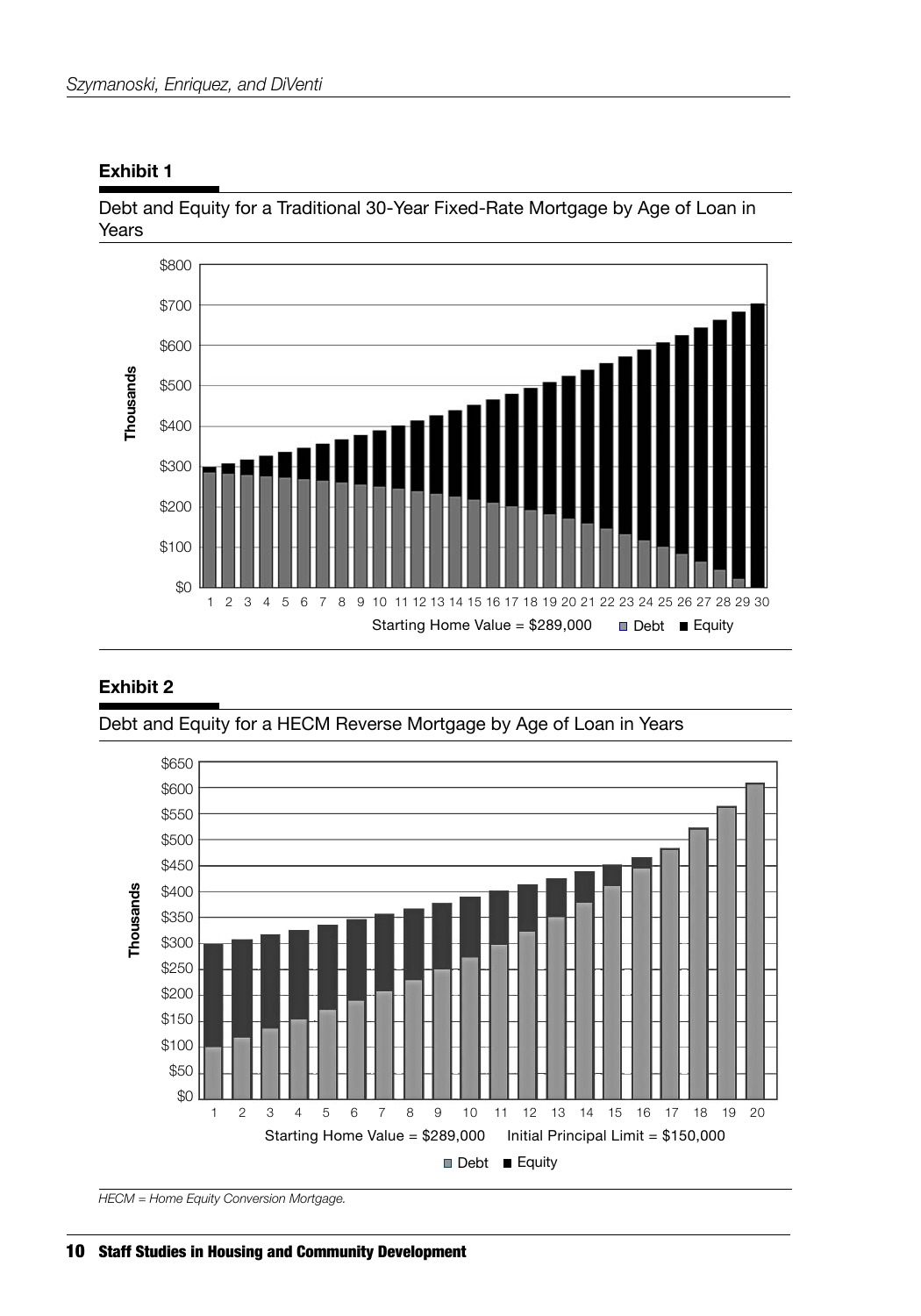**Exhibit 1**

Debt and Equity for a Traditional 30-Year Fixed-Rate Mortgage by Age of Loan in Years

Starting Home Value = $289,000 ■ Debt ■ Equity

**Exhibit 2**

Debt and Equity for a HECM Reverse Mortgage by Age of Loan in Years

Starting Home Value = $289,000 Initial Principal Limit = $150,000

■ Debt ■ Equity

*HECM = Home Equity Conversion Mortgage.*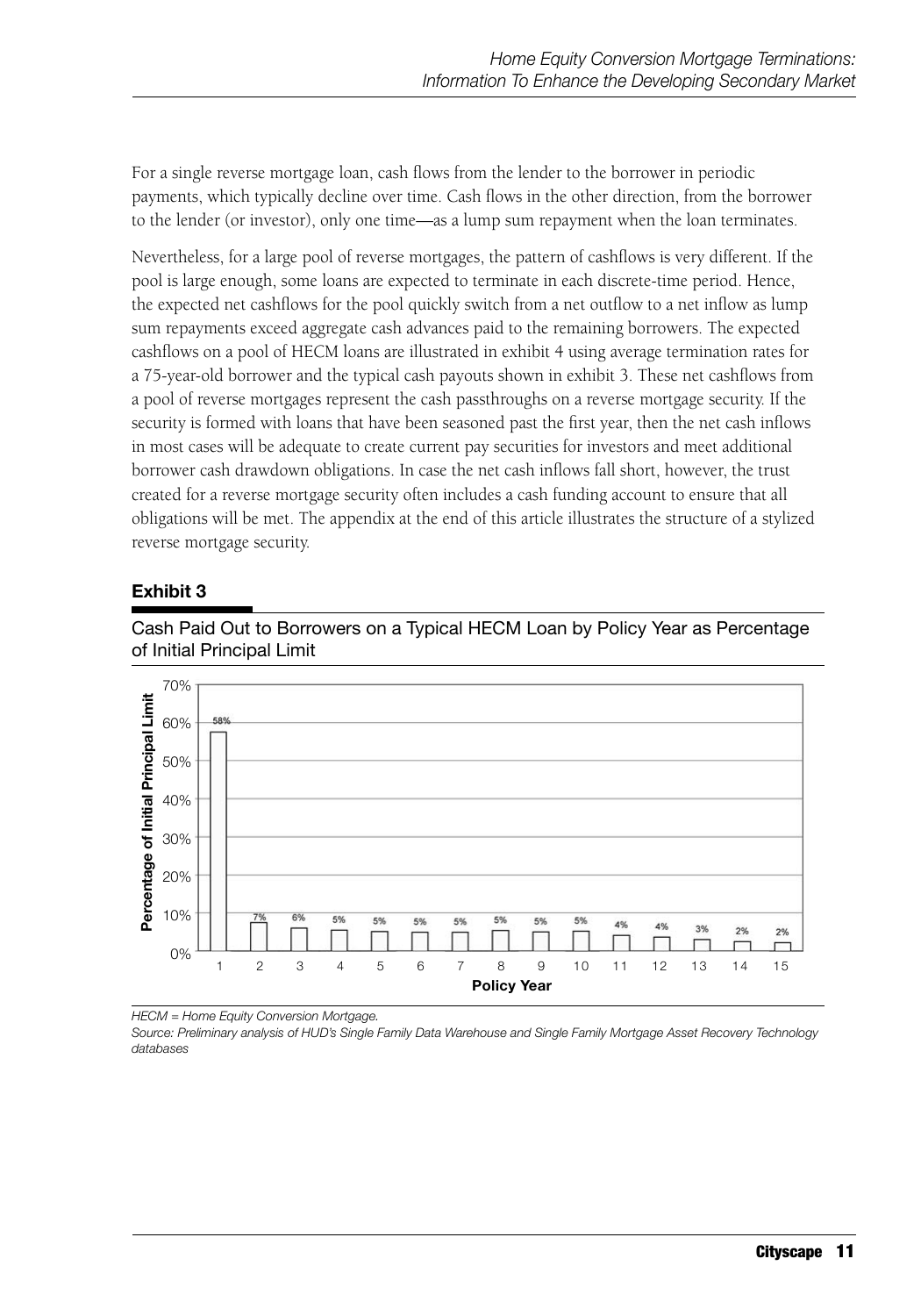For a single reverse mortgage loan, cash flows from the lender to the borrower in periodic payments, which typically decline over time. Cash flows in the other direction, from the borrower to the lender (or investor), only one time—as a lump sum repayment when the loan terminates.

Nevertheless, for a large pool of reverse mortgages, the pattern of cashflows is very different. If the pool is large enough, some loans are expected to terminate in each discrete-time period. Hence, the expected net cashflows for the pool quickly switch from a net outflow to a net inflow as lump sum repayments exceed aggregate cash advances paid to the remaining borrowers. The expected cashflows on a pool of HECM loans are illustrated in exhibit 4 using average termination rates for a 75-year-old borrower and the typical cash payouts shown in exhibit 3. These net cashflows from a pool of reverse mortgages represent the cash passthroughs on a reverse mortgage security. If the security is formed with loans that have been seasoned past the first year, then the net cash inflows in most cases will be adequate to create current pay securities for investors and meet additional borrower cash drawdown obligations. In case the net cash inflows fall short, however, the trust created for a reverse mortgage security often includes a cash funding account to ensure that all obligations will be met. The appendix at the end of this article illustrates the structure of a stylized reverse mortgage security.

**Exhibit 3**

Cash Paid Out to Borrowers on a Typical HECM Loan by Policy Year as Percentage of Initial Principal Limit

| Policy Year | Percentage of Initial Principal Limit |
|---|---|
| 1 | 58% |
| 2 | 7% |
| 3 | 6% |
| 4 | 5% |
| 5 | 5% |
| 6 | 5% |
| 7 | 5% |
| 8 | 5% |
| 9 | 5% |
| 10 | 5% |
| 11 | 4% |
| 12 | 4% |
| 13 | 3% |
| 14 | 2% |
| 15 | 2% |

*HECM = Home Equity Conversion Mortgage.*

*Source: Preliminary analysis of HUD's Single Family Data Warehouse and Single Family Mortgage Asset Recovery Technology databases*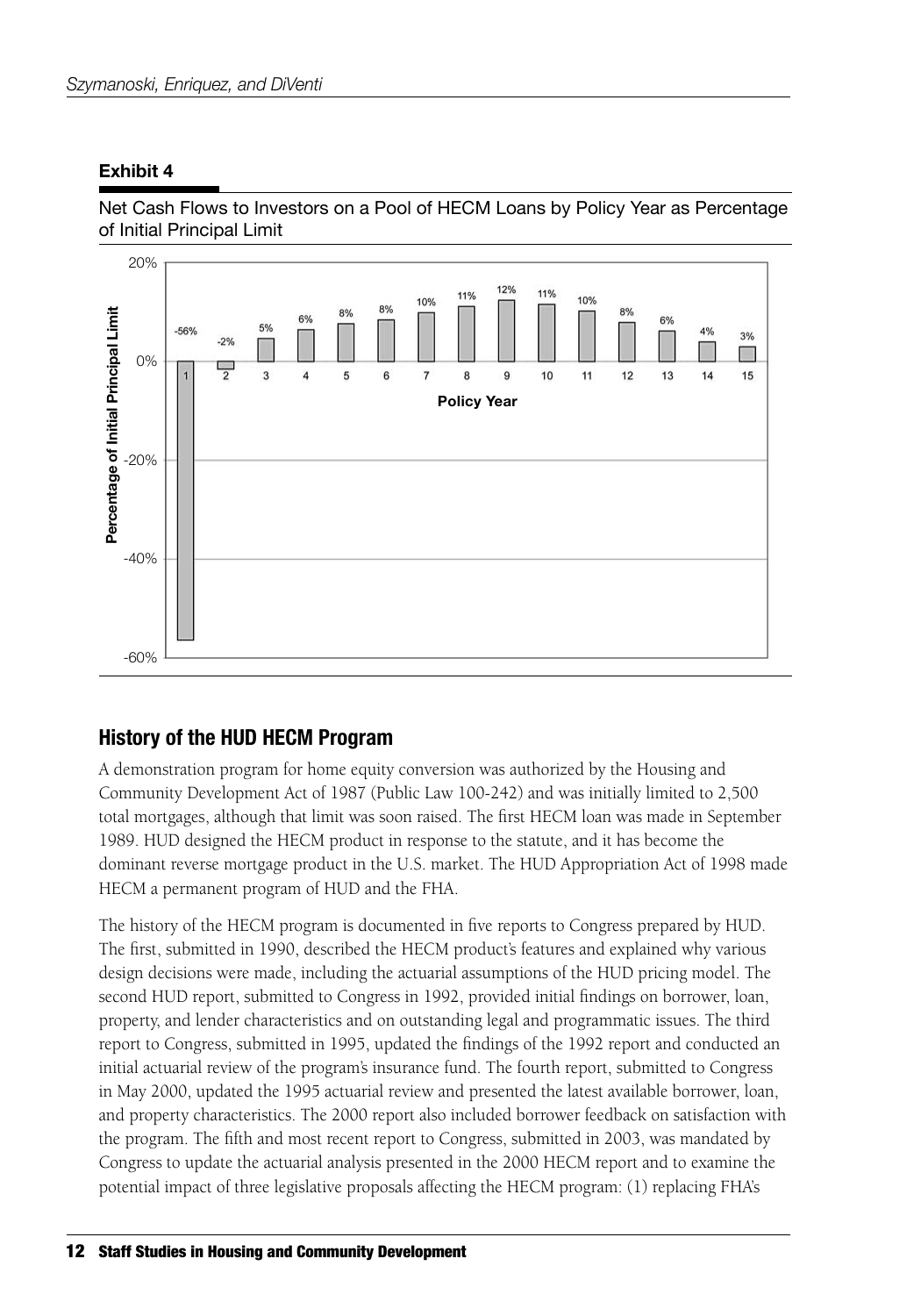**Exhibit 4**

Net Cash Flows to Investors on a Pool of HECM Loans by Policy Year as Percentage of Initial Principal Limit

| Policy Year | 1 | 2 | 3 | 4 | 5 | 6 | 7 | 8 | 9 | 10 | 11 | 12 | 13 | 14 | 15 |
| --- | --- | --- | --- | --- | --- | --- | --- | --- | --- | --- | --- | --- | --- | --- | --- |
| Percentage of Initial Principal Limit | -56% | -2% | 5% | 6% | 8% | 8% | 10% | 11% | 12% | 11% | 10% | 8% | 6% | 4% | 3% |

## History of the HUD HECM Program

A demonstration program for home equity conversion was authorized by the Housing and Community Development Act of 1987 (Public Law 100-242) and was initially limited to 2,500 total mortgages, although that limit was soon raised. The first HECM loan was made in September 1989. HUD designed the HECM product in response to the statute, and it has become the dominant reverse mortgage product in the U.S. market. The HUD Appropriation Act of 1998 made HECM a permanent program of HUD and the FHA.

The history of the HECM program is documented in five reports to Congress prepared by HUD. The first, submitted in 1990, described the HECM product's features and explained why various design decisions were made, including the actuarial assumptions of the HUD pricing model. The second HUD report, submitted to Congress in 1992, provided initial findings on borrower, loan, property, and lender characteristics and on outstanding legal and programmatic issues. The third report to Congress, submitted in 1995, updated the findings of the 1992 report and conducted an initial actuarial review of the program's insurance fund. The fourth report, submitted to Congress in May 2000, updated the 1995 actuarial review and presented the latest available borrower, loan, and property characteristics. The 2000 report also included borrower feedback on satisfaction with the program. The fifth and most recent report to Congress, submitted in 2003, was mandated by Congress to update the actuarial analysis presented in the 2000 HECM report and to examine the potential impact of three legislative proposals affecting the HECM program: (1) replacing FHA's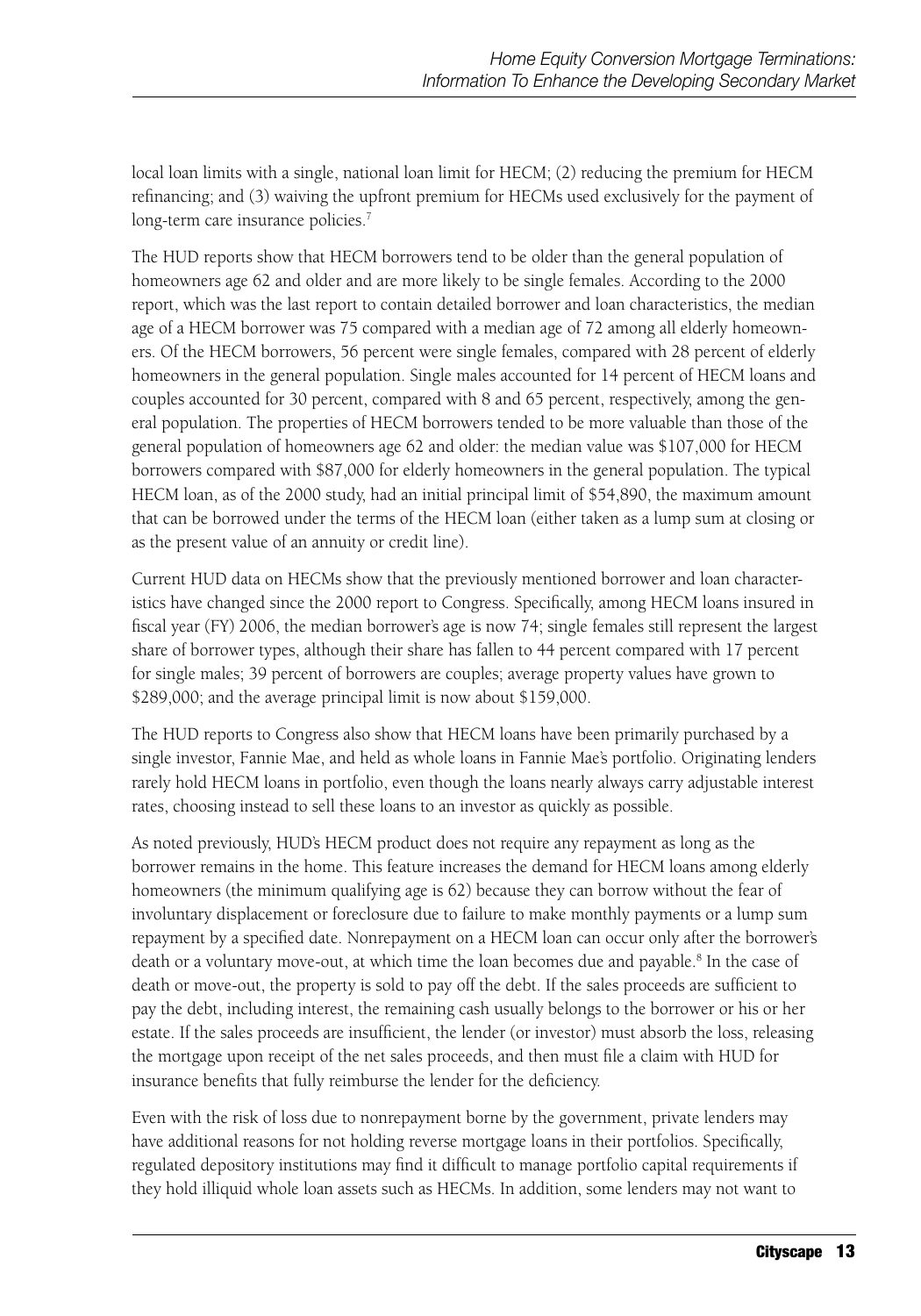local loan limits with a single, national loan limit for HECM; (2) reducing the premium for HECM refinancing; and (3) waiving the upfront premium for HECMs used exclusively for the payment of long-term care insurance policies.[7]

The HUD reports show that HECM borrowers tend to be older than the general population of homeowners age 62 and older and are more likely to be single females. According to the 2000 report, which was the last report to contain detailed borrower and loan characteristics, the median age of a HECM borrower was 75 compared with a median age of 72 among all elderly homeowners. Of the HECM borrowers, 56 percent were single females, compared with 28 percent of elderly homeowners in the general population. Single males accounted for 14 percent of HECM loans and couples accounted for 30 percent, compared with 8 and 65 percent, respectively, among the general population. The properties of HECM borrowers tended to be more valuable than those of the general population of homeowners age 62 and older: the median value was $107,000 for HECM borrowers compared with $87,000 for elderly homeowners in the general population. The typical HECM loan, as of the 2000 study, had an initial principal limit of $54,890, the maximum amount that can be borrowed under the terms of the HECM loan (either taken as a lump sum at closing or as the present value of an annuity or credit line).

Current HUD data on HECMs show that the previously mentioned borrower and loan characteristics have changed since the 2000 report to Congress. Specifically, among HECM loans insured in fiscal year (FY) 2006, the median borrower's age is now 74; single females still represent the largest share of borrower types, although their share has fallen to 44 percent compared with 17 percent for single males; 39 percent of borrowers are couples; average property values have grown to $289,000; and the average principal limit is now about $159,000.

The HUD reports to Congress also show that HECM loans have been primarily purchased by a single investor, Fannie Mae, and held as whole loans in Fannie Mae's portfolio. Originating lenders rarely hold HECM loans in portfolio, even though the loans nearly always carry adjustable interest rates, choosing instead to sell these loans to an investor as quickly as possible.

As noted previously, HUD's HECM product does not require any repayment as long as the borrower remains in the home. This feature increases the demand for HECM loans among elderly homeowners (the minimum qualifying age is 62) because they can borrow without the fear of involuntary displacement or foreclosure due to failure to make monthly payments or a lump sum repayment by a specified date. Nonrepayment on a HECM loan can occur only after the borrower's death or a voluntary move-out, at which time the loan becomes due and payable.[8] In the case of death or move-out, the property is sold to pay off the debt. If the sales proceeds are sufficient to pay the debt, including interest, the remaining cash usually belongs to the borrower or his or her estate. If the sales proceeds are insufficient, the lender (or investor) must absorb the loss, releasing the mortgage upon receipt of the net sales proceeds, and then must file a claim with HUD for insurance benefits that fully reimburse the lender for the deficiency.

Even with the risk of loss due to nonrepayment borne by the government, private lenders may have additional reasons for not holding reverse mortgage loans in their portfolios. Specifically, regulated depository institutions may find it difficult to manage portfolio capital requirements if they hold illiquid whole loan assets such as HECMs. In addition, some lenders may not want to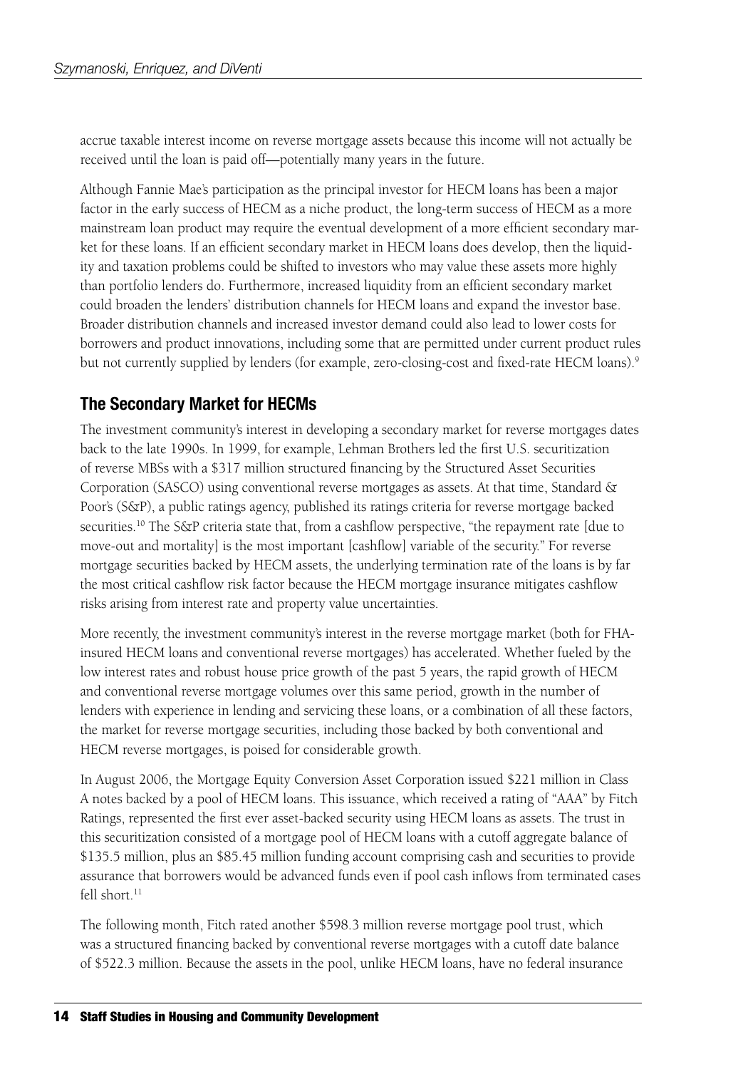accrue taxable interest income on reverse mortgage assets because this income will not actually be received until the loan is paid off—potentially many years in the future.

Although Fannie Mae's participation as the principal investor for HECM loans has been a major factor in the early success of HECM as a niche product, the long-term success of HECM as a more mainstream loan product may require the eventual development of a more efficient secondary market for these loans. If an efficient secondary market in HECM loans does develop, then the liquidity and taxation problems could be shifted to investors who may value these assets more highly than portfolio lenders do. Furthermore, increased liquidity from an efficient secondary market could broaden the lenders' distribution channels for HECM loans and expand the investor base. Broader distribution channels and increased investor demand could also lead to lower costs for borrowers and product innovations, including some that are permitted under current product rules but not currently supplied by lenders (for example, zero-closing-cost and fixed-rate HECM loans).[9]

## The Secondary Market for HECMs

The investment community's interest in developing a secondary market for reverse mortgages dates back to the late 1990s. In 1999, for example, Lehman Brothers led the first U.S. securitization of reverse MBSs with a $317 million structured financing by the Structured Asset Securities Corporation (SASCO) using conventional reverse mortgages as assets. At that time, Standard & Poor's (S&P), a public ratings agency, published its ratings criteria for reverse mortgage backed securities.[10] The S&P criteria state that, from a cashflow perspective, "the repayment rate [due to move-out and mortality] is the most important [cashflow] variable of the security." For reverse mortgage securities backed by HECM assets, the underlying termination rate of the loans is by far the most critical cashflow risk factor because the HECM mortgage insurance mitigates cashflow risks arising from interest rate and property value uncertainties.

More recently, the investment community's interest in the reverse mortgage market (both for FHA-insured HECM loans and conventional reverse mortgages) has accelerated. Whether fueled by the low interest rates and robust house price growth of the past 5 years, the rapid growth of HECM and conventional reverse mortgage volumes over this same period, growth in the number of lenders with experience in lending and servicing these loans, or a combination of all these factors, the market for reverse mortgage securities, including those backed by both conventional and HECM reverse mortgages, is poised for considerable growth.

In August 2006, the Mortgage Equity Conversion Asset Corporation issued $221 million in Class A notes backed by a pool of HECM loans. This issuance, which received a rating of "AAA" by Fitch Ratings, represented the first ever asset-backed security using HECM loans as assets. The trust in this securitization consisted of a mortgage pool of HECM loans with a cutoff aggregate balance of $135.5 million, plus an $85.45 million funding account comprising cash and securities to provide assurance that borrowers would be advanced funds even if pool cash inflows from terminated cases fell short.[11]

The following month, Fitch rated another $598.3 million reverse mortgage pool trust, which was a structured financing backed by conventional reverse mortgages with a cutoff date balance of $522.3 million. Because the assets in the pool, unlike HECM loans, have no federal insurance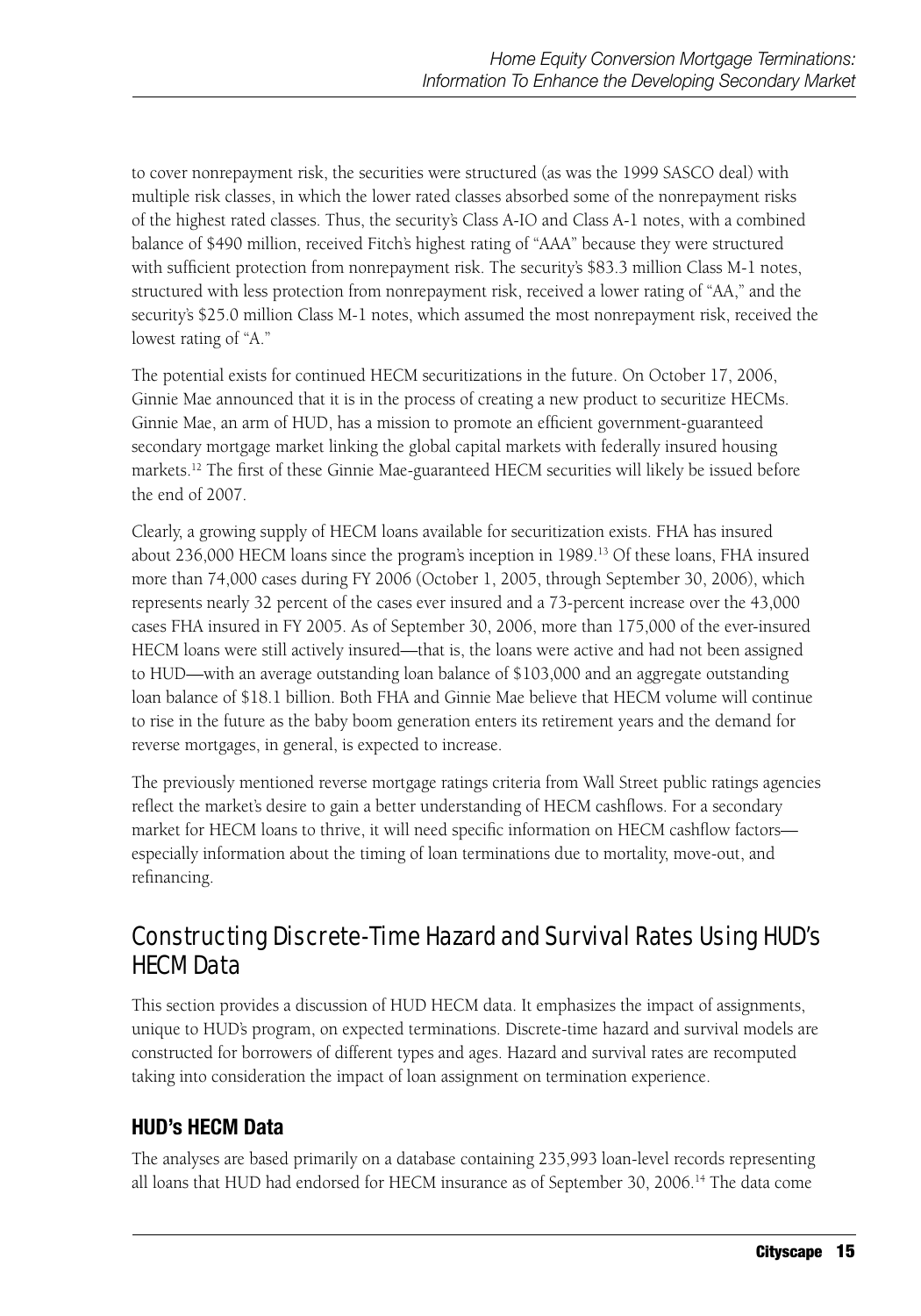to cover nonrepayment risk, the securities were structured (as was the 1999 SASCO deal) with multiple risk classes, in which the lower rated classes absorbed some of the nonrepayment risks of the highest rated classes. Thus, the security's Class A-IO and Class A-1 notes, with a combined balance of $490 million, received Fitch's highest rating of "AAA" because they were structured with sufficient protection from nonrepayment risk. The security's $83.3 million Class M-1 notes, structured with less protection from nonrepayment risk, received a lower rating of "AA," and the security's $25.0 million Class M-1 notes, which assumed the most nonrepayment risk, received the lowest rating of "A."

The potential exists for continued HECM securitizations in the future. On October 17, 2006, Ginnie Mae announced that it is in the process of creating a new product to securitize HECMs. Ginnie Mae, an arm of HUD, has a mission to promote an efficient government-guaranteed secondary mortgage market linking the global capital markets with federally insured housing markets.[12] The first of these Ginnie Mae-guaranteed HECM securities will likely be issued before the end of 2007.

Clearly, a growing supply of HECM loans available for securitization exists. FHA has insured about 236,000 HECM loans since the program's inception in 1989.[13] Of these loans, FHA insured more than 74,000 cases during FY 2006 (October 1, 2005, through September 30, 2006), which represents nearly 32 percent of the cases ever insured and a 73-percent increase over the 43,000 cases FHA insured in FY 2005. As of September 30, 2006, more than 175,000 of the ever-insured HECM loans were still actively insured—that is, the loans were active and had not been assigned to HUD—with an average outstanding loan balance of $103,000 and an aggregate outstanding loan balance of $18.1 billion. Both FHA and Ginnie Mae believe that HECM volume will continue to rise in the future as the baby boom generation enters its retirement years and the demand for reverse mortgages, in general, is expected to increase.

The previously mentioned reverse mortgage ratings criteria from Wall Street public ratings agencies reflect the market's desire to gain a better understanding of HECM cashflows. For a secondary market for HECM loans to thrive, it will need specific information on HECM cashflow factors—especially information about the timing of loan terminations due to mortality, move-out, and refinancing.

## Constructing Discrete-Time Hazard and Survival Rates Using HUD's HECM Data

This section provides a discussion of HUD HECM data. It emphasizes the impact of assignments, unique to HUD's program, on expected terminations. Discrete-time hazard and survival models are constructed for borrowers of different types and ages. Hazard and survival rates are recomputed taking into consideration the impact of loan assignment on termination experience.

### HUD's HECM Data

The analyses are based primarily on a database containing 235,993 loan-level records representing all loans that HUD had endorsed for HECM insurance as of September 30, 2006.[14] The data come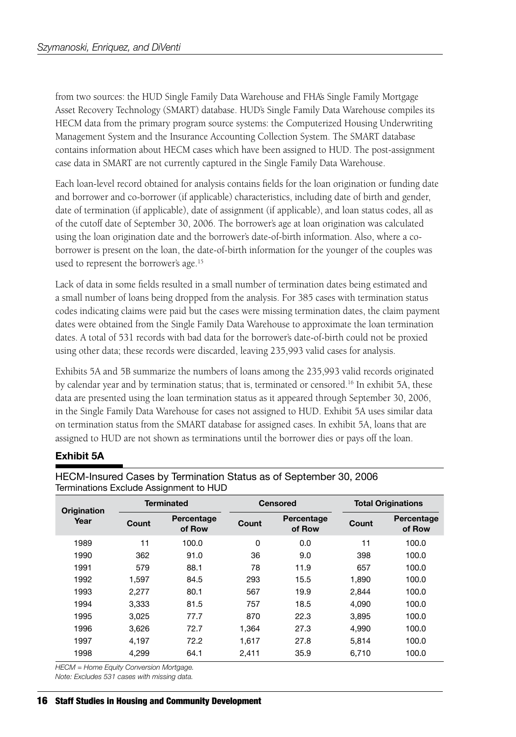from two sources: the HUD Single Family Data Warehouse and FHA's Single Family Mortgage Asset Recovery Technology (SMART) database. HUD's Single Family Data Warehouse compiles its HECM data from the primary program source systems: the Computerized Housing Underwriting Management System and the Insurance Accounting Collection System. The SMART database contains information about HECM cases which have been assigned to HUD. The post-assignment case data in SMART are not currently captured in the Single Family Data Warehouse.

Each loan-level record obtained for analysis contains fields for the loan origination or funding date and borrower and co-borrower (if applicable) characteristics, including date of birth and gender, date of termination (if applicable), date of assignment (if applicable), and loan status codes, all as of the cutoff date of September 30, 2006. The borrower's age at loan origination was calculated using the loan origination date and the borrower's date-of-birth information. Also, where a co-borrower is present on the loan, the date-of-birth information for the younger of the couples was used to represent the borrower's age.[15]

Lack of data in some fields resulted in a small number of termination dates being estimated and a small number of loans being dropped from the analysis. For 385 cases with termination status codes indicating claims were paid but the cases were missing termination dates, the claim payment dates were obtained from the Single Family Data Warehouse to approximate the loan termination dates. A total of 531 records with bad data for the borrower's date-of-birth could not be proxied using other data; these records were discarded, leaving 235,993 valid cases for analysis.

Exhibits 5A and 5B summarize the numbers of loans among the 235,993 valid records originated by calendar year and by termination status; that is, terminated or censored.[16] In exhibit 5A, these data are presented using the loan termination status as it appeared through September 30, 2006, in the Single Family Data Warehouse for cases not assigned to HUD. Exhibit 5A uses similar data on termination status from the SMART database for assigned cases. In exhibit 5A, loans that are assigned to HUD are not shown as terminations until the borrower dies or pays off the loan.

**Exhibit 5A**

HECM-Insured Cases by Termination Status as of September 30, 2006
Terminations Exclude Assignment to HUD

| Origination Year | Terminated | | Censored | | Total Originations | |
|---|---|---|---|---|---|---|
| | Count | Percentage of Row | Count | Percentage of Row | Count | Percentage of Row |
| 1989 | 11 | 100.0 | 0 | 0.0 | 11 | 100.0 |
| 1990 | 362 | 91.0 | 36 | 9.0 | 398 | 100.0 |
| 1991 | 579 | 88.1 | 78 | 11.9 | 657 | 100.0 |
| 1992 | 1,597 | 84.5 | 293 | 15.5 | 1,890 | 100.0 |
| 1993 | 2,277 | 80.1 | 567 | 19.9 | 2,844 | 100.0 |
| 1994 | 3,333 | 81.5 | 757 | 18.5 | 4,090 | 100.0 |
| 1995 | 3,025 | 77.7 | 870 | 22.3 | 3,895 | 100.0 |
| 1996 | 3,626 | 72.7 | 1,364 | 27.3 | 4,990 | 100.0 |
| 1997 | 4,197 | 72.2 | 1,617 | 27.8 | 5,814 | 100.0 |
| 1998 | 4,299 | 64.1 | 2,411 | 35.9 | 6,710 | 100.0 |

*HECM = Home Equity Conversion Mortgage.*
*Note: Excludes 531 cases with missing data.*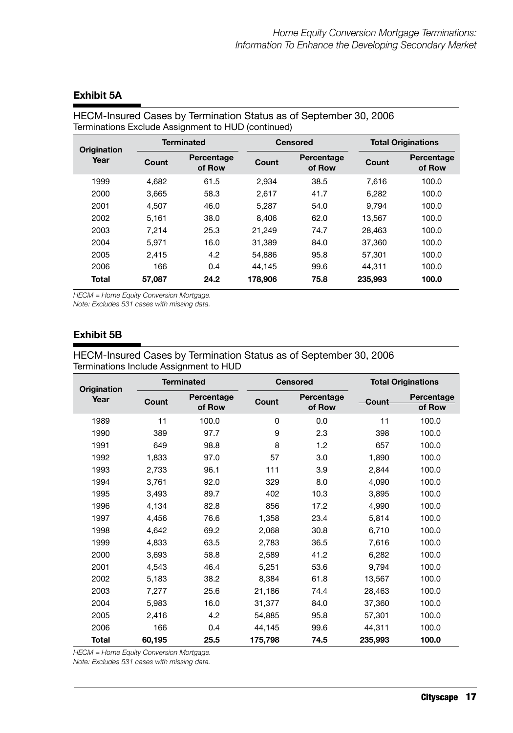### Exhibit 5A

HECM-Insured Cases by Termination Status as of September 30, 2006
Terminations Exclude Assignment to HUD (continued)

| Origination Year | Terminated | | Censored | | Total Originations | |
|---|---|---|---|---|---|---|
| | Count | Percentage of Row | Count | Percentage of Row | Count | Percentage of Row |
| 1999 | 4,682 | 61.5 | 2,934 | 38.5 | 7,616 | 100.0 |
| 2000 | 3,665 | 58.3 | 2,617 | 41.7 | 6,282 | 100.0 |
| 2001 | 4,507 | 46.0 | 5,287 | 54.0 | 9,794 | 100.0 |
| 2002 | 5,161 | 38.0 | 8,406 | 62.0 | 13,567 | 100.0 |
| 2003 | 7,214 | 25.3 | 21,249 | 74.7 | 28,463 | 100.0 |
| 2004 | 5,971 | 16.0 | 31,389 | 84.0 | 37,360 | 100.0 |
| 2005 | 2,415 | 4.2 | 54,886 | 95.8 | 57,301 | 100.0 |
| 2006 | 166 | 0.4 | 44,145 | 99.6 | 44,311 | 100.0 |
| **Total** | **57,087** | **24.2** | **178,906** | **75.8** | **235,993** | **100.0** |

*HECM = Home Equity Conversion Mortgage.*
*Note: Excludes 531 cases with missing data.*

### Exhibit 5B

HECM-Insured Cases by Termination Status as of September 30, 2006
Terminations Include Assignment to HUD

| Origination Year | Terminated | | Censored | | Total Originations | |
|---|---|---|---|---|---|---|
| | Count | Percentage of Row | Count | Percentage of Row | Count | Percentage of Row |
| 1989 | 11 | 100.0 | 0 | 0.0 | 11 | 100.0 |
| 1990 | 389 | 97.7 | 9 | 2.3 | 398 | 100.0 |
| 1991 | 649 | 98.8 | 8 | 1.2 | 657 | 100.0 |
| 1992 | 1,833 | 97.0 | 57 | 3.0 | 1,890 | 100.0 |
| 1993 | 2,733 | 96.1 | 111 | 3.9 | 2,844 | 100.0 |
| 1994 | 3,761 | 92.0 | 329 | 8.0 | 4,090 | 100.0 |
| 1995 | 3,493 | 89.7 | 402 | 10.3 | 3,895 | 100.0 |
| 1996 | 4,134 | 82.8 | 856 | 17.2 | 4,990 | 100.0 |
| 1997 | 4,456 | 76.6 | 1,358 | 23.4 | 5,814 | 100.0 |
| 1998 | 4,642 | 69.2 | 2,068 | 30.8 | 6,710 | 100.0 |
| 1999 | 4,833 | 63.5 | 2,783 | 36.5 | 7,616 | 100.0 |
| 2000 | 3,693 | 58.8 | 2,589 | 41.2 | 6,282 | 100.0 |
| 2001 | 4,543 | 46.4 | 5,251 | 53.6 | 9,794 | 100.0 |
| 2002 | 5,183 | 38.2 | 8,384 | 61.8 | 13,567 | 100.0 |
| 2003 | 7,277 | 25.6 | 21,186 | 74.4 | 28,463 | 100.0 |
| 2004 | 5,983 | 16.0 | 31,377 | 84.0 | 37,360 | 100.0 |
| 2005 | 2,416 | 4.2 | 54,885 | 95.8 | 57,301 | 100.0 |
| 2006 | 166 | 0.4 | 44,145 | 99.6 | 44,311 | 100.0 |
| **Total** | **60,195** | **25.5** | **175,798** | **74.5** | **235,993** | **100.0** |

*HECM = Home Equity Conversion Mortgage.*
*Note: Excludes 531 cases with missing data.*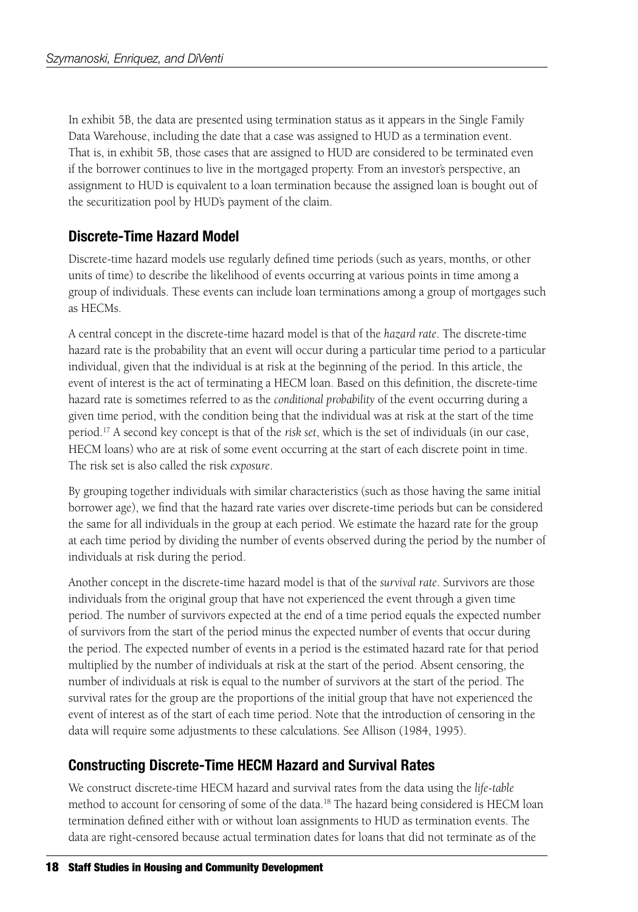In exhibit 5B, the data are presented using termination status as it appears in the Single Family Data Warehouse, including the date that a case was assigned to HUD as a termination event. That is, in exhibit 5B, those cases that are assigned to HUD are considered to be terminated even if the borrower continues to live in the mortgaged property. From an investor's perspective, an assignment to HUD is equivalent to a loan termination because the assigned loan is bought out of the securitization pool by HUD's payment of the claim.

## Discrete-Time Hazard Model

Discrete-time hazard models use regularly defined time periods (such as years, months, or other units of time) to describe the likelihood of events occurring at various points in time among a group of individuals. These events can include loan terminations among a group of mortgages such as HECMs.

A central concept in the discrete-time hazard model is that of the *hazard rate*. The discrete-time hazard rate is the probability that an event will occur during a particular time period to a particular individual, given that the individual is at risk at the beginning of the period. In this article, the event of interest is the act of terminating a HECM loan. Based on this definition, the discrete-time hazard rate is sometimes referred to as the *conditional probability* of the event occurring during a given time period, with the condition being that the individual was at risk at the start of the time period.[17] A second key concept is that of the *risk set*, which is the set of individuals (in our case, HECM loans) who are at risk of some event occurring at the start of each discrete point in time. The risk set is also called the risk *exposure*.

By grouping together individuals with similar characteristics (such as those having the same initial borrower age), we find that the hazard rate varies over discrete-time periods but can be considered the same for all individuals in the group at each period. We estimate the hazard rate for the group at each time period by dividing the number of events observed during the period by the number of individuals at risk during the period.

Another concept in the discrete-time hazard model is that of the *survival rate*. Survivors are those individuals from the original group that have not experienced the event through a given time period. The number of survivors expected at the end of a time period equals the expected number of survivors from the start of the period minus the expected number of events that occur during the period. The expected number of events in a period is the estimated hazard rate for that period multiplied by the number of individuals at risk at the start of the period. Absent censoring, the number of individuals at risk is equal to the number of survivors at the start of the period. The survival rates for the group are the proportions of the initial group that have not experienced the event of interest as of the start of each time period. Note that the introduction of censoring in the data will require some adjustments to these calculations. See Allison (1984, 1995).

## Constructing Discrete-Time HECM Hazard and Survival Rates

We construct discrete-time HECM hazard and survival rates from the data using the *life-table* method to account for censoring of some of the data.[18] The hazard being considered is HECM loan termination defined either with or without loan assignments to HUD as termination events. The data are right-censored because actual termination dates for loans that did not terminate as of the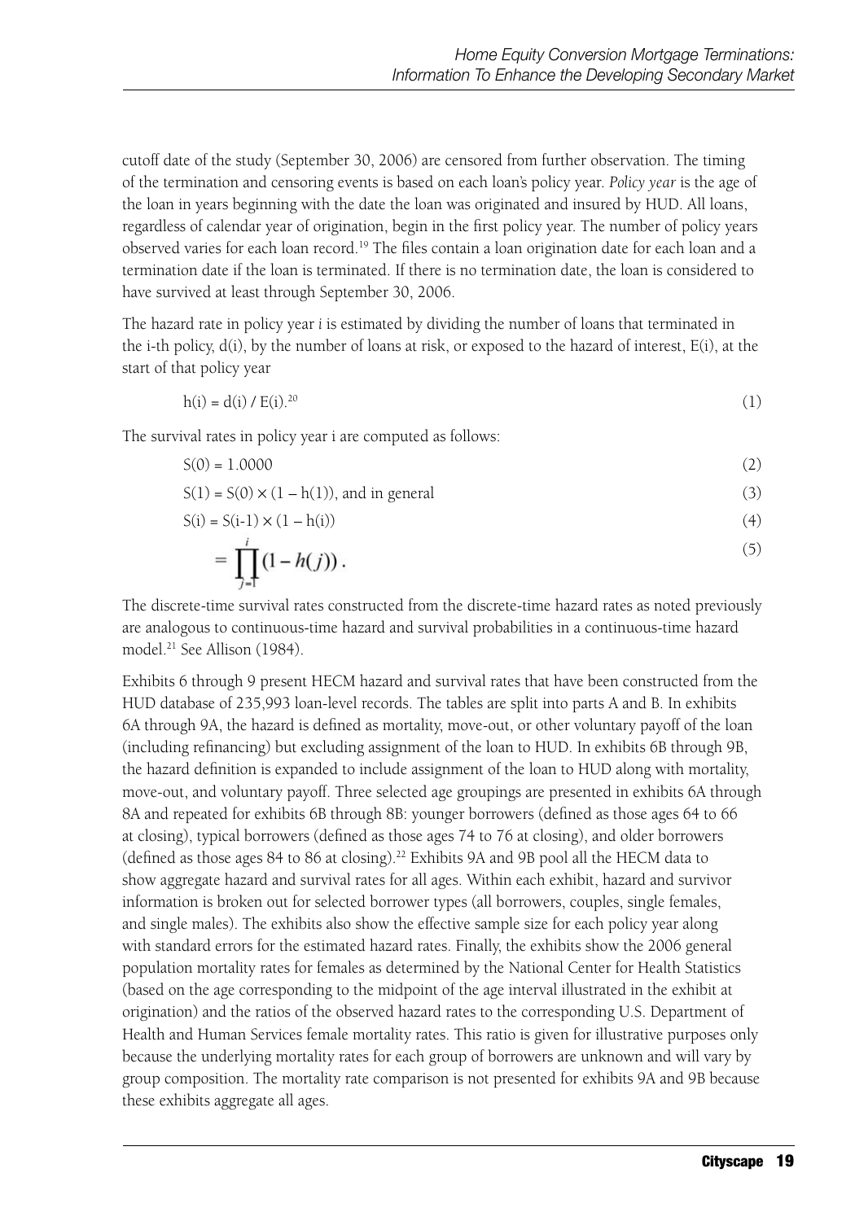cutoff date of the study (September 30, 2006) are censored from further observation. The timing of the termination and censoring events is based on each loan's policy year. *Policy year* is the age of the loan in years beginning with the date the loan was originated and insured by HUD. All loans, regardless of calendar year of origination, begin in the first policy year. The number of policy years observed varies for each loan record.[19] The files contain a loan origination date for each loan and a termination date if the loan is terminated. If there is no termination date, the loan is considered to have survived at least through September 30, 2006.

The hazard rate in policy year *i* is estimated by dividing the number of loans that terminated in the i-th policy, d(i), by the number of loans at risk, or exposed to the hazard of interest, E(i), at the start of that policy year

$$h(i) = d(i) / E(i).^{20} \tag{1}$$

The survival rates in policy year i are computed as follows:

$$S(0) = 1.0000 \tag{2}$$

$$S(1) = S(0) \times (1 - h(1)), \text{ and in general} \tag{3}$$

$$S(i) = S(i\text{-}1) \times (1 - h(i)) \tag{4}$$

$$= \prod_{j=1}^{i} (1 - h(j)). \tag{5}$$

The discrete-time survival rates constructed from the discrete-time hazard rates as noted previously are analogous to continuous-time hazard and survival probabilities in a continuous-time hazard model.[21] See Allison (1984).

Exhibits 6 through 9 present HECM hazard and survival rates that have been constructed from the HUD database of 235,993 loan-level records. The tables are split into parts A and B. In exhibits 6A through 9A, the hazard is defined as mortality, move-out, or other voluntary payoff of the loan (including refinancing) but excluding assignment of the loan to HUD. In exhibits 6B through 9B, the hazard definition is expanded to include assignment of the loan to HUD along with mortality, move-out, and voluntary payoff. Three selected age groupings are presented in exhibits 6A through 8A and repeated for exhibits 6B through 8B: younger borrowers (defined as those ages 64 to 66 at closing), typical borrowers (defined as those ages 74 to 76 at closing), and older borrowers (defined as those ages 84 to 86 at closing).[22] Exhibits 9A and 9B pool all the HECM data to show aggregate hazard and survival rates for all ages. Within each exhibit, hazard and survivor information is broken out for selected borrower types (all borrowers, couples, single females, and single males). The exhibits also show the effective sample size for each policy year along with standard errors for the estimated hazard rates. Finally, the exhibits show the 2006 general population mortality rates for females as determined by the National Center for Health Statistics (based on the age corresponding to the midpoint of the age interval illustrated in the exhibit at origination) and the ratios of the observed hazard rates to the corresponding U.S. Department of Health and Human Services female mortality rates. This ratio is given for illustrative purposes only because the underlying mortality rates for each group of borrowers are unknown and will vary by group composition. The mortality rate comparison is not presented for exhibits 9A and 9B because these exhibits aggregate all ages.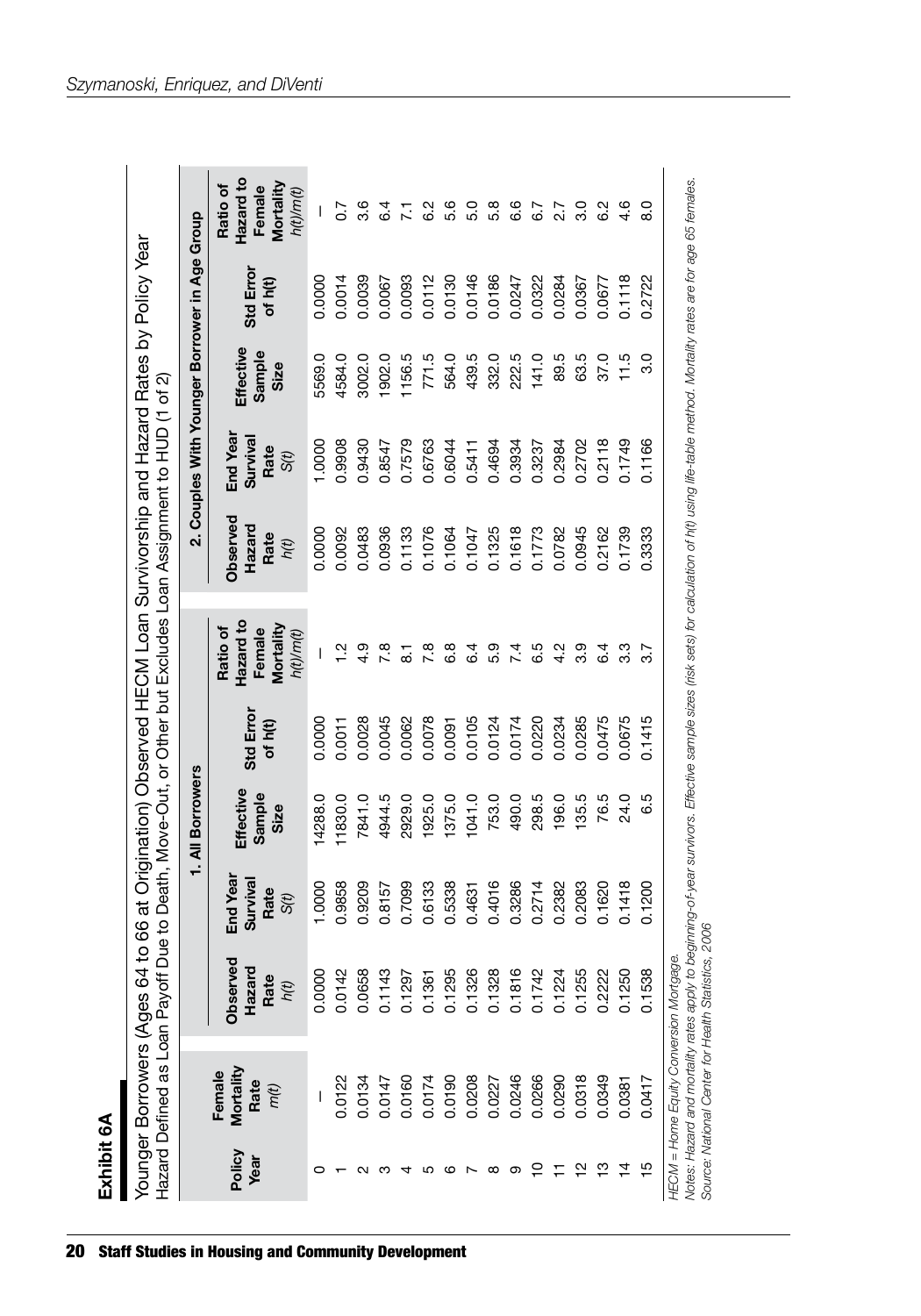**Exhibit 6A**

Younger Borrowers (Ages 64 to 66 at Origination) Observed HECM Loan Survivorship and Hazard Rates by Policy Year
Hazard Defined as Loan Payoff Due to Death, Move-Out, or Other but Excludes Loan Assignment to HUD (1 of 2)

| Policy Year | Female Mortality Rate $m(t)$ | 1. All Borrowers | | | | | 2. Couples With Younger Borrower in Age Group | | | | |
|---|---|---|---|---|---|---|---|---|---|---|---|
| | | Observed Hazard Rate $h(t)$ | End Year Survival Rate $S(t)$ | Effective Sample Size | Std Error of h(t) | Ratio of Hazard to Female Mortality $h(t)/m(t)$ | Observed Hazard Rate $h(t)$ | End Year Survival Rate $S(t)$ | Effective Sample Size | Std Error of h(t) | Ratio of Hazard to Female Mortality $h(t)/m(t)$ |
| 0 | — | 0.0000 | 1.0000 | 14288.0 | 0.0000 | — | 0.0000 | 1.0000 | 5569.0 | 0.0000 | — |
| 1 | 0.0122 | 0.0142 | 0.9858 | 11830.0 | 0.0011 | 1.2 | 0.0092 | 0.9908 | 4584.0 | 0.0014 | 0.7 |
| 2 | 0.0134 | 0.0658 | 0.9209 | 7841.0 | 0.0028 | 4.9 | 0.0483 | 0.9430 | 3002.0 | 0.0039 | 3.6 |
| 3 | 0.0147 | 0.1143 | 0.8157 | 4944.5 | 0.0045 | 7.8 | 0.0936 | 0.8547 | 1902.0 | 0.0067 | 6.4 |
| 4 | 0.0160 | 0.1297 | 0.7099 | 2929.0 | 0.0062 | 8.1 | 0.1133 | 0.7579 | 1156.5 | 0.0093 | 7.1 |
| 5 | 0.0174 | 0.1361 | 0.6133 | 1925.0 | 0.0078 | 7.8 | 0.1076 | 0.6763 | 771.5 | 0.0112 | 6.2 |
| 6 | 0.0190 | 0.1295 | 0.5338 | 1375.0 | 0.0091 | 6.8 | 0.1064 | 0.6044 | 564.0 | 0.0130 | 5.6 |
| 7 | 0.0208 | 0.1326 | 0.4631 | 1041.0 | 0.0105 | 6.4 | 0.1047 | 0.5411 | 439.5 | 0.0146 | 5.0 |
| 8 | 0.0227 | 0.1328 | 0.4016 | 753.0 | 0.0124 | 5.9 | 0.1325 | 0.4694 | 332.0 | 0.0186 | 5.8 |
| 9 | 0.0246 | 0.1816 | 0.3286 | 490.0 | 0.0174 | 7.4 | 0.1618 | 0.3934 | 222.5 | 0.0247 | 6.6 |
| 10 | 0.0266 | 0.1742 | 0.2714 | 298.5 | 0.0220 | 6.5 | 0.1773 | 0.3237 | 141.0 | 0.0322 | 6.7 |
| 11 | 0.0290 | 0.1224 | 0.2382 | 196.0 | 0.0234 | 4.2 | 0.0782 | 0.2984 | 89.5 | 0.0284 | 2.7 |
| 12 | 0.0318 | 0.1255 | 0.2083 | 135.5 | 0.0285 | 3.9 | 0.0945 | 0.2702 | 63.5 | 0.0367 | 3.0 |
| 13 | 0.0349 | 0.2222 | 0.1620 | 76.5 | 0.0475 | 6.4 | 0.2162 | 0.2118 | 37.0 | 0.0677 | 6.2 |
| 14 | 0.0381 | 0.1250 | 0.1418 | 24.0 | 0.0675 | 3.3 | 0.1739 | 0.1749 | 11.5 | 0.1118 | 4.6 |
| 15 | 0.0417 | 0.1538 | 0.1200 | 6.5 | 0.1415 | 3.7 | 0.3333 | 0.1166 | 3.0 | 0.2722 | 8.0 |

*HECM = Home Equity Conversion Mortgage.*
*Notes: Hazard and mortality rates apply to beginning-of-year survivors. Effective sample sizes (risk sets) for calculation of h(t) using life-table method. Mortality rates are for age 65 females.*
*Source: National Center for Health Statistics, 2006*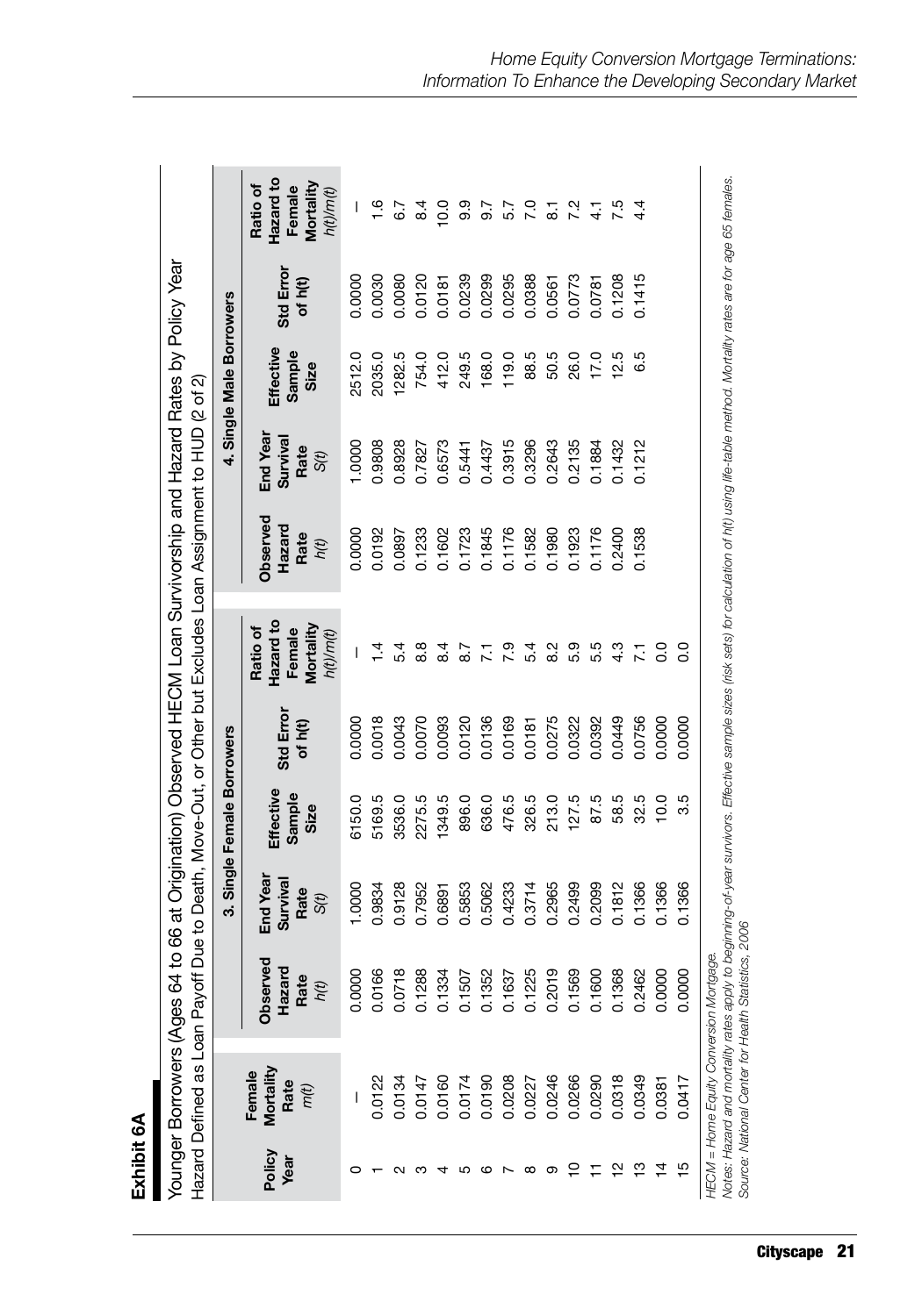## Exhibit 6A

Younger Borrowers (Ages 64 to 66 at Origination) Observed HECM Loan Survivorship and Hazard Rates by Policy Year
Hazard Defined as Loan Payoff Due to Death, Move-Out, or Other but Excludes Loan Assignment to HUD (2 of 2)

| Policy Year | Female Mortality Rate $m(t)$ | 3. Single Female Borrowers | | | | | 4. Single Male Borrowers | | | | |
|---|---|---|---|---|---|---|---|---|---|---|---|
| | | Observed Hazard Rate $h(t)$ | End Year Survival Rate $S(t)$ | Effective Sample Size | Std Error of h(t) | Ratio of Hazard to Female Mortality $h(t)/m(t)$ | Observed Hazard Rate $h(t)$ | End Year Survival Rate $S(t)$ | Effective Sample Size | Std Error of h(t) | Ratio of Hazard to Female Mortality $h(t)/m(t)$ |
| 0 | — | 0.0000 | 1.0000 | 6150.0 | 0.0000 | — | 0.0000 | 1.0000 | 2512.0 | 0.0000 | — |
| 1 | 0.0122 | 0.0166 | 0.9834 | 5169.5 | 0.0018 | 1.4 | 0.0192 | 0.9808 | 2035.0 | 0.0030 | 1.6 |
| 2 | 0.0134 | 0.0718 | 0.9128 | 3536.0 | 0.0043 | 5.4 | 0.0897 | 0.8928 | 1282.5 | 0.0080 | 6.7 |
| 3 | 0.0147 | 0.1288 | 0.7952 | 2275.5 | 0.0070 | 8.8 | 0.1233 | 0.7827 | 754.0 | 0.0120 | 8.4 |
| 4 | 0.0160 | 0.1334 | 0.6891 | 1349.5 | 0.0093 | 8.4 | 0.1602 | 0.6573 | 412.0 | 0.0181 | 10.0 |
| 5 | 0.0174 | 0.1507 | 0.5853 | 896.0 | 0.0120 | 8.7 | 0.1723 | 0.5441 | 249.5 | 0.0239 | 9.9 |
| 6 | 0.0190 | 0.1352 | 0.5062 | 636.0 | 0.0136 | 7.1 | 0.1845 | 0.4437 | 168.0 | 0.0299 | 9.7 |
| 7 | 0.0208 | 0.1637 | 0.4233 | 476.5 | 0.0169 | 7.9 | 0.1176 | 0.3915 | 119.0 | 0.0295 | 5.7 |
| 8 | 0.0227 | 0.1225 | 0.3714 | 326.5 | 0.0181 | 5.4 | 0.1582 | 0.3296 | 88.5 | 0.0388 | 7.0 |
| 9 | 0.0246 | 0.2019 | 0.2965 | 213.0 | 0.0275 | 8.2 | 0.1980 | 0.2643 | 50.5 | 0.0561 | 8.1 |
| 10 | 0.0266 | 0.1569 | 0.2499 | 127.5 | 0.0322 | 5.9 | 0.1923 | 0.2135 | 26.0 | 0.0773 | 7.2 |
| 11 | 0.0290 | 0.1600 | 0.2099 | 87.5 | 0.0392 | 5.5 | 0.1176 | 0.1884 | 17.0 | 0.0781 | 4.1 |
| 12 | 0.0318 | 0.1368 | 0.1812 | 58.5 | 0.0449 | 4.3 | 0.2400 | 0.1432 | 12.5 | 0.1208 | 7.5 |
| 13 | 0.0349 | 0.2462 | 0.1366 | 32.5 | 0.0756 | 7.1 | 0.1538 | 0.1212 | 6.5 | 0.1415 | 4.4 |
| 14 | 0.0381 | 0.0000 | 0.1366 | 10.0 | 0.0000 | 0.0 | | | | | |
| 15 | 0.0417 | 0.0000 | 0.1366 | 3.5 | 0.0000 | 0.0 | | | | | |

*HECM = Home Equity Conversion Mortgage.*
*Notes: Hazard and mortality rates apply to beginning-of-year survivors. Effective sample sizes (risk sets) for calculation of h(t) using life-table method. Mortality rates are for age 65 females.*
*Source: National Center for Health Statistics, 2006*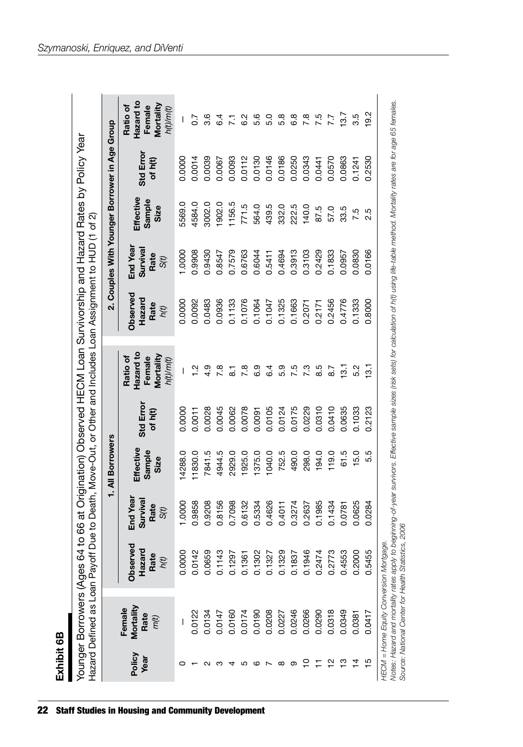## Exhibit 6B

Younger Borrowers (Ages 64 to 66 at Origination) Observed HECM Loan Survivorship and Hazard Rates by Policy Year
Hazard Defined as Loan Payoff Due to Death, Move-Out, or Other and Includes Loan Assignment to HUD (1 of 2)

| Policy Year | Female Mortality Rate $m(t)$ | 1. All Borrowers | | | | | 2. Couples With Younger Borrower in Age Group | | | | |
|---|---|---|---|---|---|---|---|---|---|---|---|
| | | Observed Hazard Rate $h(t)$ | End Year Survival Rate $S(t)$ | Effective Sample Size | Std Error of h(t) | Ratio of Hazard to Female Mortality $h(t)/m(t)$ | Observed Hazard Rate $h(t)$ | End Year Survival Rate $S(t)$ | Effective Sample Size | Std Error of h(t) | Ratio of Hazard to Female Mortality $h(t)/m(t)$ |
| 0 | — | 0.0000 | 1.0000 | 14288.0 | 0.0000 | — | 0.0000 | 1.0000 | 5569.0 | 0.0000 | — |
| 1 | 0.0122 | 0.0142 | 0.9858 | 11830.0 | 0.0011 | 1.2 | 0.0092 | 0.9908 | 4584.0 | 0.0014 | 0.7 |
| 2 | 0.0134 | 0.0659 | 0.9208 | 7841.5 | 0.0028 | 4.9 | 0.0483 | 0.9430 | 3002.0 | 0.0039 | 3.6 |
| 3 | 0.0147 | 0.1143 | 0.8156 | 4944.5 | 0.0045 | 7.8 | 0.0936 | 0.8547 | 1902.0 | 0.0067 | 6.4 |
| 4 | 0.0160 | 0.1297 | 0.7098 | 2929.0 | 0.0062 | 8.1 | 0.1133 | 0.7579 | 1156.5 | 0.0093 | 7.1 |
| 5 | 0.0174 | 0.1361 | 0.6132 | 1925.0 | 0.0078 | 7.8 | 0.1076 | 0.6763 | 771.5 | 0.0112 | 6.2 |
| 6 | 0.0190 | 0.1302 | 0.5334 | 1375.0 | 0.0091 | 6.9 | 0.1064 | 0.6044 | 564.0 | 0.0130 | 5.6 |
| 7 | 0.0208 | 0.1327 | 0.4626 | 1040.0 | 0.0105 | 6.4 | 0.1047 | 0.5411 | 439.5 | 0.0146 | 5.0 |
| 8 | 0.0227 | 0.1329 | 0.4011 | 752.5 | 0.0124 | 5.9 | 0.1325 | 0.4694 | 332.0 | 0.0186 | 5.8 |
| 9 | 0.0246 | 0.1837 | 0.3274 | 490.0 | 0.0175 | 7.5 | 0.1663 | 0.3913 | 222.5 | 0.0250 | 6.8 |
| 10 | 0.0266 | 0.1946 | 0.2637 | 298.0 | 0.0229 | 7.3 | 0.2071 | 0.3103 | 140.0 | 0.0343 | 7.8 |
| 11 | 0.0290 | 0.2474 | 0.1985 | 194.0 | 0.0310 | 8.5 | 0.2171 | 0.2429 | 87.5 | 0.0441 | 7.5 |
| 12 | 0.0318 | 0.2773 | 0.1434 | 119.0 | 0.0410 | 8.7 | 0.2456 | 0.1833 | 57.0 | 0.0570 | 7.7 |
| 13 | 0.0349 | 0.4553 | 0.0781 | 61.5 | 0.0635 | 13.1 | 0.4776 | 0.0957 | 33.5 | 0.0863 | 13.7 |
| 14 | 0.0381 | 0.2000 | 0.0625 | 15.0 | 0.1033 | 5.2 | 0.1333 | 0.0830 | 7.5 | 0.1241 | 3.5 |
| 15 | 0.0417 | 0.5455 | 0.0284 | 5.5 | 0.2123 | 13.1 | 0.8000 | 0.0166 | 2.5 | 0.2530 | 19.2 |

*HECM = Home Equity Conversion Mortgage.*
*Notes: Hazard and mortality rates apply to beginning-of-year survivors. Effective sample sizes (risk sets) for calculation of h(t) using life-table method. Mortality rates are for age 65 females.*
*Source: National Center for Health Statistics, 2006*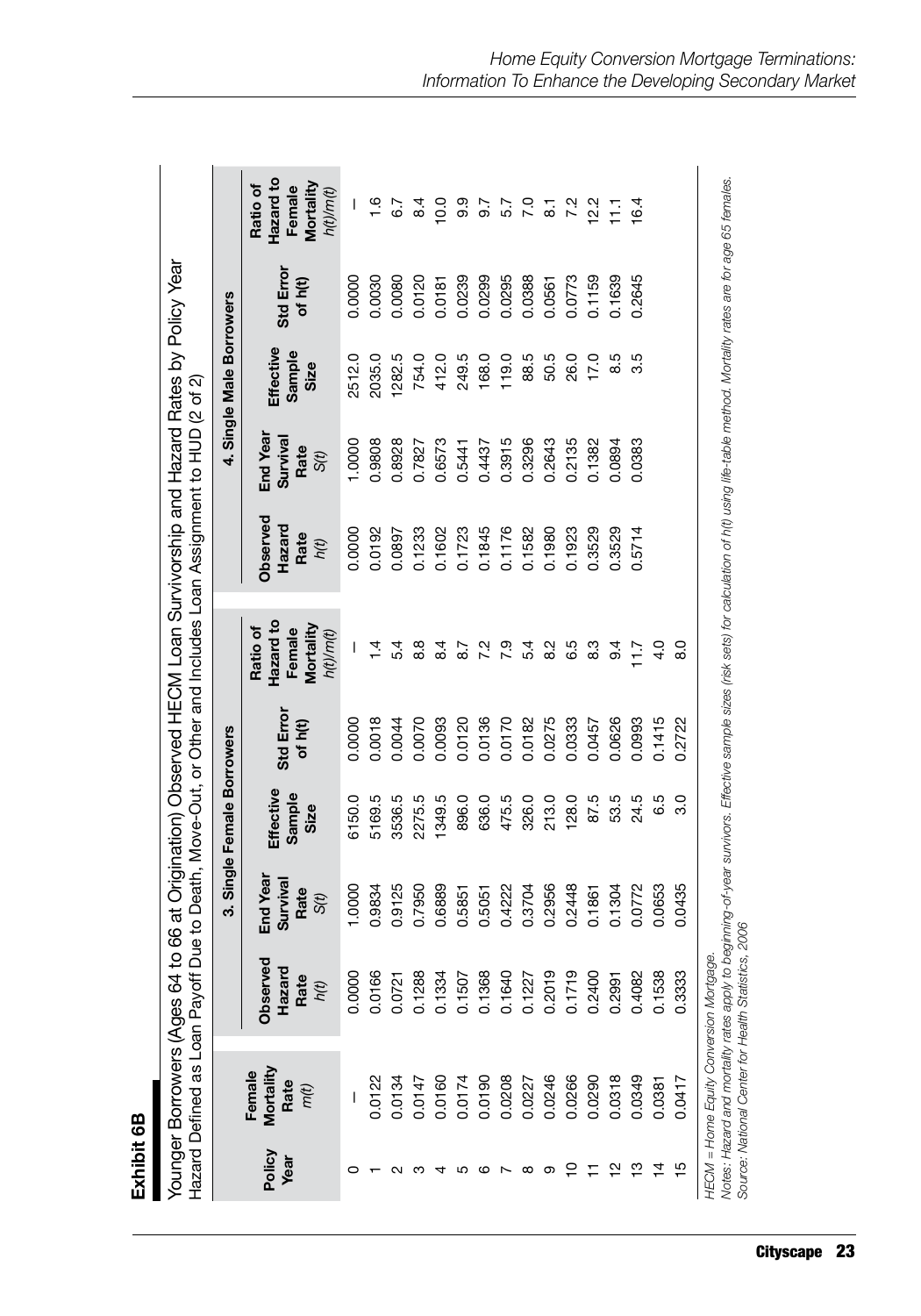**Exhibit 6B**

Younger Borrowers (Ages 64 to 66 at Origination) Observed HECM Loan Survivorship and Hazard Rates by Policy Year
Hazard Defined as Loan Payoff Due to Death, Move-Out, or Other and Includes Loan Assignment to HUD (2 of 2)

| Policy Year | Female Mortality Rate $m(t)$ | 3. Single Female Borrowers | | | | | 4. Single Male Borrowers | | | | |
|---|---|---|---|---|---|---|---|---|---|---|---|
| | | Observed Hazard Rate $h(t)$ | End Year Survival Rate $S(t)$ | Effective Sample Size | Std Error of h(t) | Ratio of Hazard to Female Mortality $h(t)/m(t)$ | Observed Hazard Rate $h(t)$ | End Year Survival Rate $S(t)$ | Effective Sample Size | Std Error of h(t) | Ratio of Hazard to Female Mortality $h(t)/m(t)$ |
| 0 | — | 0.0000 | 1.0000 | 6150.0 | 0.0000 | — | 0.0000 | 1.0000 | 2512.0 | 0.0000 | — |
| 1 | 0.0122 | 0.0166 | 0.9834 | 5169.5 | 0.0018 | 1.4 | 0.0192 | 0.9808 | 2035.0 | 0.0030 | 1.6 |
| 2 | 0.0134 | 0.0721 | 0.9125 | 3536.5 | 0.0044 | 5.4 | 0.0897 | 0.8928 | 1282.5 | 0.0080 | 6.7 |
| 3 | 0.0147 | 0.1288 | 0.7950 | 2275.5 | 0.0070 | 8.8 | 0.1233 | 0.7827 | 754.0 | 0.0120 | 8.4 |
| 4 | 0.0160 | 0.1334 | 0.6889 | 1349.5 | 0.0093 | 8.4 | 0.1602 | 0.6573 | 412.0 | 0.0181 | 10.0 |
| 5 | 0.0174 | 0.1507 | 0.5851 | 896.0 | 0.0120 | 8.7 | 0.1723 | 0.5441 | 249.5 | 0.0239 | 9.9 |
| 6 | 0.0190 | 0.1368 | 0.5051 | 636.0 | 0.0136 | 7.2 | 0.1845 | 0.4437 | 168.0 | 0.0299 | 9.7 |
| 7 | 0.0208 | 0.1640 | 0.4222 | 475.5 | 0.0170 | 7.9 | 0.1176 | 0.3915 | 119.0 | 0.0295 | 5.7 |
| 8 | 0.0227 | 0.1227 | 0.3704 | 326.0 | 0.0182 | 5.4 | 0.1582 | 0.3296 | 88.5 | 0.0388 | 7.0 |
| 9 | 0.0246 | 0.2019 | 0.2956 | 213.0 | 0.0275 | 8.2 | 0.1980 | 0.2643 | 50.5 | 0.0561 | 8.1 |
| 10 | 0.0266 | 0.1719 | 0.2448 | 128.0 | 0.0333 | 6.5 | 0.1923 | 0.2135 | 26.0 | 0.0773 | 7.2 |
| 11 | 0.0290 | 0.2400 | 0.1861 | 87.5 | 0.0457 | 8.3 | 0.3529 | 0.1382 | 17.0 | 0.1159 | 12.2 |
| 12 | 0.0318 | 0.2991 | 0.1304 | 53.5 | 0.0626 | 9.4 | 0.3529 | 0.0894 | 8.5 | 0.1639 | 11.1 |
| 13 | 0.0349 | 0.4082 | 0.0772 | 24.5 | 0.0993 | 11.7 | 0.5714 | 0.0383 | 3.5 | 0.2645 | 16.4 |
| 14 | 0.0381 | 0.1538 | 0.0653 | 6.5 | 0.1415 | 4.0 | | | | | |
| 15 | 0.0417 | 0.3333 | 0.0435 | 3.0 | 0.2722 | 8.0 | | | | | |

*HECM = Home Equity Conversion Mortgage.*
*Notes: Hazard and mortality rates apply to beginning-of-year survivors. Effective sample sizes (risk sets) for calculation of h(t) using life-table method. Mortality rates are for age 65 females.*
*Source: National Center for Health Statistics, 2006*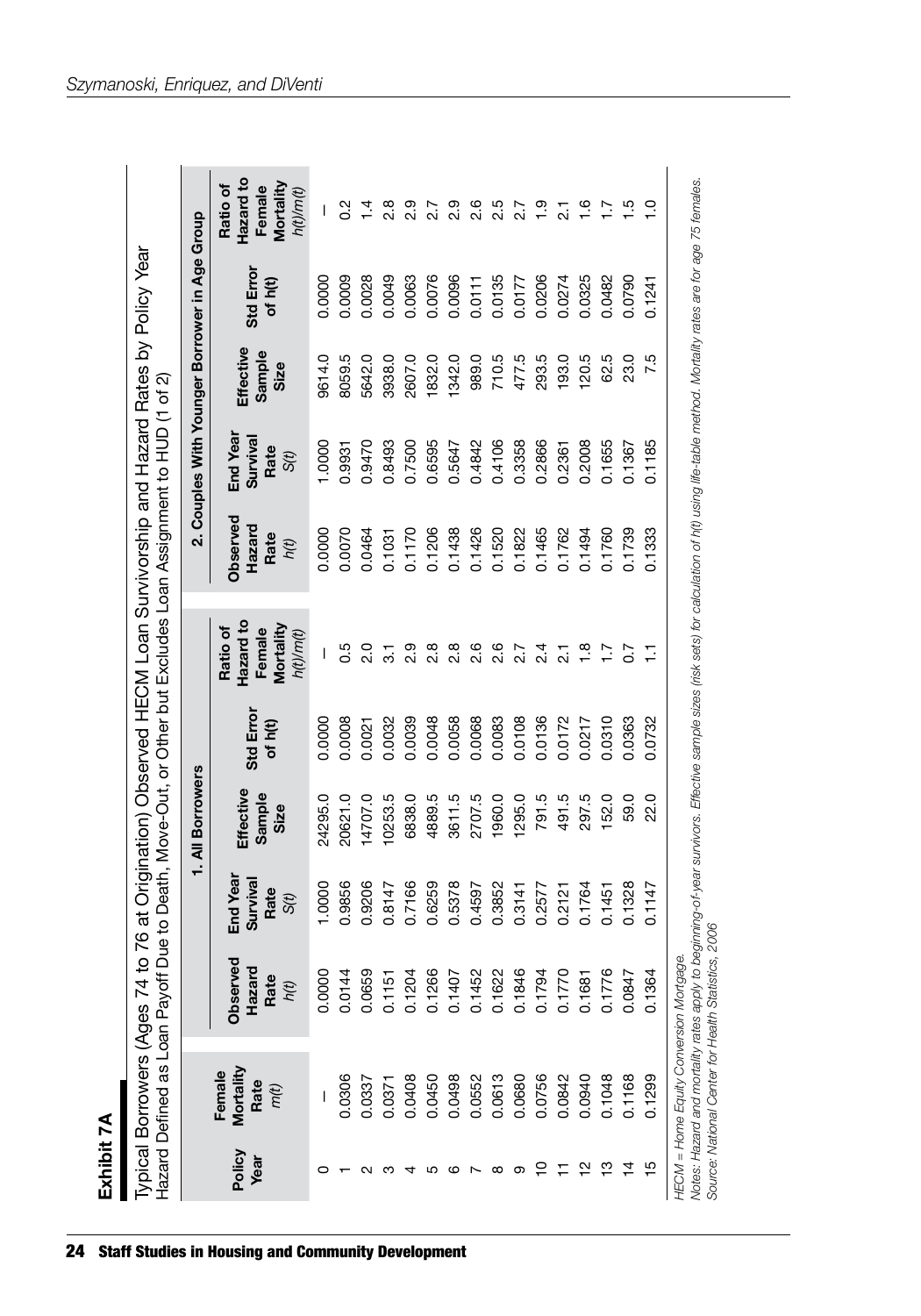## Exhibit 7A

Typical Borrowers (Ages 74 to 76 at Origination) Observed HECM Loan Survivorship and Hazard Rates by Policy Year
Hazard Defined as Loan Payoff Due to Death, Move-Out, or Other but Excludes Loan Assignment to HUD (1 of 2)

| Policy Year | Female Mortality Rate $m(t)$ | 1. All Borrowers | | | | | 2. Couples With Younger Borrower in Age Group | | | | |
|---|---|---|---|---|---|---|---|---|---|---|---|
| | | Observed Hazard Rate $h(t)$ | End Year Survival Rate $S(t)$ | Effective Sample Size | Std Error of h(t) | Ratio of Hazard to Female Mortality $h(t)/m(t)$ | Observed Hazard Rate $h(t)$ | End Year Survival Rate $S(t)$ | Effective Sample Size | Std Error of h(t) | Ratio of Hazard to Female Mortality $h(t)/m(t)$ |
| 0 | — | 0.0000 | 1.0000 | 24295.0 | 0.0000 | — | 0.0000 | 1.0000 | 9614.0 | 0.0000 | — |
| 1 | 0.0306 | 0.0144 | 0.9856 | 20621.0 | 0.0008 | 0.5 | 0.0070 | 0.9931 | 8059.5 | 0.0009 | 0.2 |
| 2 | 0.0337 | 0.0659 | 0.9206 | 14707.0 | 0.0021 | 2.0 | 0.0464 | 0.9470 | 5642.0 | 0.0028 | 1.4 |
| 3 | 0.0371 | 0.1151 | 0.8147 | 10253.5 | 0.0032 | 3.1 | 0.1031 | 0.8493 | 3938.0 | 0.0049 | 2.8 |
| 4 | 0.0408 | 0.1204 | 0.7166 | 6838.0 | 0.0039 | 2.9 | 0.1170 | 0.7500 | 2607.0 | 0.0063 | 2.9 |
| 5 | 0.0450 | 0.1266 | 0.6259 | 4889.5 | 0.0048 | 2.8 | 0.1206 | 0.6595 | 1832.0 | 0.0076 | 2.7 |
| 6 | 0.0498 | 0.1407 | 0.5378 | 3611.5 | 0.0058 | 2.8 | 0.1438 | 0.5647 | 1342.0 | 0.0096 | 2.9 |
| 7 | 0.0552 | 0.1452 | 0.4597 | 2707.5 | 0.0068 | 2.6 | 0.1426 | 0.4842 | 989.0 | 0.0111 | 2.6 |
| 8 | 0.0613 | 0.1622 | 0.3852 | 1960.0 | 0.0083 | 2.6 | 0.1520 | 0.4106 | 710.5 | 0.0135 | 2.5 |
| 9 | 0.0680 | 0.1846 | 0.3141 | 1295.0 | 0.0108 | 2.7 | 0.1822 | 0.3358 | 477.5 | 0.0177 | 2.7 |
| 10 | 0.0756 | 0.1794 | 0.2577 | 791.5 | 0.0136 | 2.4 | 0.1465 | 0.2866 | 293.5 | 0.0206 | 1.9 |
| 11 | 0.0842 | 0.1770 | 0.2121 | 491.5 | 0.0172 | 2.1 | 0.1762 | 0.2361 | 193.0 | 0.0274 | 2.1 |
| 12 | 0.0940 | 0.1681 | 0.1764 | 297.5 | 0.0217 | 1.8 | 0.1494 | 0.2008 | 120.5 | 0.0325 | 1.6 |
| 13 | 0.1048 | 0.1776 | 0.1451 | 152.0 | 0.0310 | 1.7 | 0.1760 | 0.1655 | 62.5 | 0.0482 | 1.7 |
| 14 | 0.1168 | 0.0847 | 0.1328 | 59.0 | 0.0363 | 0.7 | 0.1739 | 0.1367 | 23.0 | 0.0790 | 1.5 |
| 15 | 0.1299 | 0.1364 | 0.1147 | 22.0 | 0.0732 | 1.1 | 0.1333 | 0.1185 | 7.5 | 0.1241 | 1.0 |

*HECM = Home Equity Conversion Mortgage.*
*Notes: Hazard and mortality rates apply to beginning-of-year survivors. Effective sample sizes (risk sets) for calculation of h(t) using life-table method. Mortality rates are for age 75 females.*
*Source: National Center for Health Statistics, 2006*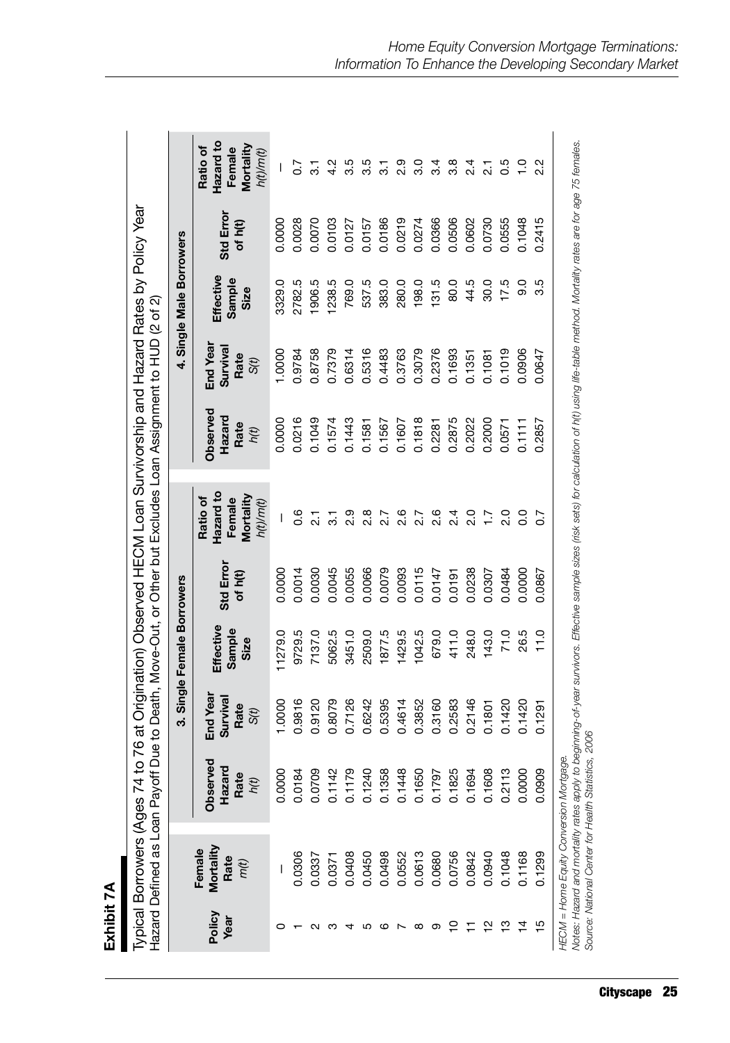## Exhibit 7A

Typical Borrowers (Ages 74 to 76 at Origination) Observed HECM Loan Survivorship and Hazard Rates by Policy Year Hazard Defined as Loan Payoff Due to Death, Move-Out, or Other but Excludes Loan Assignment to HUD (2 of 2)

| Policy Year | Female Mortality Rate $m(t)$ | 3. Single Female Borrowers | | | | | 4. Single Male Borrowers | | | | |
|---|---|---|---|---|---|---|---|---|---|---|---|
| | | Observed Hazard Rate $h(t)$ | End Year Survival Rate $S(t)$ | Effective Sample Size | Std Error of h(t) | Ratio of Hazard to Female Mortality $h(t)/m(t)$ | Observed Hazard Rate $h(t)$ | End Year Survival Rate $S(t)$ | Effective Sample Size | Std Error of h(t) | Ratio of Hazard to Female Mortality $h(t)/m(t)$ |
| 0 | — | 0.0000 | 1.0000 | 11279.0 | 0.0000 | — | 0.0000 | 1.0000 | 3329.0 | 0.0000 | — |
| 1 | 0.0306 | 0.0184 | 0.9816 | 9729.5 | 0.0014 | 0.6 | 0.0216 | 0.9784 | 2782.5 | 0.0028 | 0.7 |
| 2 | 0.0337 | 0.0709 | 0.9120 | 7137.0 | 0.0030 | 2.1 | 0.1049 | 0.8758 | 1906.5 | 0.0070 | 3.1 |
| 3 | 0.0371 | 0.1142 | 0.8079 | 5062.5 | 0.0045 | 3.1 | 0.1574 | 0.7379 | 1238.5 | 0.0103 | 4.2 |
| 4 | 0.0408 | 0.1179 | 0.7126 | 3451.0 | 0.0055 | 2.9 | 0.1443 | 0.6314 | 769.0 | 0.0127 | 3.5 |
| 5 | 0.0450 | 0.1240 | 0.6242 | 2509.0 | 0.0066 | 2.8 | 0.1581 | 0.5316 | 537.5 | 0.0157 | 3.5 |
| 6 | 0.0498 | 0.1358 | 0.5395 | 1877.5 | 0.0079 | 2.7 | 0.1567 | 0.4483 | 383.0 | 0.0186 | 3.1 |
| 7 | 0.0552 | 0.1448 | 0.4614 | 1429.5 | 0.0093 | 2.6 | 0.1607 | 0.3763 | 280.0 | 0.0219 | 2.9 |
| 8 | 0.0613 | 0.1650 | 0.3852 | 1042.5 | 0.0115 | 2.7 | 0.1818 | 0.3079 | 198.0 | 0.0274 | 3.0 |
| 9 | 0.0680 | 0.1797 | 0.3160 | 679.0 | 0.0147 | 2.6 | 0.2281 | 0.2376 | 131.5 | 0.0366 | 3.4 |
| 10 | 0.0756 | 0.1825 | 0.2583 | 411.0 | 0.0191 | 2.4 | 0.2875 | 0.1693 | 80.0 | 0.0506 | 3.8 |
| 11 | 0.0842 | 0.1694 | 0.2146 | 248.0 | 0.0238 | 2.0 | 0.2022 | 0.1351 | 44.5 | 0.0602 | 2.4 |
| 12 | 0.0940 | 0.1608 | 0.1801 | 143.0 | 0.0307 | 1.7 | 0.2000 | 0.1081 | 30.0 | 0.0730 | 2.1 |
| 13 | 0.1048 | 0.2113 | 0.1420 | 71.0 | 0.0484 | 2.0 | 0.0571 | 0.1019 | 17.5 | 0.0555 | 0.5 |
| 14 | 0.1168 | 0.0000 | 0.1420 | 26.5 | 0.0000 | 0.0 | 0.1111 | 0.0906 | 9.0 | 0.1048 | 1.0 |
| 15 | 0.1299 | 0.0909 | 0.1291 | 11.0 | 0.0867 | 0.7 | 0.2857 | 0.0647 | 3.5 | 0.2415 | 2.2 |

*HECM = Home Equity Conversion Mortgage.*
*Notes: Hazard and mortality rates apply to beginning-of-year survivors. Effective sample sizes (risk sets) for calculation of h(t) using life-table method. Mortality rates are for age 75 females.*
*Source: National Center for Health Statistics, 2006*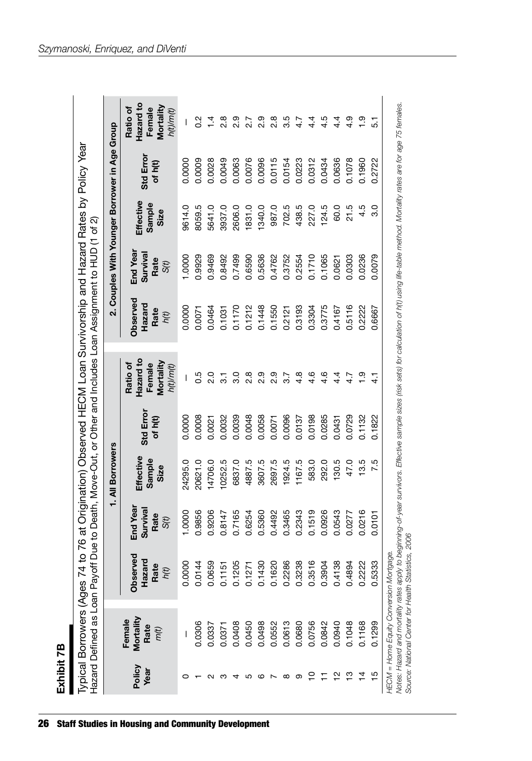## Exhibit 7B

Typical Borrowers (Ages 74 to 76 at Origination) Observed HECM Loan Survivorship and Hazard Rates by Policy Year
Hazard Defined as Loan Payoff Due to Death, Move-Out, or Other and Includes Loan Assignment to HUD (1 of 2)

| Policy Year | Female Mortality Rate $m(t)$ | 1. All Borrowers | | | | | 2. Couples With Younger Borrower in Age Group | | | | |
|---|---|---|---|---|---|---|---|---|---|---|---|
| | | Observed Hazard Rate $h(t)$ | End Year Survival Rate $S(t)$ | Effective Sample Size | Std Error of h(t) | Ratio of Hazard to Female Mortality $h(t)/m(t)$ | Observed Hazard Rate $h(t)$ | End Year Survival Rate $S(t)$ | Effective Sample Size | Std Error of h(t) | Ratio of Hazard to Female Mortality $h(t)/m(t)$ |
| 0 | — | 0.0000 | 1.0000 | 24295.0 | 0.0000 | — | 0.0000 | 1.0000 | 9614.0 | 0.0000 | — |
| 1 | 0.0306 | 0.0144 | 0.9856 | 20621.0 | 0.0008 | 0.5 | 0.0071 | 0.9929 | 8059.5 | 0.0009 | 0.2 |
| 2 | 0.0337 | 0.0659 | 0.9206 | 14706.0 | 0.0021 | 2.0 | 0.0464 | 0.9469 | 5641.0 | 0.0028 | 1.4 |
| 3 | 0.0371 | 0.1151 | 0.8147 | 10252.5 | 0.0032 | 3.1 | 0.1031 | 0.8492 | 3937.0 | 0.0049 | 2.8 |
| 4 | 0.0408 | 0.1205 | 0.7165 | 6837.0 | 0.0039 | 3.0 | 0.1170 | 0.7499 | 2606.0 | 0.0063 | 2.9 |
| 5 | 0.0450 | 0.1271 | 0.6254 | 4887.5 | 0.0048 | 2.8 | 0.1212 | 0.6590 | 1831.0 | 0.0076 | 2.7 |
| 6 | 0.0498 | 0.1430 | 0.5360 | 3607.5 | 0.0058 | 2.9 | 0.1448 | 0.5636 | 1340.0 | 0.0096 | 2.9 |
| 7 | 0.0552 | 0.1620 | 0.4492 | 2697.5 | 0.0071 | 2.9 | 0.1550 | 0.4762 | 987.0 | 0.0115 | 2.8 |
| 8 | 0.0613 | 0.2286 | 0.3465 | 1924.5 | 0.0096 | 3.7 | 0.2121 | 0.3752 | 702.5 | 0.0154 | 3.5 |
| 9 | 0.0680 | 0.3238 | 0.2343 | 1167.5 | 0.0137 | 4.8 | 0.3193 | 0.2554 | 438.5 | 0.0223 | 4.7 |
| 10 | 0.0756 | 0.3516 | 0.1519 | 583.0 | 0.0198 | 4.6 | 0.3304 | 0.1710 | 227.0 | 0.0312 | 4.4 |
| 11 | 0.0842 | 0.3904 | 0.0926 | 292.0 | 0.0285 | 4.6 | 0.3775 | 0.1065 | 124.5 | 0.0434 | 4.5 |
| 12 | 0.0940 | 0.4138 | 0.0543 | 130.5 | 0.0431 | 4.4 | 0.4167 | 0.0621 | 60.0 | 0.0636 | 4.4 |
| 13 | 0.1048 | 0.4894 | 0.0277 | 47.0 | 0.0729 | 4.7 | 0.5116 | 0.0303 | 21.5 | 0.1078 | 4.9 |
| 14 | 0.1168 | 0.2222 | 0.0216 | 13.5 | 0.1132 | 1.9 | 0.2222 | 0.0236 | 4.5 | 0.1960 | 1.9 |
| 15 | 0.1299 | 0.5333 | 0.0101 | 7.5 | 0.1822 | 4.1 | 0.6667 | 0.0079 | 3.0 | 0.2722 | 5.1 |

*HECM = Home Equity Conversion Mortgage.*
*Notes: Hazard and mortality rates apply to beginning-of-year survivors. Effective sample sizes (risk sets) for calculation of h(t) using life-table method. Mortality rates are for age 75 females.*
*Source: National Center for Health Statistics, 2006*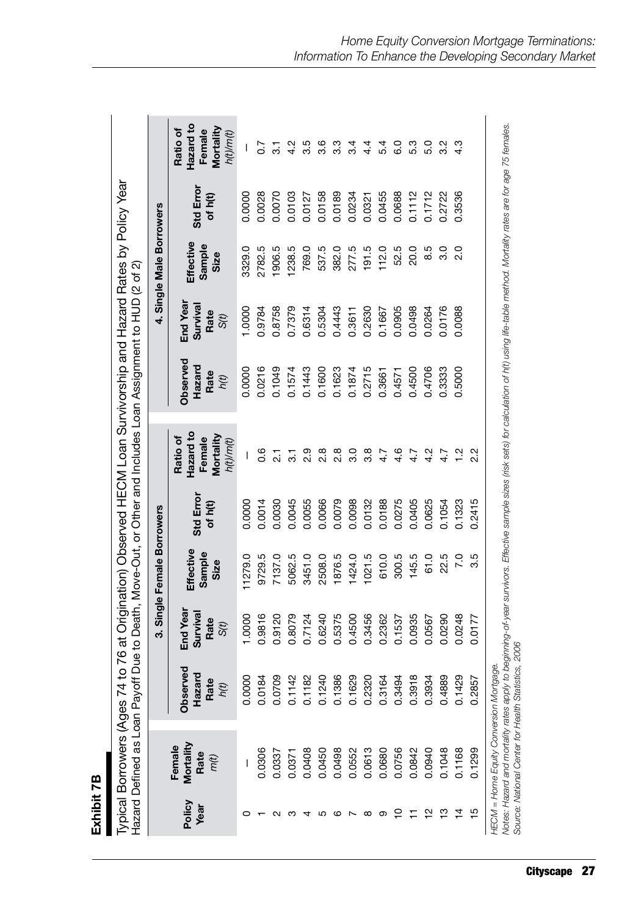**Exhibit 7B**

Typical Borrowers (Ages 74 to 76 at Origination) Observed HECM Loan Survivorship and Hazard Rates by Policy Year
Hazard Defined as Loan Payoff Due to Death, Move-Out, or Other and Includes Loan Assignment to HUD (2 of 2)

| Policy Year | Female Mortality Rate $m(t)$ | 3. Single Female Borrowers | | | | | 4. Single Male Borrowers | | | | |
|---|---|---|---|---|---|---|---|---|---|---|---|
| | | Observed Hazard Rate $h(t)$ | End Year Survival Rate $S(t)$ | Effective Sample Size | Std Error of h(t) | Ratio of Hazard to Female Mortality $h(t)/m(t)$ | Observed Hazard Rate $h(t)$ | End Year Survival Rate $S(t)$ | Effective Sample Size | Std Error of h(t) | Ratio of Hazard to Female Mortality $h(t)/m(t)$ |
| 0 | — | 0.0000 | 1.0000 | 11279.0 | 0.0000 | — | 0.0000 | 1.0000 | 3329.0 | 0.0000 | — |
| 1 | 0.0306 | 0.0184 | 0.9816 | 9729.5 | 0.0014 | 0.6 | 0.0216 | 0.9784 | 2782.5 | 0.0028 | 0.7 |
| 2 | 0.0337 | 0.0709 | 0.9120 | 7137.0 | 0.0030 | 2.1 | 0.1049 | 0.8758 | 1906.5 | 0.0070 | 3.1 |
| 3 | 0.0371 | 0.1142 | 0.8079 | 5062.5 | 0.0045 | 3.1 | 0.1574 | 0.7379 | 1238.5 | 0.0103 | 4.2 |
| 4 | 0.0408 | 0.1182 | 0.7124 | 3451.0 | 0.0055 | 2.9 | 0.1443 | 0.6314 | 769.0 | 0.0127 | 3.5 |
| 5 | 0.0450 | 0.1240 | 0.6240 | 2508.0 | 0.0066 | 2.8 | 0.1600 | 0.5304 | 537.5 | 0.0158 | 3.6 |
| 6 | 0.0498 | 0.1386 | 0.5375 | 1876.5 | 0.0079 | 2.8 | 0.1623 | 0.4443 | 382.0 | 0.0189 | 3.3 |
| 7 | 0.0552 | 0.1629 | 0.4500 | 1424.0 | 0.0098 | 3.0 | 0.1874 | 0.3611 | 277.5 | 0.0234 | 3.4 |
| 8 | 0.0613 | 0.2320 | 0.3456 | 1021.5 | 0.0132 | 3.8 | 0.2715 | 0.2630 | 191.5 | 0.0321 | 4.4 |
| 9 | 0.0680 | 0.3164 | 0.2362 | 610.0 | 0.0188 | 4.7 | 0.3661 | 0.1667 | 112.0 | 0.0455 | 5.4 |
| 10 | 0.0756 | 0.3494 | 0.1537 | 300.5 | 0.0275 | 4.6 | 0.4571 | 0.0905 | 52.5 | 0.0688 | 6.0 |
| 11 | 0.0842 | 0.3918 | 0.0935 | 145.5 | 0.0405 | 4.7 | 0.4500 | 0.0498 | 20.0 | 0.1112 | 5.3 |
| 12 | 0.0940 | 0.3934 | 0.0567 | 61.0 | 0.0625 | 4.2 | 0.4706 | 0.0264 | 8.5 | 0.1712 | 5.0 |
| 13 | 0.1048 | 0.4889 | 0.0290 | 22.5 | 0.1054 | 4.7 | 0.3333 | 0.0176 | 3.0 | 0.2722 | 3.2 |
| 14 | 0.1168 | 0.1429 | 0.0248 | 7.0 | 0.1323 | 1.2 | 0.5000 | 0.0088 | 2.0 | 0.3536 | 4.3 |
| 15 | 0.1299 | 0.2857 | 0.0177 | 3.5 | 0.2415 | 2.2 | | | | | |

HECM = Home Equity Conversion Mortgage.

*Notes: Hazard and mortality rates apply to beginning-of-year survivors. Effective sample sizes (risk sets) for calculation of h(t) using life-table method. Mortality rates are for age 75 females.*

*Source: National Center for Health Statistics, 2006*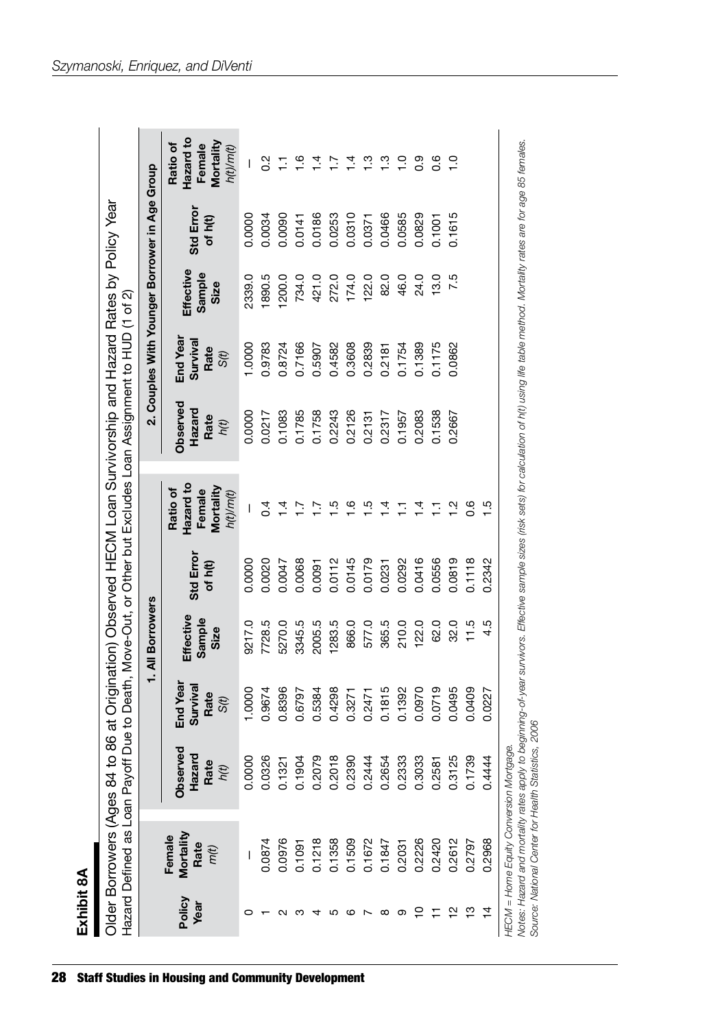## Exhibit 8A

Older Borrowers (Ages 84 to 86 at Origination) Observed HECM Loan Survivorship and Hazard Rates by Policy Year
Hazard Defined as Loan Payoff Due to Death, Move-Out, or Other but Excludes Loan Assignment to HUD (1 of 2)

| Policy Year | Female Mortality Rate $m(t)$ | 1. All Borrowers | | | | | 2. Couples With Younger Borrower in Age Group | | | | |
|---|---|---|---|---|---|---|---|---|---|---|---|
| | | Observed Hazard Rate $h(t)$ | End Year Survival Rate $S(t)$ | Effective Sample Size | Std Error of h(t) | Ratio of Hazard to Female Mortality $h(t)/m(t)$ | Observed Hazard Rate $h(t)$ | End Year Survival Rate $S(t)$ | Effective Sample Size | Std Error of h(t) | Ratio of Hazard to Female Mortality $h(t)/m(t)$ |
| 0 | — | 0.0000 | 1.0000 | 9217.0 | 0.0000 | — | 0.0000 | 1.0000 | 2339.0 | 0.0000 | — |
| 1 | 0.0874 | 0.0326 | 0.9674 | 7728.5 | 0.0020 | 0.4 | 0.0217 | 0.9783 | 1890.5 | 0.0034 | 0.2 |
| 2 | 0.0976 | 0.1321 | 0.8396 | 5270.0 | 0.0047 | 1.4 | 0.1083 | 0.8724 | 1200.0 | 0.0090 | 1.1 |
| 3 | 0.1091 | 0.1904 | 0.6797 | 3345.5 | 0.0068 | 1.7 | 0.1785 | 0.7166 | 734.0 | 0.0141 | 1.6 |
| 4 | 0.1218 | 0.2079 | 0.5384 | 2005.5 | 0.0091 | 1.7 | 0.1758 | 0.5907 | 421.0 | 0.0186 | 1.4 |
| 5 | 0.1358 | 0.2018 | 0.4298 | 1283.5 | 0.0112 | 1.5 | 0.2243 | 0.4582 | 272.0 | 0.0253 | 1.7 |
| 6 | 0.1509 | 0.2390 | 0.3271 | 866.0 | 0.0145 | 1.6 | 0.2126 | 0.3608 | 174.0 | 0.0310 | 1.4 |
| 7 | 0.1672 | 0.2444 | 0.2471 | 577.0 | 0.0179 | 1.5 | 0.2131 | 0.2839 | 122.0 | 0.0371 | 1.3 |
| 8 | 0.1847 | 0.2654 | 0.1815 | 365.5 | 0.0231 | 1.4 | 0.2317 | 0.2181 | 82.0 | 0.0466 | 1.3 |
| 9 | 0.2031 | 0.2333 | 0.1392 | 210.0 | 0.0292 | 1.1 | 0.1957 | 0.1754 | 46.0 | 0.0585 | 1.0 |
| 10 | 0.2226 | 0.3033 | 0.0970 | 122.0 | 0.0416 | 1.4 | 0.2083 | 0.1389 | 24.0 | 0.0829 | 0.9 |
| 11 | 0.2420 | 0.2581 | 0.0719 | 62.0 | 0.0556 | 1.1 | 0.1538 | 0.1175 | 13.0 | 0.1001 | 0.6 |
| 12 | 0.2612 | 0.3125 | 0.0495 | 32.0 | 0.0819 | 1.2 | 0.2667 | 0.0862 | 7.5 | 0.1615 | 1.0 |
| 13 | 0.2797 | 0.1739 | 0.0409 | 11.5 | 0.1118 | 0.6 | | | | | |
| 14 | 0.2968 | 0.4444 | 0.0227 | 4.5 | 0.2342 | 1.5 | | | | | |

*HECM = Home Equity Conversion Mortgage.*
*Notes: Hazard and mortality rates apply to beginning-of-year survivors. Effective sample sizes (risk sets) for calculation of h(t) using life table method. Mortality rates are for age 85 females.*
*Source: National Center for Health Statistics, 2006*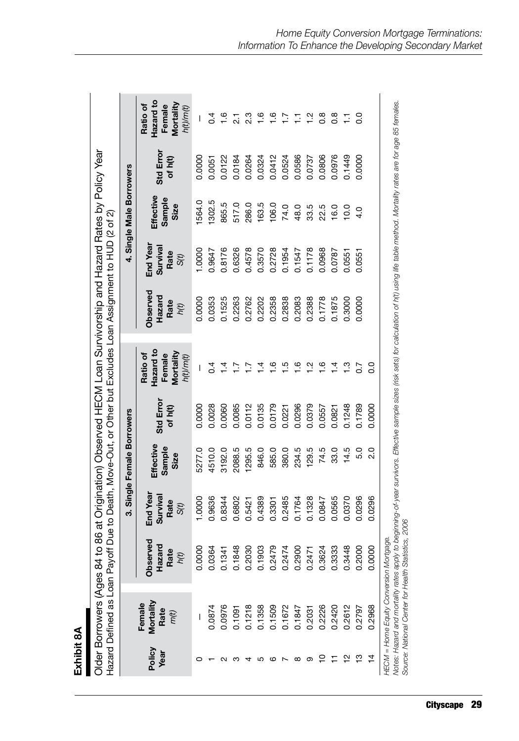## Exhibit 8A

Older Borrowers (Ages 84 to 86 at Origination) Observed HECM Loan Survivorship and Hazard Rates by Policy Year
Hazard Defined as Loan Payoff Due to Death, Move-Out, or Other but Excludes Loan Assignment to HUD (2 of 2)

| Policy Year | Female Mortality Rate $m(t)$ | 3. Single Female Borrowers | | | | | 4. Single Male Borrowers | | | | |
|---|---|---|---|---|---|---|---|---|---|---|---|
| | | Observed Hazard Rate $h(t)$ | End Year Survival Rate $S(t)$ | Effective Sample Size | Std Error of h(t) | Ratio of Hazard to Female Mortality $h(t)/m(t)$ | Observed Hazard Rate $h(t)$ | End Year Survival Rate $S(t)$ | Effective Sample Size | Std Error of h(t) | Ratio of Hazard to Female Mortality $h(t)/m(t)$ |
| 0 | — | 0.0000 | 1.0000 | 5277.0 | 0.0000 | — | 0.0000 | 1.0000 | 1564.0 | 0.0000 | — |
| 1 | 0.0874 | 0.0364 | 0.9636 | 4510.0 | 0.0028 | 0.4 | 0.0353 | 0.9647 | 1302.5 | 0.0051 | 0.4 |
| 2 | 0.0976 | 0.1341 | 0.8344 | 3192.0 | 0.0060 | 1.4 | 0.1525 | 0.8176 | 865.5 | 0.0122 | 1.6 |
| 3 | 0.1091 | 0.1848 | 0.6802 | 2088.5 | 0.0085 | 1.7 | 0.2263 | 0.6326 | 517.0 | 0.0184 | 2.1 |
| 4 | 0.1218 | 0.2030 | 0.5421 | 1295.5 | 0.0112 | 1.7 | 0.2762 | 0.4578 | 286.0 | 0.0264 | 2.3 |
| 5 | 0.1358 | 0.1903 | 0.4389 | 846.0 | 0.0135 | 1.4 | 0.2202 | 0.3570 | 163.5 | 0.0324 | 1.6 |
| 6 | 0.1509 | 0.2479 | 0.3301 | 585.0 | 0.0179 | 1.6 | 0.2358 | 0.2728 | 106.0 | 0.0412 | 1.6 |
| 7 | 0.1672 | 0.2474 | 0.2485 | 380.0 | 0.0221 | 1.5 | 0.2838 | 0.1954 | 74.0 | 0.0524 | 1.7 |
| 8 | 0.1847 | 0.2900 | 0.1764 | 234.5 | 0.0296 | 1.6 | 0.2083 | 0.1547 | 48.0 | 0.0586 | 1.1 |
| 9 | 0.2031 | 0.2471 | 0.1328 | 129.5 | 0.0379 | 1.2 | 0.2388 | 0.1178 | 33.5 | 0.0737 | 1.2 |
| 10 | 0.2226 | 0.3624 | 0.0847 | 74.5 | 0.0557 | 1.6 | 0.1778 | 0.0968 | 22.5 | 0.0806 | 0.8 |
| 11 | 0.2420 | 0.3333 | 0.0565 | 33.0 | 0.0821 | 1.4 | 0.1875 | 0.0787 | 16.0 | 0.0976 | 0.8 |
| 12 | 0.2612 | 0.3448 | 0.0370 | 14.5 | 0.1248 | 1.3 | 0.3000 | 0.0551 | 10.0 | 0.1449 | 1.1 |
| 13 | 0.2797 | 0.2000 | 0.0296 | 5.0 | 0.1789 | 0.7 | 0.0000 | 0.0551 | 4.0 | 0.0000 | 0.0 |
| 14 | 0.2968 | 0.0000 | 0.0296 | 2.0 | 0.0000 | 0.0 | | | | | |

*HECM = Home Equity Conversion Mortgage.*
*Notes: Hazard and mortality rates apply to beginning-of-year survivors. Effective sample sizes (risk sets) for calculation of h(t) using life table method. Mortality rates are for age 85 females.*
*Source: National Center for Health Statistics, 2006*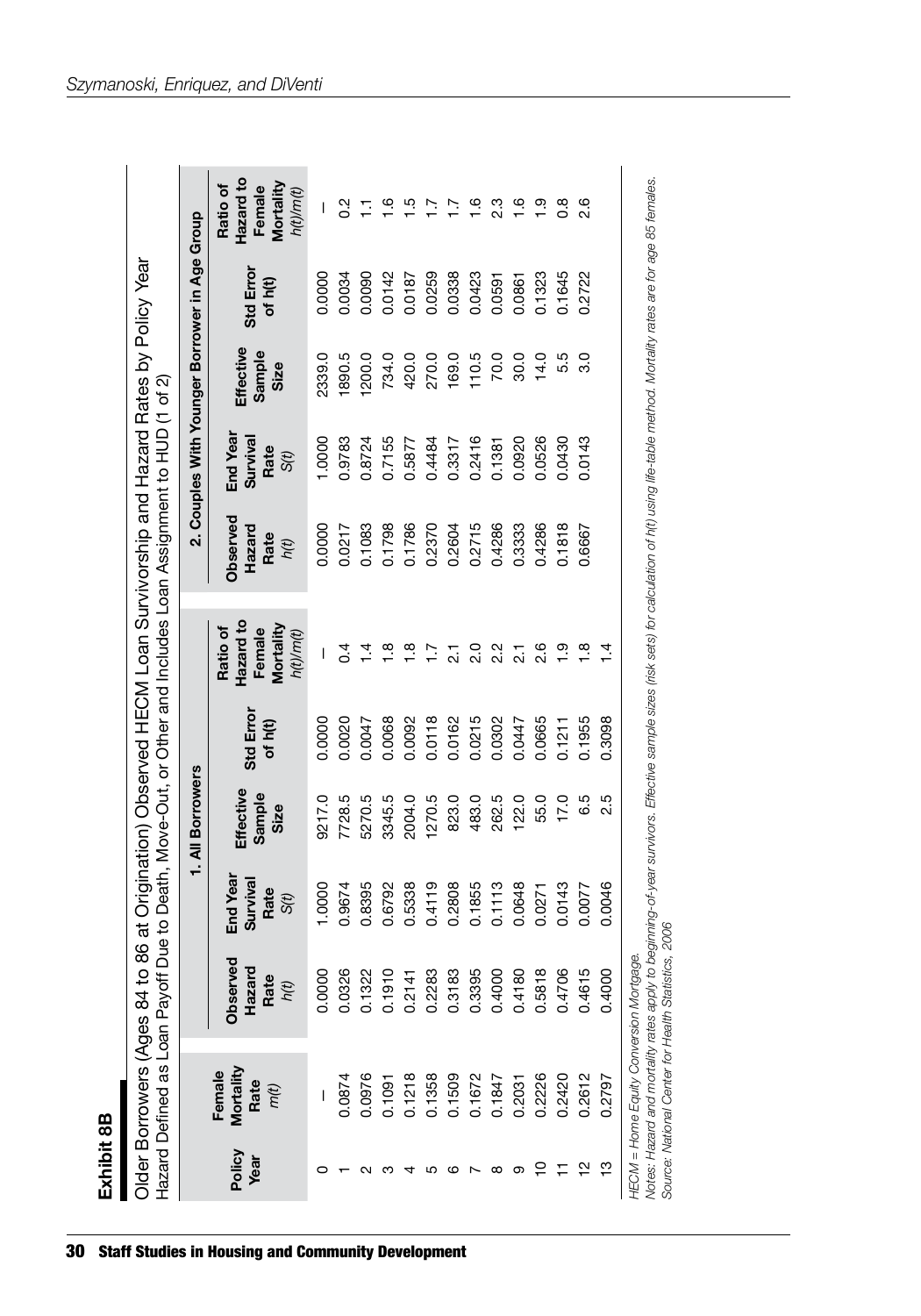**Exhibit 8B**

Older Borrowers (Ages 84 to 86 at Origination) Observed HECM Loan Survivorship and Hazard Rates by Policy Year
Hazard Defined as Loan Payoff Due to Death, Move-Out, or Other and Includes Loan Assignment to HUD (1 of 2)

| Policy Year | Female Mortality Rate $m(t)$ | 1. All Borrowers | | | | | 2. Couples With Younger Borrower in Age Group | | | | |
|---|---|---|---|---|---|---|---|---|---|---|---|
| | | Observed Hazard Rate $h(t)$ | End Year Survival Rate $S(t)$ | Effective Sample Size | Std Error of h(t) | Ratio of Hazard to Female Mortality $h(t)/m(t)$ | Observed Hazard Rate $h(t)$ | End Year Survival Rate $S(t)$ | Effective Sample Size | Std Error of h(t) | Ratio of Hazard to Female Mortality $h(t)/m(t)$ |
| 0 | — | 0.0000 | 1.0000 | 9217.0 | 0.0000 | — | 0.0000 | 1.0000 | 2339.0 | 0.0000 | — |
| 1 | 0.0874 | 0.0326 | 0.9674 | 7728.5 | 0.0020 | 0.4 | 0.0217 | 0.9783 | 1890.5 | 0.0034 | 0.2 |
| 2 | 0.0976 | 0.1322 | 0.8395 | 5270.5 | 0.0047 | 1.4 | 0.1083 | 0.8724 | 1200.0 | 0.0090 | 1.1 |
| 3 | 0.1091 | 0.1910 | 0.6792 | 3345.5 | 0.0068 | 1.8 | 0.1798 | 0.7155 | 734.0 | 0.0142 | 1.6 |
| 4 | 0.1218 | 0.2141 | 0.5338 | 2004.0 | 0.0092 | 1.8 | 0.1786 | 0.5877 | 420.0 | 0.0187 | 1.5 |
| 5 | 0.1358 | 0.2283 | 0.4119 | 1270.5 | 0.0118 | 1.7 | 0.2370 | 0.4484 | 270.0 | 0.0259 | 1.7 |
| 6 | 0.1509 | 0.3183 | 0.2808 | 823.0 | 0.0162 | 2.1 | 0.2604 | 0.3317 | 169.0 | 0.0338 | 1.7 |
| 7 | 0.1672 | 0.3395 | 0.1855 | 483.0 | 0.0215 | 2.0 | 0.2715 | 0.2416 | 110.5 | 0.0423 | 1.6 |
| 8 | 0.1847 | 0.4000 | 0.1113 | 262.5 | 0.0302 | 2.2 | 0.4286 | 0.1381 | 70.0 | 0.0591 | 2.3 |
| 9 | 0.2031 | 0.4180 | 0.0648 | 122.0 | 0.0447 | 2.1 | 0.3333 | 0.0920 | 30.0 | 0.0861 | 1.6 |
| 10 | 0.2226 | 0.5818 | 0.0271 | 55.0 | 0.0665 | 2.6 | 0.4286 | 0.0526 | 14.0 | 0.1323 | 1.9 |
| 11 | 0.2420 | 0.4706 | 0.0143 | 17.0 | 0.1211 | 1.9 | 0.1818 | 0.0430 | 5.5 | 0.1645 | 0.8 |
| 12 | 0.2612 | 0.4615 | 0.0077 | 6.5 | 0.1955 | 1.8 | 0.6667 | 0.0143 | 3.0 | 0.2722 | 2.6 |
| 13 | 0.2797 | 0.4000 | 0.0046 | 2.5 | 0.3098 | 1.4 | | | | | |

*HECM = Home Equity Conversion Mortgage.*
*Notes: Hazard and mortality rates apply to beginning-of-year survivors. Effective sample sizes (risk sets) for calculation of h(t) using life-table method. Mortality rates are for age 85 females.*
*Source: National Center for Health Statistics, 2006*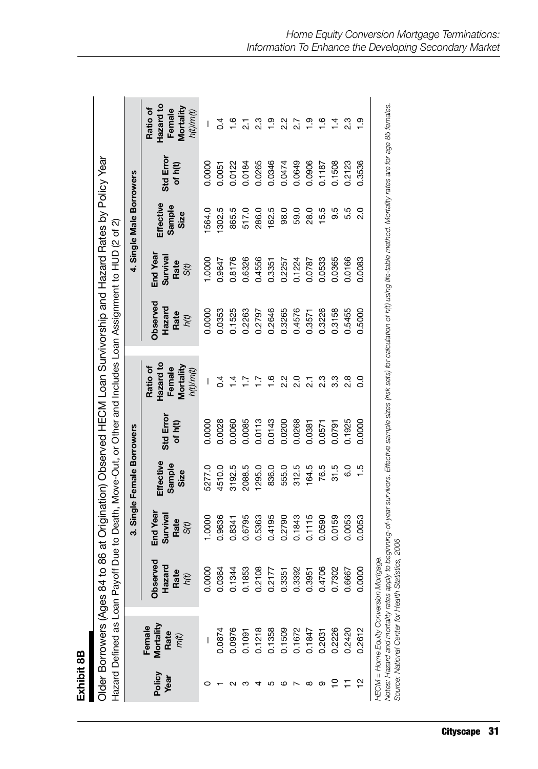## Exhibit 8B

Older Borrowers (Ages 84 to 86 at Origination) Observed HECM Loan Survivorship and Hazard Rates by Policy Year

Hazard Defined as Loan Payoff Due to Death, Move-Out, or Other and Includes Loan Assignment to HUD (2 of 2)

| Policy Year | Female Mortality Rate $m(t)$ | 3. Single Female Borrowers | | | | | 4. Single Male Borrowers | | | | |
|---|---|---|---|---|---|---|---|---|---|---|---|
| | | Observed Hazard Rate $h(t)$ | End Year Survival Rate $S(t)$ | Effective Sample Size | Std Error of h(t) | Ratio of Hazard to Female Mortality $h(t)/m(t)$ | Observed Hazard Rate $h(t)$ | End Year Survival Rate $S(t)$ | Effective Sample Size | Std Error of h(t) | Ratio of Hazard to Female Mortality $h(t)/m(t)$ |
| 0 | — | 0.0000 | 1.0000 | 5277.0 | 0.0000 | — | 0.0000 | 1.0000 | 1564.0 | 0.0000 | — |
| 1 | 0.0874 | 0.0364 | 0.9636 | 4510.0 | 0.0028 | 0.4 | 0.0353 | 0.9647 | 1302.5 | 0.0051 | 0.4 |
| 2 | 0.0976 | 0.1344 | 0.8341 | 3192.5 | 0.0060 | 1.4 | 0.1525 | 0.8176 | 865.5 | 0.0122 | 1.6 |
| 3 | 0.1091 | 0.1853 | 0.6795 | 2088.5 | 0.0085 | 1.7 | 0.2263 | 0.6326 | 517.0 | 0.0184 | 2.1 |
| 4 | 0.1218 | 0.2108 | 0.5363 | 1295.0 | 0.0113 | 1.7 | 0.2797 | 0.4556 | 286.0 | 0.0265 | 2.3 |
| 5 | 0.1358 | 0.2177 | 0.4195 | 836.0 | 0.0143 | 1.6 | 0.2646 | 0.3351 | 162.5 | 0.0346 | 1.9 |
| 6 | 0.1509 | 0.3351 | 0.2790 | 555.0 | 0.0200 | 2.2 | 0.3265 | 0.2257 | 98.0 | 0.0474 | 2.2 |
| 7 | 0.1672 | 0.3392 | 0.1843 | 312.5 | 0.0268 | 2.0 | 0.4576 | 0.1224 | 59.0 | 0.0649 | 2.7 |
| 8 | 0.1847 | 0.3951 | 0.1115 | 164.5 | 0.0381 | 2.1 | 0.3571 | 0.0787 | 28.0 | 0.0906 | 1.9 |
| 9 | 0.2031 | 0.4706 | 0.0590 | 76.5 | 0.0571 | 2.3 | 0.3226 | 0.0533 | 15.5 | 0.1187 | 1.6 |
| 10 | 0.2226 | 0.7302 | 0.0159 | 31.5 | 0.0791 | 3.3 | 0.3158 | 0.0365 | 9.5 | 0.1508 | 1.4 |
| 11 | 0.2420 | 0.6667 | 0.0053 | 6.0 | 0.1925 | 2.8 | 0.5455 | 0.0166 | 5.5 | 0.2123 | 2.3 |
| 12 | 0.2612 | 0.0000 | 0.0053 | 1.5 | 0.0000 | 0.0 | 0.5000 | 0.0083 | 2.0 | 0.3536 | 1.9 |

HECM = Home Equity Conversion Mortgage.

*Notes: Hazard and mortality rates apply to beginning-of-year survivors. Effective sample sizes (risk sets) for calculation of h(t) using life-table method. Mortality rates are for age 85 females.*

*Source: National Center for Health Statistics, 2006*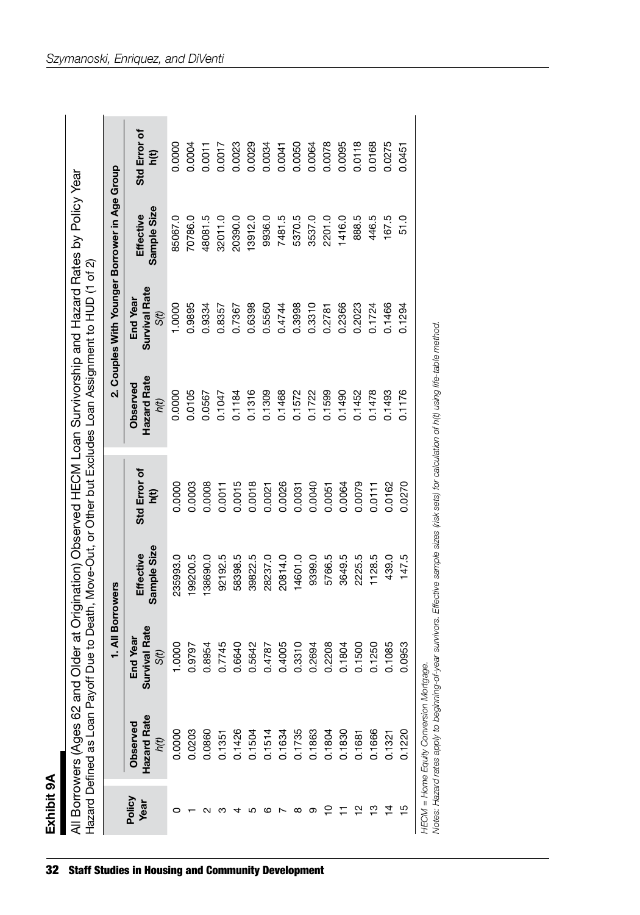## Exhibit 9A

All Borrowers (Ages 62 and Older at Origination) Observed HECM Loan Survivorship and Hazard Rates by Policy Year
Hazard Defined as Loan Payoff Due to Death, Move-Out, or Other but Excludes Loan Assignment to HUD (1 of 2)

| Policy Year | 1. All Borrowers | | | | 2. Couples With Younger Borrower in Age Group | | | |
|---|---|---|---|---|---|---|---|---|
| | Observed Hazard Rate $h(t)$ | End Year Survival Rate $S(t)$ | Effective Sample Size | Std Error of h(t) | Observed Hazard Rate $h(t)$ | End Year Survival Rate $S(t)$ | Effective Sample Size | Std Error of h(t) |
| 0 | 0.0000 | 1.0000 | 235993.0 | 0.0000 | 0.0000 | 1.0000 | 85067.0 | 0.0000 |
| 1 | 0.0203 | 0.9797 | 199200.5 | 0.0003 | 0.0105 | 0.9895 | 70786.0 | 0.0004 |
| 2 | 0.0860 | 0.8954 | 138690.0 | 0.0008 | 0.0567 | 0.9334 | 48081.5 | 0.0011 |
| 3 | 0.1351 | 0.7745 | 92192.5 | 0.0011 | 0.1047 | 0.8357 | 32011.0 | 0.0017 |
| 4 | 0.1426 | 0.6640 | 58398.5 | 0.0015 | 0.1184 | 0.7367 | 20390.0 | 0.0023 |
| 5 | 0.1504 | 0.5642 | 39822.5 | 0.0018 | 0.1316 | 0.6398 | 13912.0 | 0.0029 |
| 6 | 0.1514 | 0.4787 | 28237.0 | 0.0021 | 0.1309 | 0.5560 | 9936.0 | 0.0034 |
| 7 | 0.1634 | 0.4005 | 20814.0 | 0.0026 | 0.1468 | 0.4744 | 7481.5 | 0.0041 |
| 8 | 0.1735 | 0.3310 | 14601.0 | 0.0031 | 0.1572 | 0.3998 | 5370.5 | 0.0050 |
| 9 | 0.1863 | 0.2694 | 9399.0 | 0.0040 | 0.1722 | 0.3310 | 3537.0 | 0.0064 |
| 10 | 0.1804 | 0.2208 | 5766.5 | 0.0051 | 0.1599 | 0.2781 | 2201.0 | 0.0078 |
| 11 | 0.1830 | 0.1804 | 3649.5 | 0.0064 | 0.1490 | 0.2366 | 1416.0 | 0.0095 |
| 12 | 0.1681 | 0.1500 | 2225.5 | 0.0079 | 0.1452 | 0.2023 | 888.5 | 0.0118 |
| 13 | 0.1666 | 0.1250 | 1128.5 | 0.0111 | 0.1478 | 0.1724 | 446.5 | 0.0168 |
| 14 | 0.1321 | 0.1085 | 439.0 | 0.0162 | 0.1493 | 0.1466 | 167.5 | 0.0275 |
| 15 | 0.1220 | 0.0953 | 147.5 | 0.0270 | 0.1176 | 0.1294 | 51.0 | 0.0451 |

HECM = Home Equity Conversion Mortgage.
*Notes: Hazard rates apply to beginning-of-year survivors. Effective sample sizes (risk sets) for calculation of h(t) using life-table method.*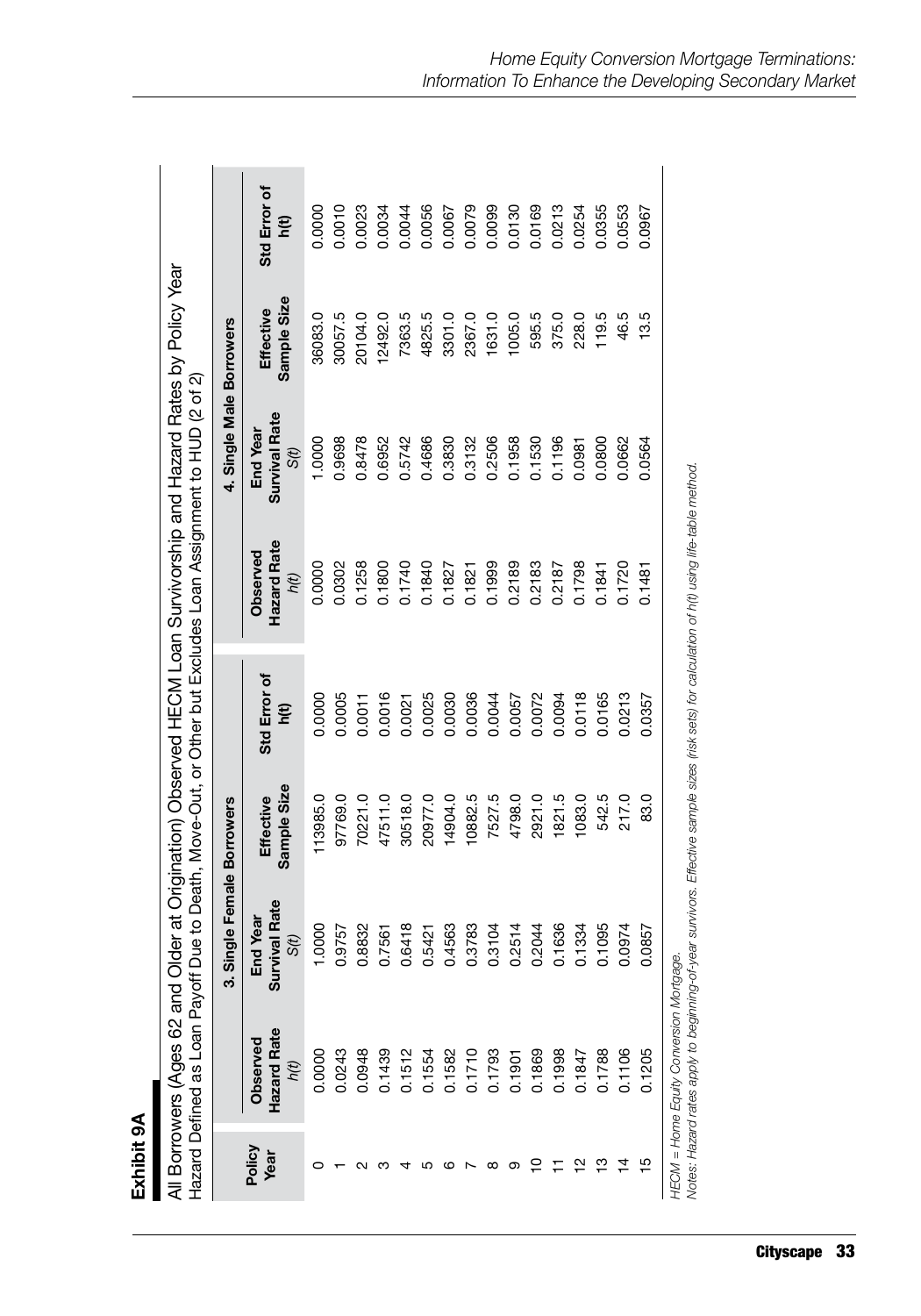## Exhibit 9A

All Borrowers (Ages 62 and Older at Origination) Observed HECM Loan Survivorship and Hazard Rates by Policy Year
Hazard Defined as Loan Payoff Due to Death, Move-Out, or Other but Excludes Loan Assignment to HUD (2 of 2)

| Policy Year | 3. Single Female Borrowers | | | | 4. Single Male Borrowers | | | |
|---|---|---|---|---|---|---|---|---|
| | Observed Hazard Rate *h(t)* | End Year Survival Rate *S(t)* | Effective Sample Size | Std Error of h(t) | Observed Hazard Rate *h(t)* | End Year Survival Rate *S(t)* | Effective Sample Size | Std Error of h(t) |
| 0 | 0.0000 | 1.0000 | 113985.0 | 0.0000 | 0.0000 | 1.0000 | 36083.0 | 0.0000 |
| 1 | 0.0243 | 0.9757 | 97769.0 | 0.0005 | 0.0302 | 0.9698 | 30057.5 | 0.0010 |
| 2 | 0.0948 | 0.8832 | 70221.0 | 0.0011 | 0.1258 | 0.8478 | 20104.0 | 0.0023 |
| 3 | 0.1439 | 0.7561 | 47511.0 | 0.0016 | 0.1800 | 0.6952 | 12492.0 | 0.0034 |
| 4 | 0.1512 | 0.6418 | 30518.0 | 0.0021 | 0.1740 | 0.5742 | 7363.5 | 0.0044 |
| 5 | 0.1554 | 0.5421 | 20977.0 | 0.0025 | 0.1840 | 0.4686 | 4825.5 | 0.0056 |
| 6 | 0.1582 | 0.4563 | 14904.0 | 0.0030 | 0.1827 | 0.3830 | 3301.0 | 0.0067 |
| 7 | 0.1710 | 0.3783 | 10882.5 | 0.0036 | 0.1821 | 0.3132 | 2367.0 | 0.0079 |
| 8 | 0.1793 | 0.3104 | 7527.5 | 0.0044 | 0.1999 | 0.2506 | 1631.0 | 0.0099 |
| 9 | 0.1901 | 0.2514 | 4798.0 | 0.0057 | 0.2189 | 0.1958 | 1005.0 | 0.0130 |
| 10 | 0.1869 | 0.2044 | 2921.0 | 0.0072 | 0.2183 | 0.1530 | 595.5 | 0.0169 |
| 11 | 0.1998 | 0.1636 | 1821.5 | 0.0094 | 0.2187 | 0.1196 | 375.0 | 0.0213 |
| 12 | 0.1847 | 0.1334 | 1083.0 | 0.0118 | 0.1798 | 0.0981 | 228.0 | 0.0254 |
| 13 | 0.1788 | 0.1095 | 542.5 | 0.0165 | 0.1841 | 0.0800 | 119.5 | 0.0355 |
| 14 | 0.1106 | 0.0974 | 217.0 | 0.0213 | 0.1720 | 0.0662 | 46.5 | 0.0553 |
| 15 | 0.1205 | 0.0857 | 83.0 | 0.0357 | 0.1481 | 0.0564 | 13.5 | 0.0967 |

*HECM = Home Equity Conversion Mortgage.*
*Notes: Hazard rates apply to beginning-of-year survivors. Effective sample sizes (risk sets) for calculation of h(t) using life-table method.*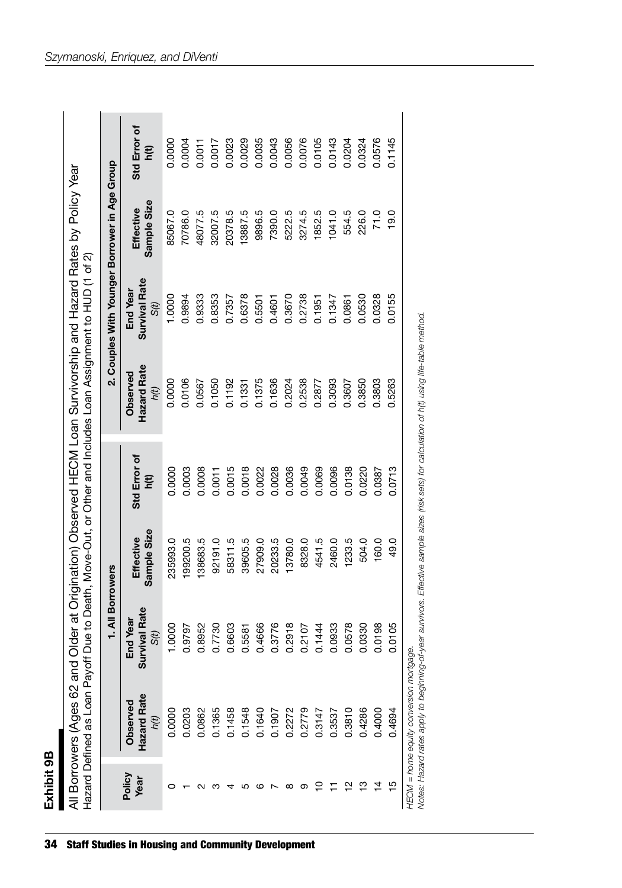## Exhibit 9B

All Borrowers (Ages 62 and Older at Origination) Observed HECM Loan Survivorship and Hazard Rates by Policy Year
Hazard Defined as Loan Payoff Due to Death, Move-Out, or Other and Includes Loan Assignment to HUD (1 of 2)

| Policy Year | 1. All Borrowers | | | | 2. Couples With Younger Borrower in Age Group | | | |
|---|---|---|---|---|---|---|---|---|
| | Observed Hazard Rate *h(t)* | End Year Survival Rate *S(t)* | Effective Sample Size | Std Error of h(t) | Observed Hazard Rate *h(t)* | End Year Survival Rate *S(t)* | Effective Sample Size | Std Error of h(t) |
| 0 | 0.0000 | 1.0000 | 235993.0 | 0.0000 | 0.0000 | 1.0000 | 85067.0 | 0.0000 |
| 1 | 0.0203 | 0.9797 | 199200.5 | 0.0003 | 0.0106 | 0.9894 | 70786.0 | 0.0004 |
| 2 | 0.0862 | 0.8952 | 138683.5 | 0.0008 | 0.0567 | 0.9333 | 48077.5 | 0.0011 |
| 3 | 0.1365 | 0.7730 | 92191.0 | 0.0011 | 0.1050 | 0.8353 | 32007.5 | 0.0017 |
| 4 | 0.1458 | 0.6603 | 58311.5 | 0.0015 | 0.1192 | 0.7357 | 20378.5 | 0.0023 |
| 5 | 0.1548 | 0.5581 | 39605.5 | 0.0018 | 0.1331 | 0.6378 | 13887.5 | 0.0029 |
| 6 | 0.1640 | 0.4666 | 27909.0 | 0.0022 | 0.1375 | 0.5501 | 9896.5 | 0.0035 |
| 7 | 0.1907 | 0.3776 | 20233.5 | 0.0028 | 0.1636 | 0.4601 | 7390.0 | 0.0043 |
| 8 | 0.2272 | 0.2918 | 13780.0 | 0.0036 | 0.2024 | 0.3670 | 5222.5 | 0.0056 |
| 9 | 0.2779 | 0.2107 | 8328.0 | 0.0049 | 0.2538 | 0.2738 | 3274.5 | 0.0076 |
| 10 | 0.3147 | 0.1444 | 4541.5 | 0.0069 | 0.2877 | 0.1951 | 1852.5 | 0.0105 |
| 11 | 0.3537 | 0.0933 | 2460.0 | 0.0096 | 0.3093 | 0.1347 | 1041.0 | 0.0143 |
| 12 | 0.3810 | 0.0578 | 1233.5 | 0.0138 | 0.3607 | 0.0861 | 554.5 | 0.0204 |
| 13 | 0.4286 | 0.0330 | 504.0 | 0.0220 | 0.3850 | 0.0530 | 226.0 | 0.0324 |
| 14 | 0.4000 | 0.0198 | 160.0 | 0.0387 | 0.3803 | 0.0328 | 71.0 | 0.0576 |
| 15 | 0.4694 | 0.0105 | 49.0 | 0.0713 | 0.5263 | 0.0155 | 19.0 | 0.1145 |

*HECM = home equity conversion mortgage.*
*Notes: Hazard rates apply to beginning-of-year survivors. Effective sample sizes (risk sets) for calculation of h(t) using life-table method.*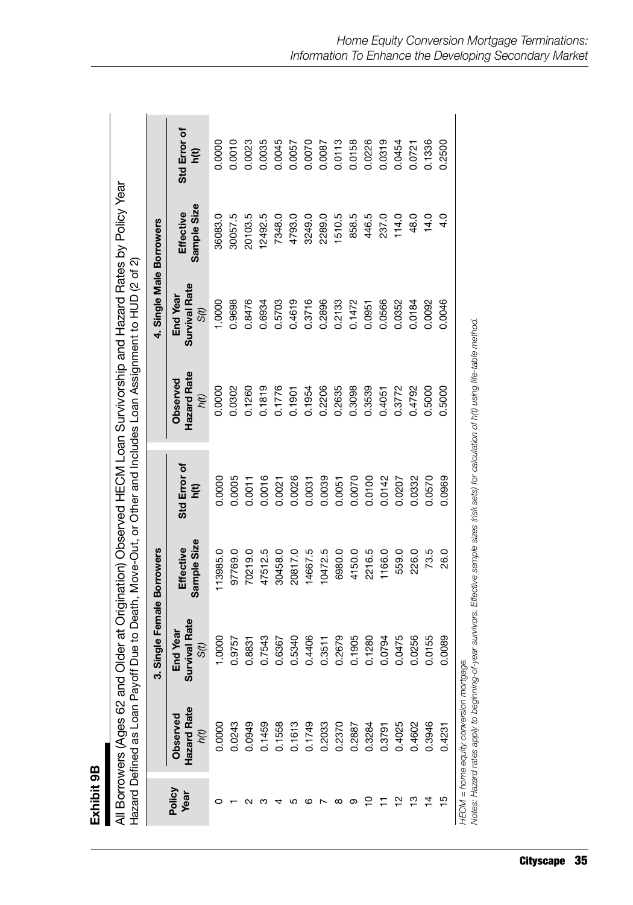## Exhibit 9B

All Borrowers (Ages 62 and Older at Origination) Observed HECM Loan Survivorship and Hazard Rates by Policy Year
Hazard Defined as Loan Payoff Due to Death, Move-Out, or Other and Includes Loan Assignment to HUD (2 of 2)

| Policy Year | 3. Single Female Borrowers | | | | 4. Single Male Borrowers | | | |
|---|---|---|---|---|---|---|---|---|
| | Observed Hazard Rate *h(t)* | End Year Survival Rate *S(t)* | Effective Sample Size | Std Error of h(t) | Observed Hazard Rate *h(t)* | End Year Survival Rate *S(t)* | Effective Sample Size | Std Error of h(t) |
| 0 | 0.0000 | 1.0000 | 113985.0 | 0.0000 | 0.0000 | 1.0000 | 36083.0 | 0.0000 |
| 1 | 0.0243 | 0.9757 | 97769.0 | 0.0005 | 0.0302 | 0.9698 | 30057.5 | 0.0010 |
| 2 | 0.0949 | 0.8831 | 70219.0 | 0.0011 | 0.1260 | 0.8476 | 20103.5 | 0.0023 |
| 3 | 0.1459 | 0.7543 | 47512.5 | 0.0016 | 0.1819 | 0.6934 | 12492.5 | 0.0035 |
| 4 | 0.1558 | 0.6367 | 30458.0 | 0.0021 | 0.1776 | 0.5703 | 7348.0 | 0.0045 |
| 5 | 0.1613 | 0.5340 | 20817.0 | 0.0026 | 0.1901 | 0.4619 | 4793.0 | 0.0057 |
| 6 | 0.1749 | 0.4406 | 14667.5 | 0.0031 | 0.1954 | 0.3716 | 3249.0 | 0.0070 |
| 7 | 0.2033 | 0.3511 | 10472.5 | 0.0039 | 0.2206 | 0.2896 | 2289.0 | 0.0087 |
| 8 | 0.2370 | 0.2679 | 6980.0 | 0.0051 | 0.2635 | 0.2133 | 1510.5 | 0.0113 |
| 9 | 0.2887 | 0.1905 | 4150.0 | 0.0070 | 0.3098 | 0.1472 | 858.5 | 0.0158 |
| 10 | 0.3284 | 0.1280 | 2216.5 | 0.0100 | 0.3539 | 0.0951 | 446.5 | 0.0226 |
| 11 | 0.3791 | 0.0794 | 1166.0 | 0.0142 | 0.4051 | 0.0566 | 237.0 | 0.0319 |
| 12 | 0.4025 | 0.0475 | 559.0 | 0.0207 | 0.3772 | 0.0352 | 114.0 | 0.0454 |
| 13 | 0.4602 | 0.0256 | 226.0 | 0.0332 | 0.4792 | 0.0184 | 48.0 | 0.0721 |
| 14 | 0.3946 | 0.0155 | 73.5 | 0.0570 | 0.5000 | 0.0092 | 14.0 | 0.1336 |
| 15 | 0.4231 | 0.0089 | 26.0 | 0.0969 | 0.5000 | 0.0046 | 4.0 | 0.2500 |

*HECM = home equity conversion mortgage.*
*Notes: Hazard rates apply to beginning-of-year survivors. Effective sample sizes (risk sets) for calculation of h(t) using life-table method.*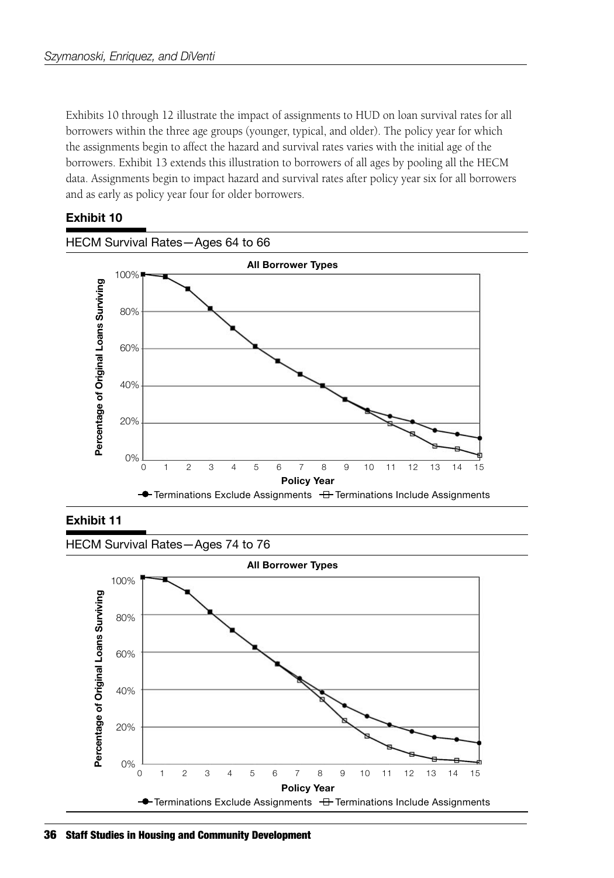Exhibits 10 through 12 illustrate the impact of assignments to HUD on loan survival rates for all borrowers within the three age groups (younger, typical, and older). The policy year for which the assignments begin to affect the hazard and survival rates varies with the initial age of the borrowers. Exhibit 13 extends this illustration to borrowers of all ages by pooling all the HECM data. Assignments begin to impact hazard and survival rates after policy year six for all borrowers and as early as policy year four for older borrowers.

**Exhibit 10**

HECM Survival Rates—Ages 64 to 66

**Exhibit 11**

HECM Survival Rates—Ages 74 to 76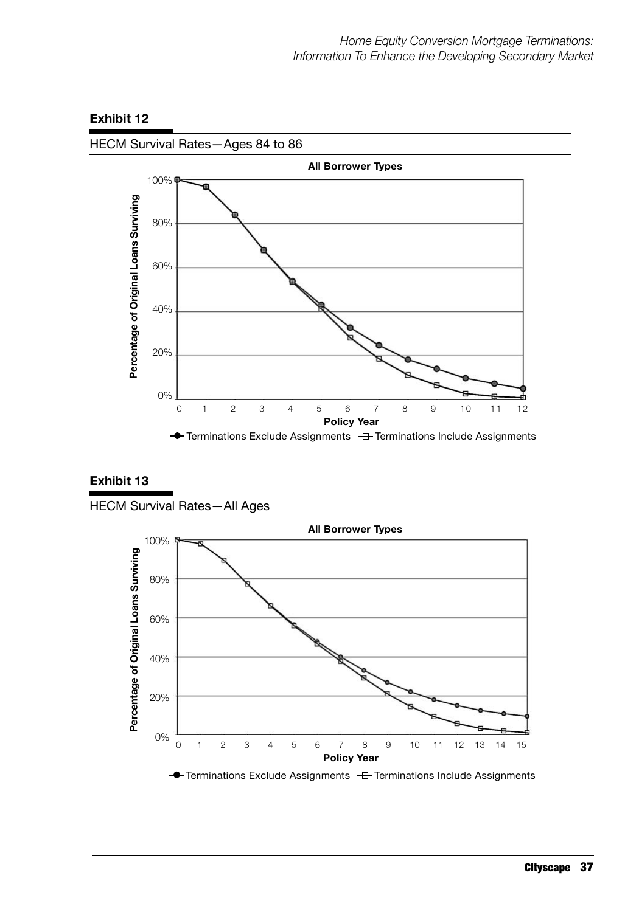**Exhibit 12**

HECM Survival Rates—Ages 84 to 86

**All Borrower Types**

Percentage of Original Loans Surviving

Policy Year

Terminations Exclude Assignments — Terminations Include Assignments

**Exhibit 13**

HECM Survival Rates—All Ages

**All Borrower Types**

Percentage of Original Loans Surviving

Policy Year

Terminations Exclude Assignments — Terminations Include Assignments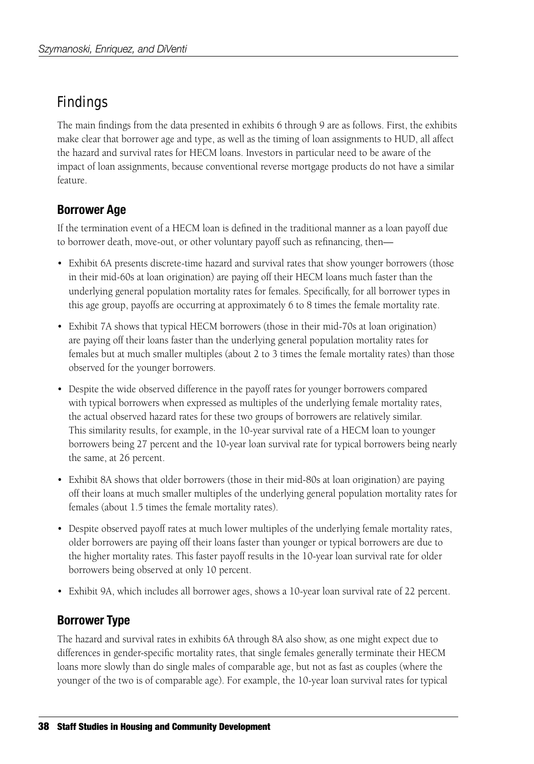## Findings

The main findings from the data presented in exhibits 6 through 9 are as follows. First, the exhibits make clear that borrower age and type, as well as the timing of loan assignments to HUD, all affect the hazard and survival rates for HECM loans. Investors in particular need to be aware of the impact of loan assignments, because conventional reverse mortgage products do not have a similar feature.

### Borrower Age

If the termination event of a HECM loan is defined in the traditional manner as a loan payoff due to borrower death, move-out, or other voluntary payoff such as refinancing, then—

- Exhibit 6A presents discrete-time hazard and survival rates that show younger borrowers (those in their mid-60s at loan origination) are paying off their HECM loans much faster than the underlying general population mortality rates for females. Specifically, for all borrower types in this age group, payoffs are occurring at approximately 6 to 8 times the female mortality rate.
- Exhibit 7A shows that typical HECM borrowers (those in their mid-70s at loan origination) are paying off their loans faster than the underlying general population mortality rates for females but at much smaller multiples (about 2 to 3 times the female mortality rates) than those observed for the younger borrowers.
- Despite the wide observed difference in the payoff rates for younger borrowers compared with typical borrowers when expressed as multiples of the underlying female mortality rates, the actual observed hazard rates for these two groups of borrowers are relatively similar. This similarity results, for example, in the 10-year survival rate of a HECM loan to younger borrowers being 27 percent and the 10-year loan survival rate for typical borrowers being nearly the same, at 26 percent.
- Exhibit 8A shows that older borrowers (those in their mid-80s at loan origination) are paying off their loans at much smaller multiples of the underlying general population mortality rates for females (about 1.5 times the female mortality rates).
- Despite observed payoff rates at much lower multiples of the underlying female mortality rates, older borrowers are paying off their loans faster than younger or typical borrowers are due to the higher mortality rates. This faster payoff results in the 10-year loan survival rate for older borrowers being observed at only 10 percent.
- Exhibit 9A, which includes all borrower ages, shows a 10-year loan survival rate of 22 percent.

### Borrower Type

The hazard and survival rates in exhibits 6A through 8A also show, as one might expect due to differences in gender-specific mortality rates, that single females generally terminate their HECM loans more slowly than do single males of comparable age, but not as fast as couples (where the younger of the two is of comparable age). For example, the 10-year loan survival rates for typical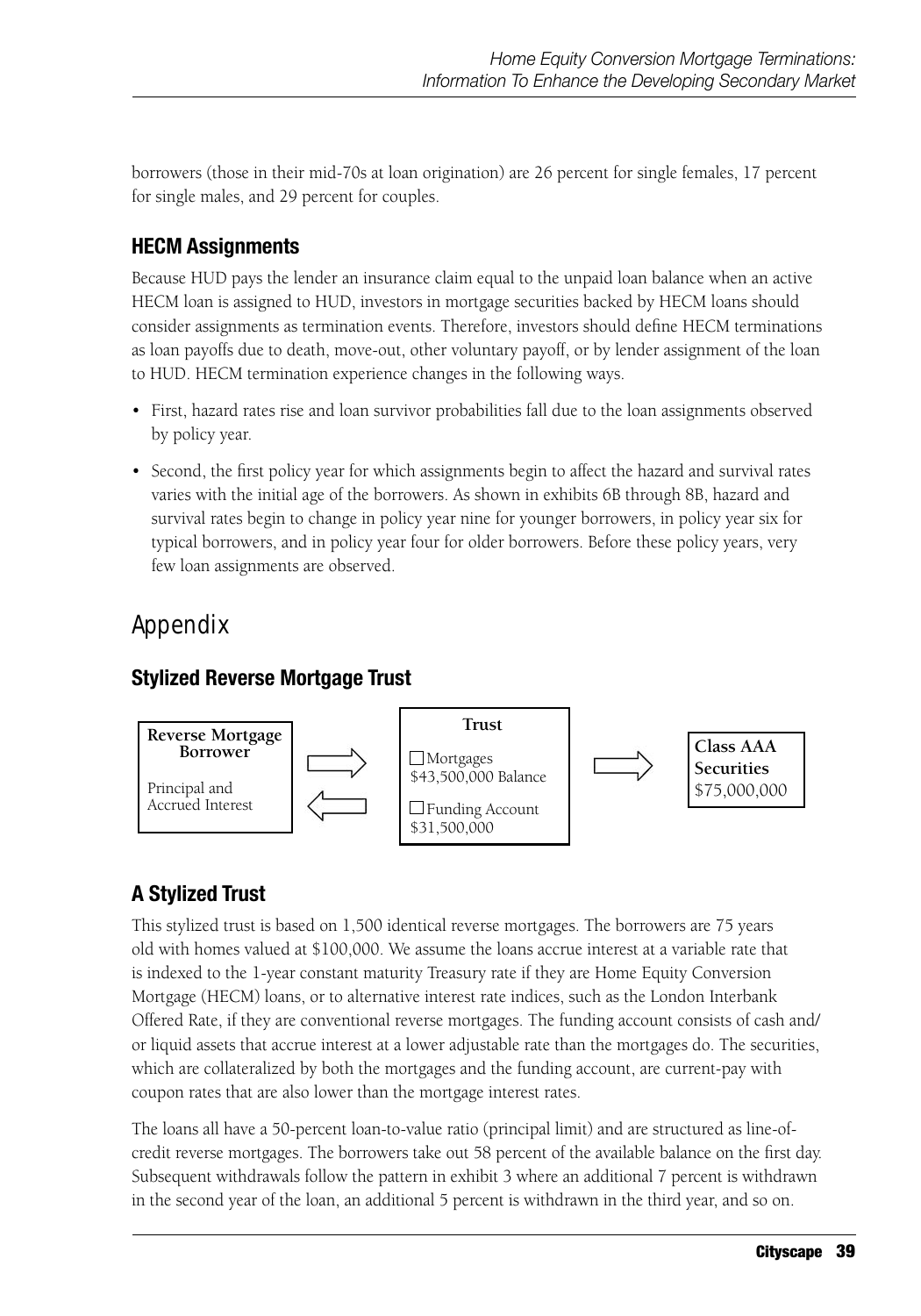borrowers (those in their mid-70s at loan origination) are 26 percent for single females, 17 percent for single males, and 29 percent for couples.

### HECM Assignments

Because HUD pays the lender an insurance claim equal to the unpaid loan balance when an active HECM loan is assigned to HUD, investors in mortgage securities backed by HECM loans should consider assignments as termination events. Therefore, investors should define HECM terminations as loan payoffs due to death, move-out, other voluntary payoff, or by lender assignment of the loan to HUD. HECM termination experience changes in the following ways.

- First, hazard rates rise and loan survivor probabilities fall due to the loan assignments observed by policy year.
- Second, the first policy year for which assignments begin to affect the hazard and survival rates varies with the initial age of the borrowers. As shown in exhibits 6B through 8B, hazard and survival rates begin to change in policy year nine for younger borrowers, in policy year six for typical borrowers, and in policy year four for older borrowers. Before these policy years, very few loan assignments are observed.

## Appendix

### Stylized Reverse Mortgage Trust

| Reverse Mortgage Borrower | | Trust | | Class AAA Securities |
|---|---|---|---|---|
| Principal and Accrued Interest | ⇨ / ⇦ | ☐ Mortgages $43,500,000 Balance<br>☐ Funding Account $31,500,000 | ⇨ | $75,000,000 |

### A Stylized Trust

This stylized trust is based on 1,500 identical reverse mortgages. The borrowers are 75 years old with homes valued at $100,000. We assume the loans accrue interest at a variable rate that is indexed to the 1-year constant maturity Treasury rate if they are Home Equity Conversion Mortgage (HECM) loans, or to alternative interest rate indices, such as the London Interbank Offered Rate, if they are conventional reverse mortgages. The funding account consists of cash and/or liquid assets that accrue interest at a lower adjustable rate than the mortgages do. The securities, which are collateralized by both the mortgages and the funding account, are current-pay with coupon rates that are also lower than the mortgage interest rates.

The loans all have a 50-percent loan-to-value ratio (principal limit) and are structured as line-of-credit reverse mortgages. The borrowers take out 58 percent of the available balance on the first day. Subsequent withdrawals follow the pattern in exhibit 3 where an additional 7 percent is withdrawn in the second year of the loan, an additional 5 percent is withdrawn in the third year, and so on.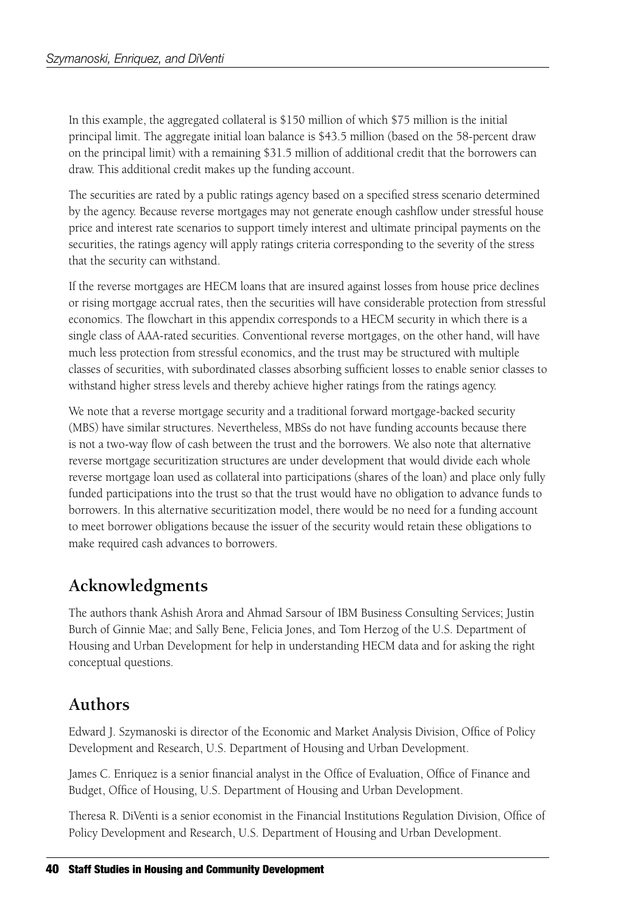In this example, the aggregated collateral is $150 million of which $75 million is the initial principal limit. The aggregate initial loan balance is $43.5 million (based on the 58-percent draw on the principal limit) with a remaining $31.5 million of additional credit that the borrowers can draw. This additional credit makes up the funding account.

The securities are rated by a public ratings agency based on a specified stress scenario determined by the agency. Because reverse mortgages may not generate enough cashflow under stressful house price and interest rate scenarios to support timely interest and ultimate principal payments on the securities, the ratings agency will apply ratings criteria corresponding to the severity of the stress that the security can withstand.

If the reverse mortgages are HECM loans that are insured against losses from house price declines or rising mortgage accrual rates, then the securities will have considerable protection from stressful economics. The flowchart in this appendix corresponds to a HECM security in which there is a single class of AAA-rated securities. Conventional reverse mortgages, on the other hand, will have much less protection from stressful economics, and the trust may be structured with multiple classes of securities, with subordinated classes absorbing sufficient losses to enable senior classes to withstand higher stress levels and thereby achieve higher ratings from the ratings agency.

We note that a reverse mortgage security and a traditional forward mortgage-backed security (MBS) have similar structures. Nevertheless, MBSs do not have funding accounts because there is not a two-way flow of cash between the trust and the borrowers. We also note that alternative reverse mortgage securitization structures are under development that would divide each whole reverse mortgage loan used as collateral into participations (shares of the loan) and place only fully funded participations into the trust so that the trust would have no obligation to advance funds to borrowers. In this alternative securitization model, there would be no need for a funding account to meet borrower obligations because the issuer of the security would retain these obligations to make required cash advances to borrowers.

## Acknowledgments

The authors thank Ashish Arora and Ahmad Sarsour of IBM Business Consulting Services; Justin Burch of Ginnie Mae; and Sally Bene, Felicia Jones, and Tom Herzog of the U.S. Department of Housing and Urban Development for help in understanding HECM data and for asking the right conceptual questions.

## Authors

Edward J. Szymanoski is director of the Economic and Market Analysis Division, Office of Policy Development and Research, U.S. Department of Housing and Urban Development.

James C. Enriquez is a senior financial analyst in the Office of Evaluation, Office of Finance and Budget, Office of Housing, U.S. Department of Housing and Urban Development.

Theresa R. DiVenti is a senior economist in the Financial Institutions Regulation Division, Office of Policy Development and Research, U.S. Department of Housing and Urban Development.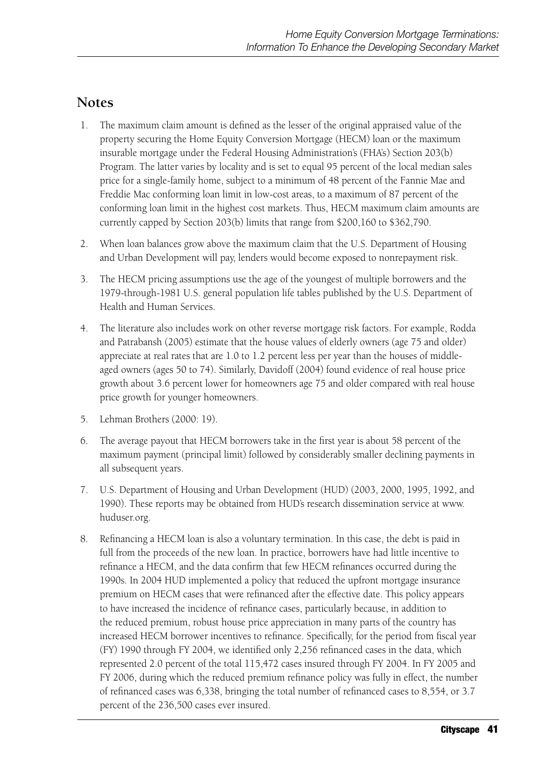## Notes

1. The maximum claim amount is defined as the lesser of the original appraised value of the property securing the Home Equity Conversion Mortgage (HECM) loan or the maximum insurable mortgage under the Federal Housing Administration's (FHA's) Section 203(b) Program. The latter varies by locality and is set to equal 95 percent of the local median sales price for a single-family home, subject to a minimum of 48 percent of the Fannie Mae and Freddie Mac conforming loan limit in low-cost areas, to a maximum of 87 percent of the conforming loan limit in the highest cost markets. Thus, HECM maximum claim amounts are currently capped by Section 203(b) limits that range from $200,160 to $362,790.

2. When loan balances grow above the maximum claim that the U.S. Department of Housing and Urban Development will pay, lenders would become exposed to nonrepayment risk.

3. The HECM pricing assumptions use the age of the youngest of multiple borrowers and the 1979-through-1981 U.S. general population life tables published by the U.S. Department of Health and Human Services.

4. The literature also includes work on other reverse mortgage risk factors. For example, Rodda and Patrabansh (2005) estimate that the house values of elderly owners (age 75 and older) appreciate at real rates that are 1.0 to 1.2 percent less per year than the houses of middle-aged owners (ages 50 to 74). Similarly, Davidoff (2004) found evidence of real house price growth about 3.6 percent lower for homeowners age 75 and older compared with real house price growth for younger homeowners.

5. Lehman Brothers (2000: 19).

6. The average payout that HECM borrowers take in the first year is about 58 percent of the maximum payment (principal limit) followed by considerably smaller declining payments in all subsequent years.

7. U.S. Department of Housing and Urban Development (HUD) (2003, 2000, 1995, 1992, and 1990). These reports may be obtained from HUD's research dissemination service at www.huduser.org.

8. Refinancing a HECM loan is also a voluntary termination. In this case, the debt is paid in full from the proceeds of the new loan. In practice, borrowers have had little incentive to refinance a HECM, and the data confirm that few HECM refinances occurred during the 1990s. In 2004 HUD implemented a policy that reduced the upfront mortgage insurance premium on HECM cases that were refinanced after the effective date. This policy appears to have increased the incidence of refinance cases, particularly because, in addition to the reduced premium, robust house price appreciation in many parts of the country has increased HECM borrower incentives to refinance. Specifically, for the period from fiscal year (FY) 1990 through FY 2004, we identified only 2,256 refinanced cases in the data, which represented 2.0 percent of the total 115,472 cases insured through FY 2004. In FY 2005 and FY 2006, during which the reduced premium refinance policy was fully in effect, the number of refinanced cases was 6,338, bringing the total number of refinanced cases to 8,554, or 3.7 percent of the 236,500 cases ever insured.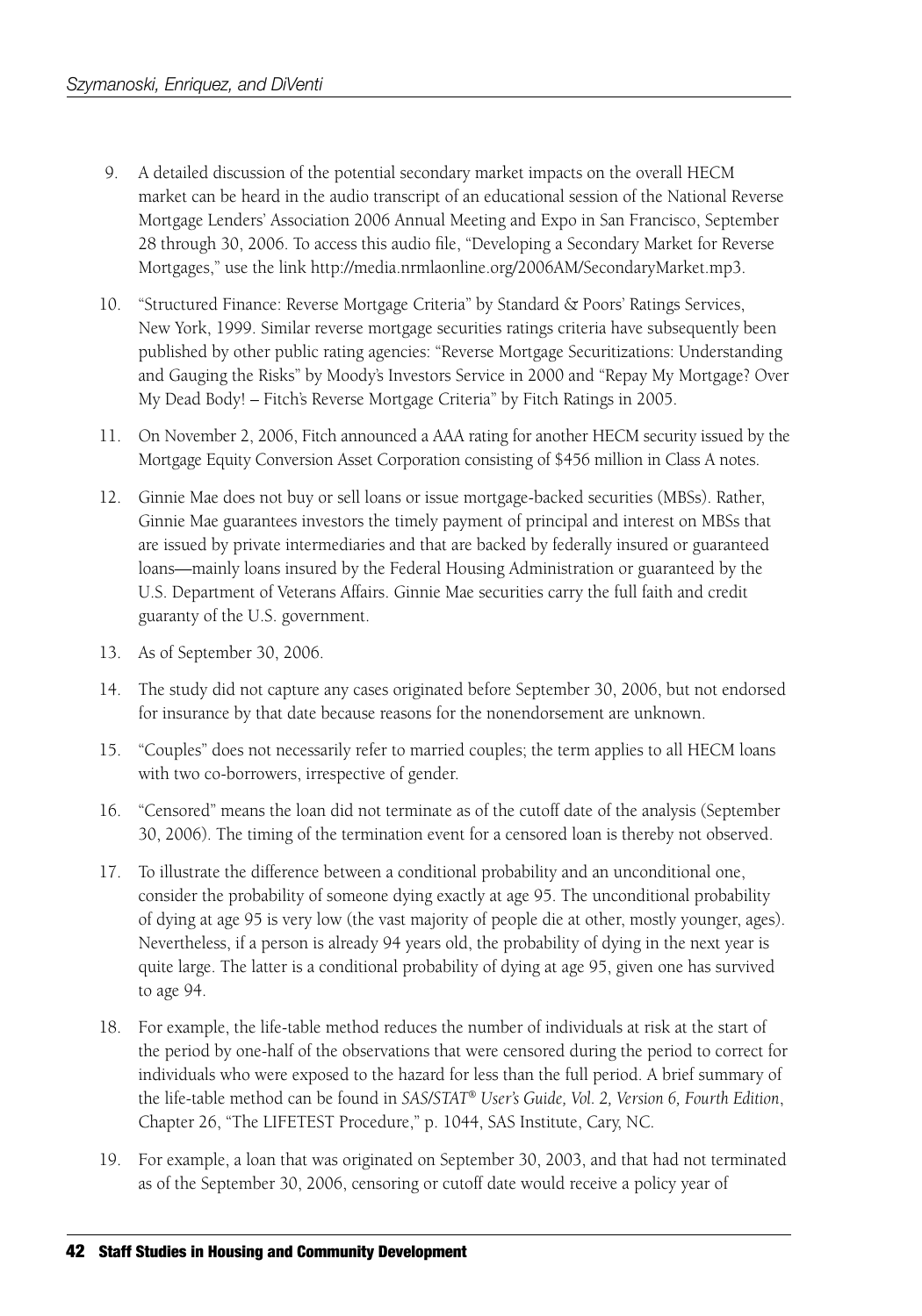9. A detailed discussion of the potential secondary market impacts on the overall HECM market can be heard in the audio transcript of an educational session of the National Reverse Mortgage Lenders' Association 2006 Annual Meeting and Expo in San Francisco, September 28 through 30, 2006. To access this audio file, "Developing a Secondary Market for Reverse Mortgages," use the link http://media.nrmlaonline.org/2006AM/SecondaryMarket.mp3.

10. "Structured Finance: Reverse Mortgage Criteria" by Standard & Poors' Ratings Services, New York, 1999. Similar reverse mortgage securities ratings criteria have subsequently been published by other public rating agencies: "Reverse Mortgage Securitizations: Understanding and Gauging the Risks" by Moody's Investors Service in 2000 and "Repay My Mortgage? Over My Dead Body! – Fitch's Reverse Mortgage Criteria" by Fitch Ratings in 2005.

11. On November 2, 2006, Fitch announced a AAA rating for another HECM security issued by the Mortgage Equity Conversion Asset Corporation consisting of $456 million in Class A notes.

12. Ginnie Mae does not buy or sell loans or issue mortgage-backed securities (MBSs). Rather, Ginnie Mae guarantees investors the timely payment of principal and interest on MBSs that are issued by private intermediaries and that are backed by federally insured or guaranteed loans—mainly loans insured by the Federal Housing Administration or guaranteed by the U.S. Department of Veterans Affairs. Ginnie Mae securities carry the full faith and credit guaranty of the U.S. government.

13. As of September 30, 2006.

14. The study did not capture any cases originated before September 30, 2006, but not endorsed for insurance by that date because reasons for the nonendorsement are unknown.

15. "Couples" does not necessarily refer to married couples; the term applies to all HECM loans with two co-borrowers, irrespective of gender.

16. "Censored" means the loan did not terminate as of the cutoff date of the analysis (September 30, 2006). The timing of the termination event for a censored loan is thereby not observed.

17. To illustrate the difference between a conditional probability and an unconditional one, consider the probability of someone dying exactly at age 95. The unconditional probability of dying at age 95 is very low (the vast majority of people die at other, mostly younger, ages). Nevertheless, if a person is already 94 years old, the probability of dying in the next year is quite large. The latter is a conditional probability of dying at age 95, given one has survived to age 94.

18. For example, the life-table method reduces the number of individuals at risk at the start of the period by one-half of the observations that were censored during the period to correct for individuals who were exposed to the hazard for less than the full period. A brief summary of the life-table method can be found in *SAS/STAT® User's Guide, Vol. 2, Version 6, Fourth Edition*, Chapter 26, "The LIFETEST Procedure," p. 1044, SAS Institute, Cary, NC.

19. For example, a loan that was originated on September 30, 2003, and that had not terminated as of the September 30, 2006, censoring or cutoff date would receive a policy year of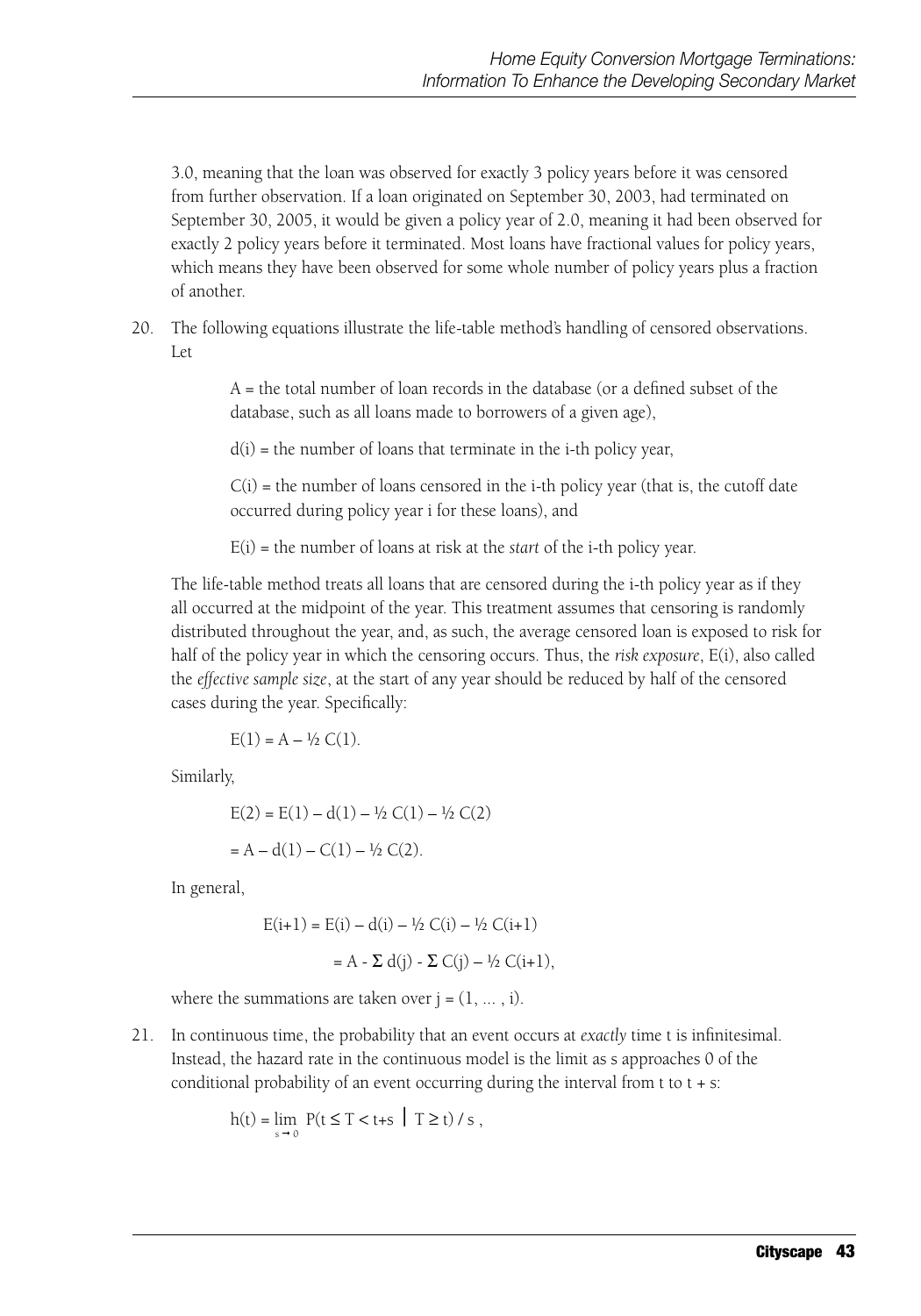3.0, meaning that the loan was observed for exactly 3 policy years before it was censored from further observation. If a loan originated on September 30, 2003, had terminated on September 30, 2005, it would be given a policy year of 2.0, meaning it had been observed for exactly 2 policy years before it terminated. Most loans have fractional values for policy years, which means they have been observed for some whole number of policy years plus a fraction of another.

20. The following equations illustrate the life-table method's handling of censored observations. Let

    $A$ = the total number of loan records in the database (or a defined subset of the database, such as all loans made to borrowers of a given age),

    $d(i)$ = the number of loans that terminate in the i-th policy year,

    $C(i)$ = the number of loans censored in the i-th policy year (that is, the cutoff date occurred during policy year i for these loans), and

    $E(i)$ = the number of loans at risk at the *start* of the i-th policy year.

    The life-table method treats all loans that are censored during the i-th policy year as if they all occurred at the midpoint of the year. This treatment assumes that censoring is randomly distributed throughout the year, and, as such, the average censored loan is exposed to risk for half of the policy year in which the censoring occurs. Thus, the *risk exposure*, $E(i)$, also called the *effective sample size*, at the start of any year should be reduced by half of the censored cases during the year. Specifically:

    $$E(1) = A - \tfrac{1}{2}\, C(1).$$

    Similarly,

    $$E(2) = E(1) - d(1) - \tfrac{1}{2}\, C(1) - \tfrac{1}{2}\, C(2)$$

    $$= A - d(1) - C(1) - \tfrac{1}{2}\, C(2).$$

    In general,

    $$E(i+1) = E(i) - d(i) - \tfrac{1}{2}\, C(i) - \tfrac{1}{2}\, C(i+1)$$

    $$= A - \Sigma\, d(j) - \Sigma\, C(j) - \tfrac{1}{2}\, C(i+1),$$

    where the summations are taken over $j = (1, \ldots, i)$.

21. In continuous time, the probability that an event occurs at *exactly* time t is infinitesimal. Instead, the hazard rate in the continuous model is the limit as s approaches 0 of the conditional probability of an event occurring during the interval from t to t + s:

    $$h(t) = \lim_{s \to 0} P(t \le T < t+s \mid T \ge t) / s\ ,$$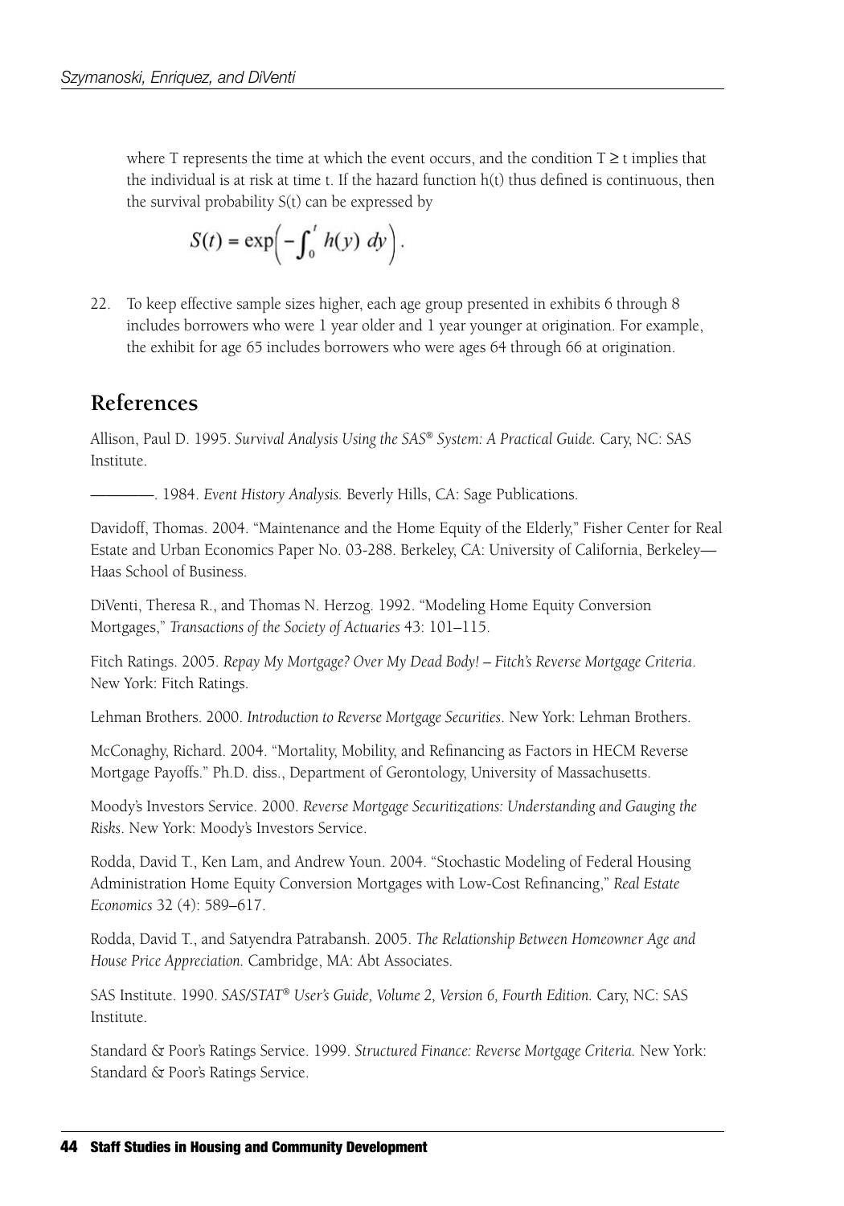where T represents the time at which the event occurs, and the condition $T \geq t$ implies that the individual is at risk at time t. If the hazard function h(t) thus defined is continuous, then the survival probability S(t) can be expressed by

$$S(t) = \exp\left( -\int_0^t h(y)\ dy \right).$$

22. To keep effective sample sizes higher, each age group presented in exhibits 6 through 8 includes borrowers who were 1 year older and 1 year younger at origination. For example, the exhibit for age 65 includes borrowers who were ages 64 through 66 at origination.

## References

Allison, Paul D. 1995. *Survival Analysis Using the SAS® System: A Practical Guide.* Cary, NC: SAS Institute.

————. 1984. *Event History Analysis.* Beverly Hills, CA: Sage Publications.

Davidoff, Thomas. 2004. "Maintenance and the Home Equity of the Elderly," Fisher Center for Real Estate and Urban Economics Paper No. 03-288. Berkeley, CA: University of California, Berkeley—Haas School of Business.

DiVenti, Theresa R., and Thomas N. Herzog. 1992. "Modeling Home Equity Conversion Mortgages," *Transactions of the Society of Actuaries* 43: 101–115.

Fitch Ratings. 2005. *Repay My Mortgage? Over My Dead Body! – Fitch's Reverse Mortgage Criteria*. New York: Fitch Ratings.

Lehman Brothers. 2000. *Introduction to Reverse Mortgage Securities*. New York: Lehman Brothers.

McConaghy, Richard. 2004. "Mortality, Mobility, and Refinancing as Factors in HECM Reverse Mortgage Payoffs." Ph.D. diss., Department of Gerontology, University of Massachusetts.

Moody's Investors Service. 2000. *Reverse Mortgage Securitizations: Understanding and Gauging the Risks*. New York: Moody's Investors Service.

Rodda, David T., Ken Lam, and Andrew Youn. 2004. "Stochastic Modeling of Federal Housing Administration Home Equity Conversion Mortgages with Low-Cost Refinancing," *Real Estate Economics* 32 (4): 589–617.

Rodda, David T., and Satyendra Patrabansh. 2005. *The Relationship Between Homeowner Age and House Price Appreciation.* Cambridge, MA: Abt Associates.

SAS Institute. 1990. *SAS/STAT® User's Guide, Volume 2, Version 6, Fourth Edition.* Cary, NC: SAS Institute.

Standard & Poor's Ratings Service. 1999. *Structured Finance: Reverse Mortgage Criteria.* New York: Standard & Poor's Ratings Service.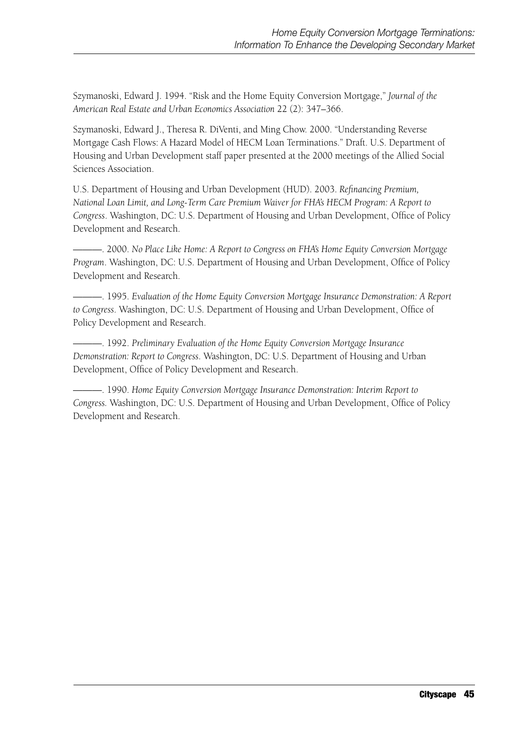Szymanoski, Edward J. 1994. "Risk and the Home Equity Conversion Mortgage," *Journal of the American Real Estate and Urban Economics Association* 22 (2): 347–366.

Szymanoski, Edward J., Theresa R. DiVenti, and Ming Chow. 2000. "Understanding Reverse Mortgage Cash Flows: A Hazard Model of HECM Loan Terminations." Draft. U.S. Department of Housing and Urban Development staff paper presented at the 2000 meetings of the Allied Social Sciences Association.

U.S. Department of Housing and Urban Development (HUD). 2003. *Refinancing Premium, National Loan Limit, and Long-Term Care Premium Waiver for FHA's HECM Program: A Report to Congress*. Washington, DC: U.S. Department of Housing and Urban Development, Office of Policy Development and Research.

———. 2000. *No Place Like Home: A Report to Congress on FHA's Home Equity Conversion Mortgage Program*. Washington, DC: U.S. Department of Housing and Urban Development, Office of Policy Development and Research.

———. 1995. *Evaluation of the Home Equity Conversion Mortgage Insurance Demonstration: A Report to Congress*. Washington, DC: U.S. Department of Housing and Urban Development, Office of Policy Development and Research.

———. 1992. *Preliminary Evaluation of the Home Equity Conversion Mortgage Insurance Demonstration: Report to Congress*. Washington, DC: U.S. Department of Housing and Urban Development, Office of Policy Development and Research.

———. 1990. *Home Equity Conversion Mortgage Insurance Demonstration: Interim Report to Congress.* Washington, DC: U.S. Department of Housing and Urban Development, Office of Policy Development and Research.